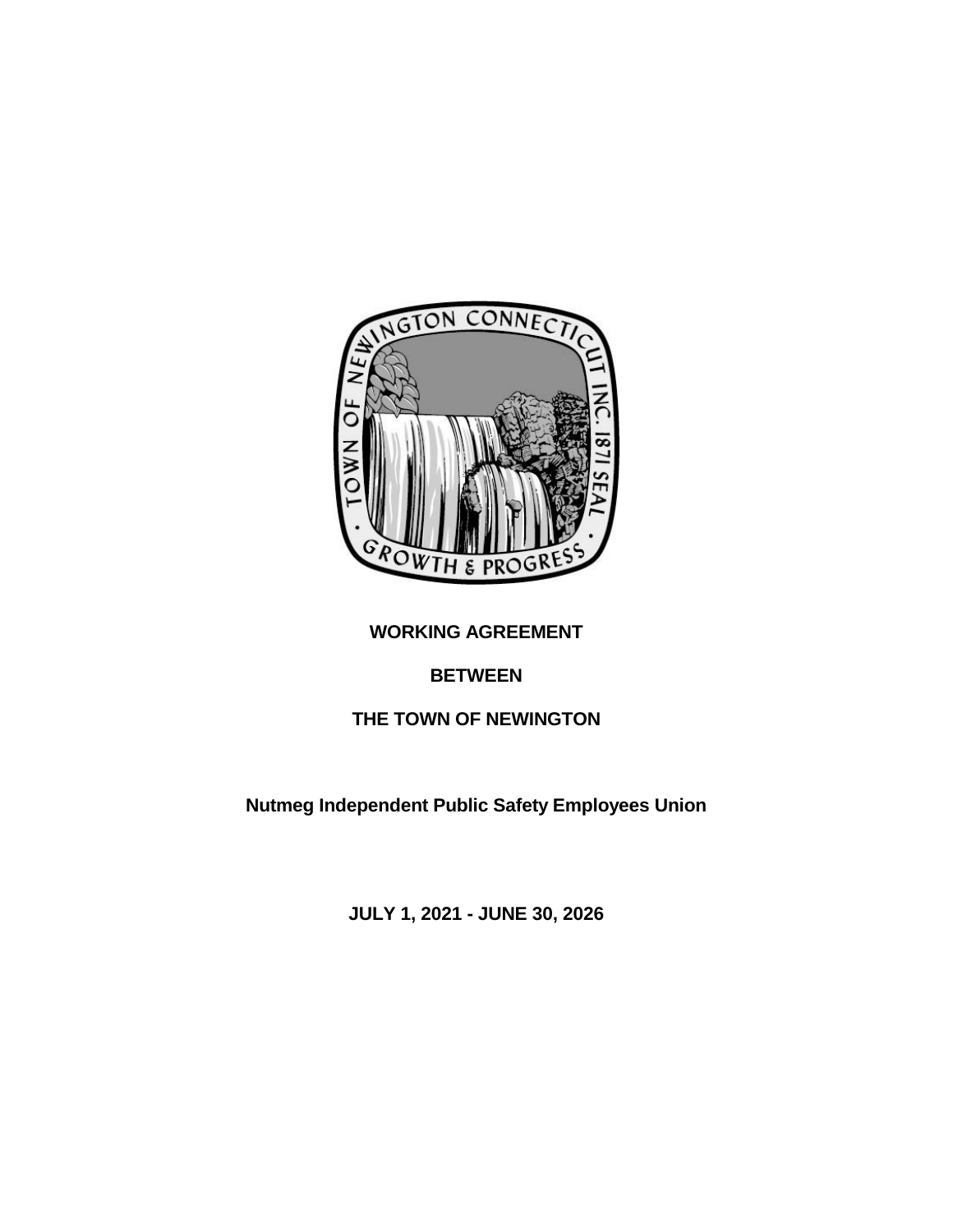**WORKING AGREEMENT**

**BETWEEN**

**THE TOWN OF NEWINGTON**

**Nutmeg Independent Public Safety Employees Union**

**JULY 1, 2021 - JUNE 30, 2026**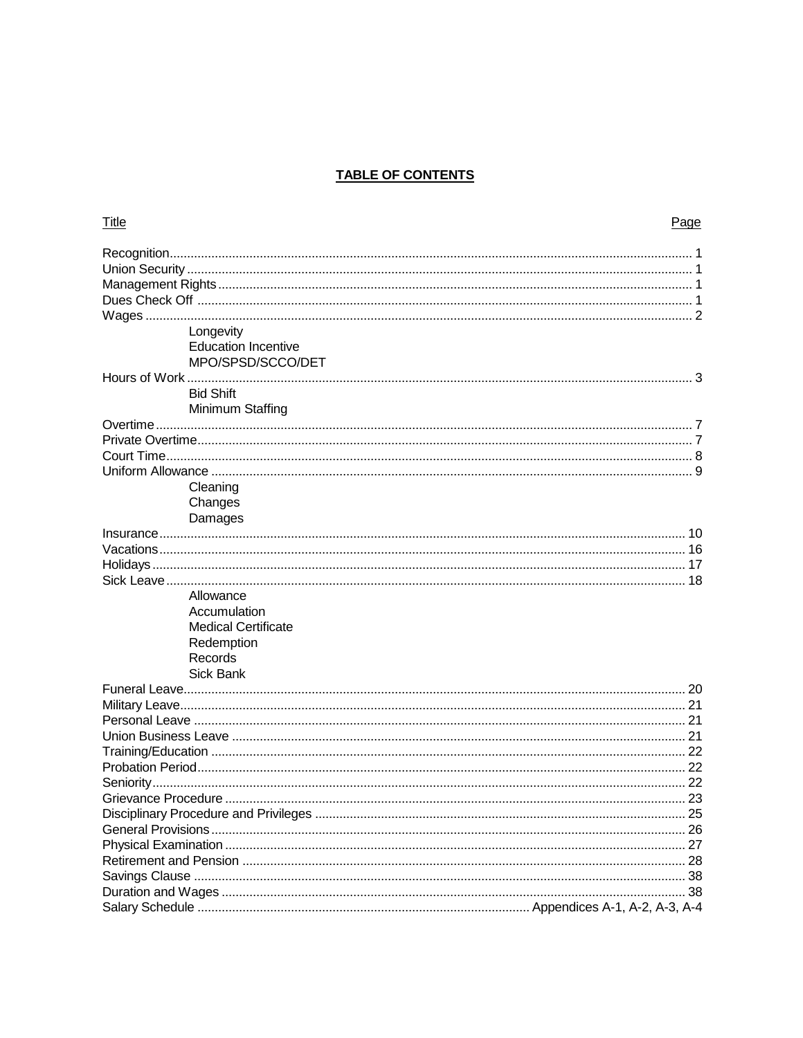# TABLE OF CONTENTS

| Title | Page |
|---|---|
| Recognition | 1 |
| Union Security | 1 |
| Management Rights | 1 |
| Dues Check Off | 1 |
| Wages | 2 |
|     Longevity | |
|     Education Incentive | |
|     MPO/SPSD/SCCO/DET | |
| Hours of Work | 3 |
|     Bid Shift | |
|     Minimum Staffing | |
| Overtime | 7 |
| Private Overtime | 7 |
| Court Time | 8 |
| Uniform Allowance | 9 |
|     Cleaning | |
|     Changes | |
|     Damages | |
| Insurance | 10 |
| Vacations | 16 |
| Holidays | 17 |
| Sick Leave | 18 |
|     Allowance | |
|     Accumulation | |
|     Medical Certificate | |
|     Redemption | |
|     Records | |
|     Sick Bank | |
| Funeral Leave | 20 |
| Military Leave | 21 |
| Personal Leave | 21 |
| Union Business Leave | 21 |
| Training/Education | 22 |
| Probation Period | 22 |
| Seniority | 22 |
| Grievance Procedure | 23 |
| Disciplinary Procedure and Privileges | 25 |
| General Provisions | 26 |
| Physical Examination | 27 |
| Retirement and Pension | 28 |
| Savings Clause | 38 |
| Duration and Wages | 38 |
| Salary Schedule | Appendices A-1, A-2, A-3, A-4 |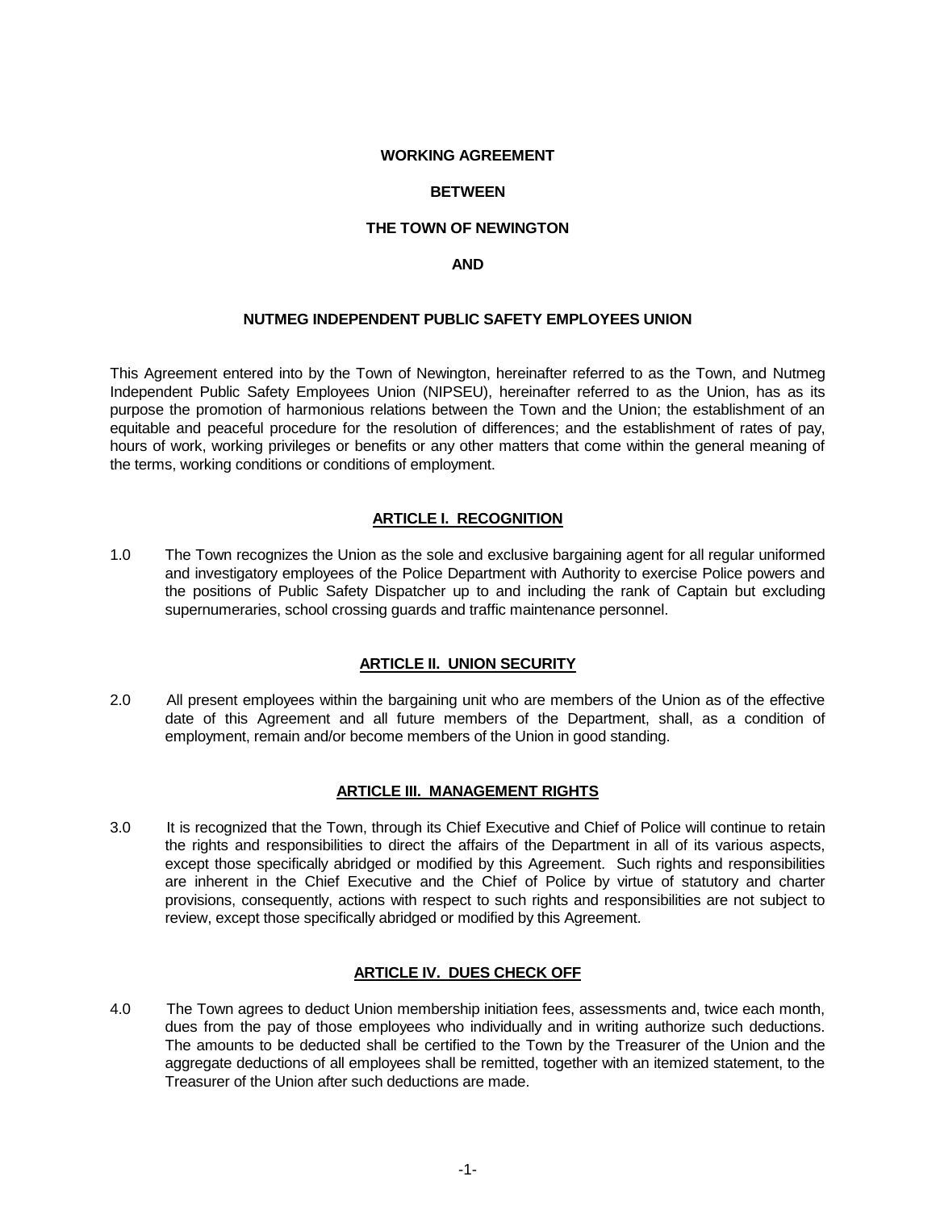# WORKING AGREEMENT

# BETWEEN

# THE TOWN OF NEWINGTON

# AND

# NUTMEG INDEPENDENT PUBLIC SAFETY EMPLOYEES UNION

This Agreement entered into by the Town of Newington, hereinafter referred to as the Town, and Nutmeg Independent Public Safety Employees Union (NIPSEU), hereinafter referred to as the Union, has as its purpose the promotion of harmonious relations between the Town and the Union; the establishment of an equitable and peaceful procedure for the resolution of differences; and the establishment of rates of pay, hours of work, working privileges or benefits or any other matters that come within the general meaning of the terms, working conditions or conditions of employment.

## ARTICLE I. RECOGNITION

1.0 The Town recognizes the Union as the sole and exclusive bargaining agent for all regular uniformed and investigatory employees of the Police Department with Authority to exercise Police powers and the positions of Public Safety Dispatcher up to and including the rank of Captain but excluding supernumeraries, school crossing guards and traffic maintenance personnel.

## ARTICLE II. UNION SECURITY

2.0 All present employees within the bargaining unit who are members of the Union as of the effective date of this Agreement and all future members of the Department, shall, as a condition of employment, remain and/or become members of the Union in good standing.

## ARTICLE III. MANAGEMENT RIGHTS

3.0 It is recognized that the Town, through its Chief Executive and Chief of Police will continue to retain the rights and responsibilities to direct the affairs of the Department in all of its various aspects, except those specifically abridged or modified by this Agreement. Such rights and responsibilities are inherent in the Chief Executive and the Chief of Police by virtue of statutory and charter provisions, consequently, actions with respect to such rights and responsibilities are not subject to review, except those specifically abridged or modified by this Agreement.

## ARTICLE IV. DUES CHECK OFF

4.0 The Town agrees to deduct Union membership initiation fees, assessments and, twice each month, dues from the pay of those employees who individually and in writing authorize such deductions. The amounts to be deducted shall be certified to the Town by the Treasurer of the Union and the aggregate deductions of all employees shall be remitted, together with an itemized statement, to the Treasurer of the Union after such deductions are made.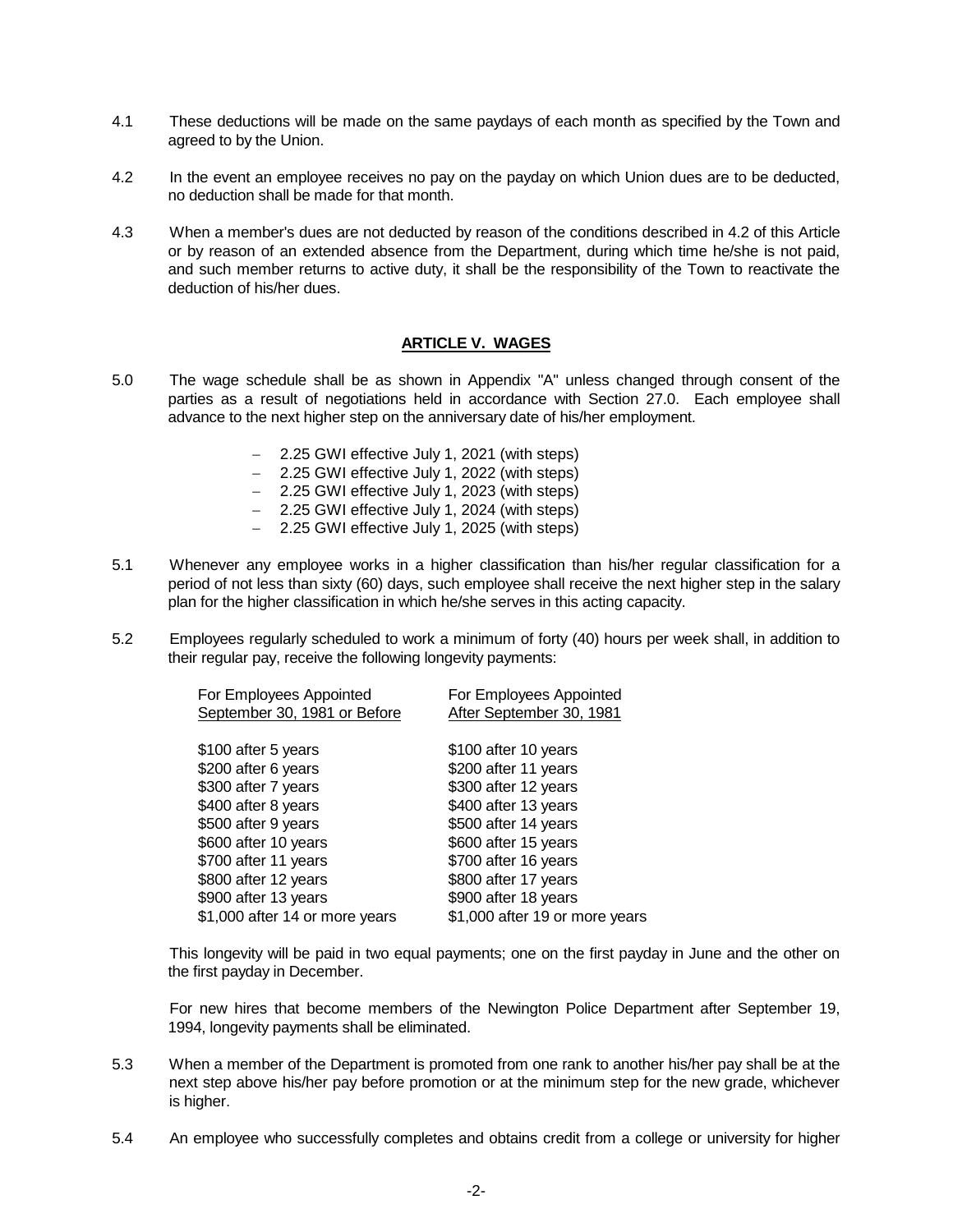4.1 These deductions will be made on the same paydays of each month as specified by the Town and agreed to by the Union.

4.2 In the event an employee receives no pay on the payday on which Union dues are to be deducted, no deduction shall be made for that month.

4.3 When a member's dues are not deducted by reason of the conditions described in 4.2 of this Article or by reason of an extended absence from the Department, during which time he/she is not paid, and such member returns to active duty, it shall be the responsibility of the Town to reactivate the deduction of his/her dues.

## ARTICLE V. WAGES

5.0 The wage schedule shall be as shown in Appendix "A" unless changed through consent of the parties as a result of negotiations held in accordance with Section 27.0. Each employee shall advance to the next higher step on the anniversary date of his/her employment.

- 2.25 GWI effective July 1, 2021 (with steps)
- 2.25 GWI effective July 1, 2022 (with steps)
- 2.25 GWI effective July 1, 2023 (with steps)
- 2.25 GWI effective July 1, 2024 (with steps)
- 2.25 GWI effective July 1, 2025 (with steps)

5.1 Whenever any employee works in a higher classification than his/her regular classification for a period of not less than sixty (60) days, such employee shall receive the next higher step in the salary plan for the higher classification in which he/she serves in this acting capacity.

5.2 Employees regularly scheduled to work a minimum of forty (40) hours per week shall, in addition to their regular pay, receive the following longevity payments:

| For Employees Appointed September 30, 1981 or Before | For Employees Appointed After September 30, 1981 |
|---|---|
| $100 after 5 years | $100 after 10 years |
| $200 after 6 years | $200 after 11 years |
| $300 after 7 years | $300 after 12 years |
| $400 after 8 years | $400 after 13 years |
| $500 after 9 years | $500 after 14 years |
| $600 after 10 years | $600 after 15 years |
| $700 after 11 years | $700 after 16 years |
| $800 after 12 years | $800 after 17 years |
| $900 after 13 years | $900 after 18 years |
| $1,000 after 14 or more years | $1,000 after 19 or more years |

This longevity will be paid in two equal payments; one on the first payday in June and the other on the first payday in December.

For new hires that become members of the Newington Police Department after September 19, 1994, longevity payments shall be eliminated.

5.3 When a member of the Department is promoted from one rank to another his/her pay shall be at the next step above his/her pay before promotion or at the minimum step for the new grade, whichever is higher.

5.4 An employee who successfully completes and obtains credit from a college or university for higher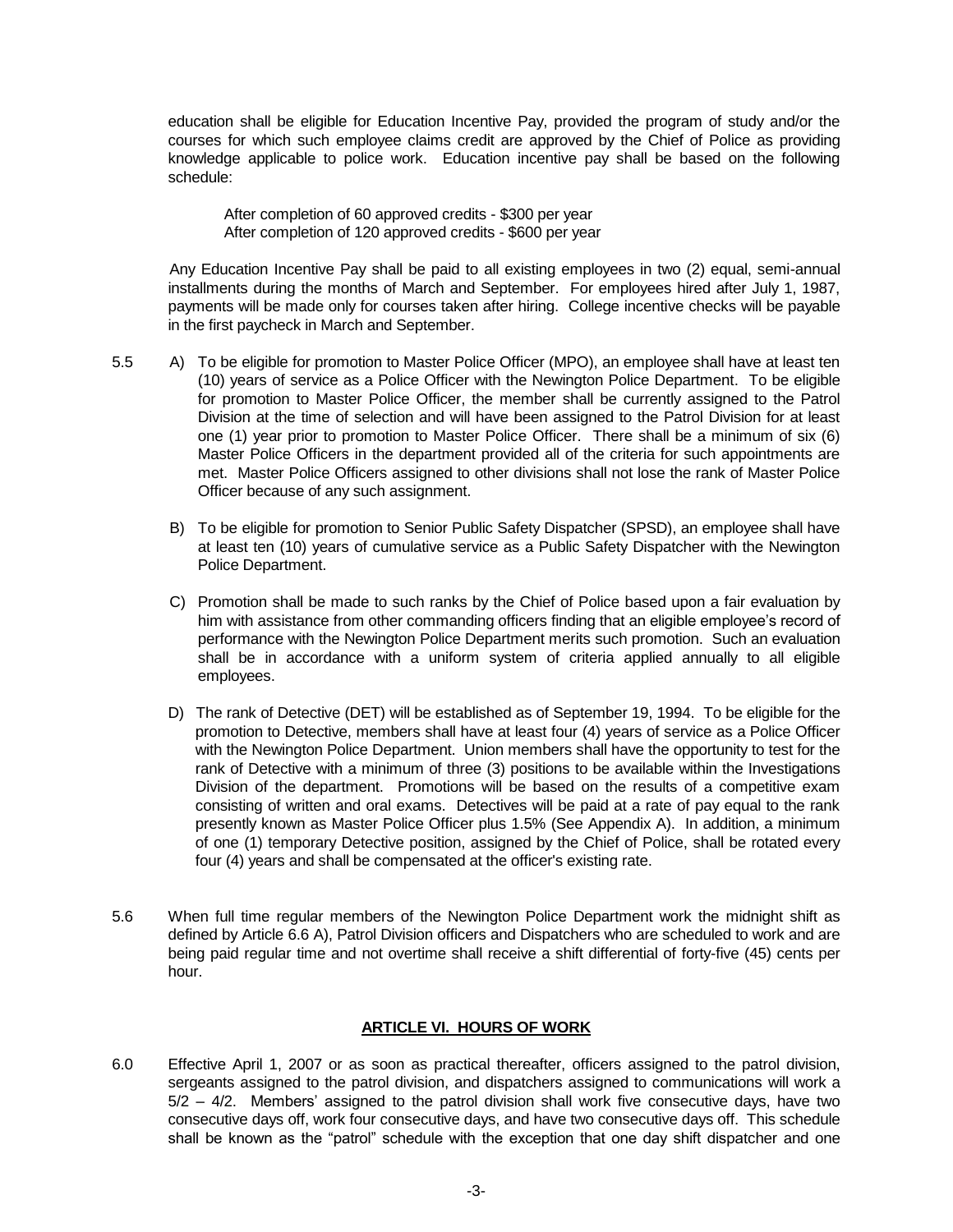education shall be eligible for Education Incentive Pay, provided the program of study and/or the courses for which such employee claims credit are approved by the Chief of Police as providing knowledge applicable to police work. Education incentive pay shall be based on the following schedule:

After completion of 60 approved credits - $300 per year
After completion of 120 approved credits - $600 per year

Any Education Incentive Pay shall be paid to all existing employees in two (2) equal, semi-annual installments during the months of March and September. For employees hired after July 1, 1987, payments will be made only for courses taken after hiring. College incentive checks will be payable in the first paycheck in March and September.

5.5 A) To be eligible for promotion to Master Police Officer (MPO), an employee shall have at least ten (10) years of service as a Police Officer with the Newington Police Department. To be eligible for promotion to Master Police Officer, the member shall be currently assigned to the Patrol Division at the time of selection and will have been assigned to the Patrol Division for at least one (1) year prior to promotion to Master Police Officer. There shall be a minimum of six (6) Master Police Officers in the department provided all of the criteria for such appointments are met. Master Police Officers assigned to other divisions shall not lose the rank of Master Police Officer because of any such assignment.

B) To be eligible for promotion to Senior Public Safety Dispatcher (SPSD), an employee shall have at least ten (10) years of cumulative service as a Public Safety Dispatcher with the Newington Police Department.

C) Promotion shall be made to such ranks by the Chief of Police based upon a fair evaluation by him with assistance from other commanding officers finding that an eligible employee's record of performance with the Newington Police Department merits such promotion. Such an evaluation shall be in accordance with a uniform system of criteria applied annually to all eligible employees.

D) The rank of Detective (DET) will be established as of September 19, 1994. To be eligible for the promotion to Detective, members shall have at least four (4) years of service as a Police Officer with the Newington Police Department. Union members shall have the opportunity to test for the rank of Detective with a minimum of three (3) positions to be available within the Investigations Division of the department. Promotions will be based on the results of a competitive exam consisting of written and oral exams. Detectives will be paid at a rate of pay equal to the rank presently known as Master Police Officer plus 1.5% (See Appendix A). In addition, a minimum of one (1) temporary Detective position, assigned by the Chief of Police, shall be rotated every four (4) years and shall be compensated at the officer's existing rate.

5.6 When full time regular members of the Newington Police Department work the midnight shift as defined by Article 6.6 A), Patrol Division officers and Dispatchers who are scheduled to work and are being paid regular time and not overtime shall receive a shift differential of forty-five (45) cents per hour.

## ARTICLE VI. HOURS OF WORK

6.0 Effective April 1, 2007 or as soon as practical thereafter, officers assigned to the patrol division, sergeants assigned to the patrol division, and dispatchers assigned to communications will work a 5/2 – 4/2. Members' assigned to the patrol division shall work five consecutive days, have two consecutive days off, work four consecutive days, and have two consecutive days off. This schedule shall be known as the "patrol" schedule with the exception that one day shift dispatcher and one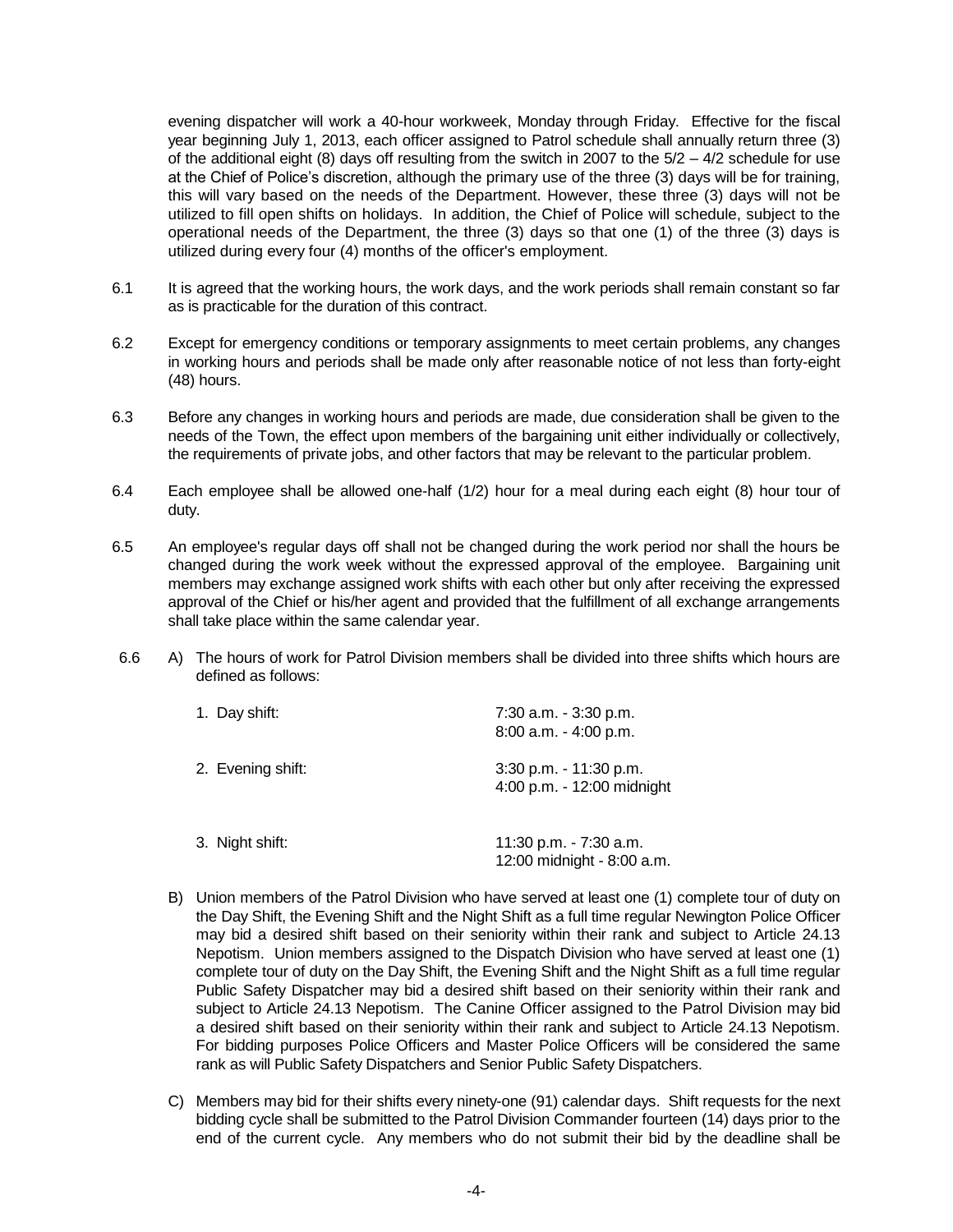evening dispatcher will work a 40-hour workweek, Monday through Friday. Effective for the fiscal year beginning July 1, 2013, each officer assigned to Patrol schedule shall annually return three (3) of the additional eight (8) days off resulting from the switch in 2007 to the 5/2 – 4/2 schedule for use at the Chief of Police's discretion, although the primary use of the three (3) days will be for training, this will vary based on the needs of the Department. However, these three (3) days will not be utilized to fill open shifts on holidays. In addition, the Chief of Police will schedule, subject to the operational needs of the Department, the three (3) days so that one (1) of the three (3) days is utilized during every four (4) months of the officer's employment.

6.1 It is agreed that the working hours, the work days, and the work periods shall remain constant so far as is practicable for the duration of this contract.

6.2 Except for emergency conditions or temporary assignments to meet certain problems, any changes in working hours and periods shall be made only after reasonable notice of not less than forty-eight (48) hours.

6.3 Before any changes in working hours and periods are made, due consideration shall be given to the needs of the Town, the effect upon members of the bargaining unit either individually or collectively, the requirements of private jobs, and other factors that may be relevant to the particular problem.

6.4 Each employee shall be allowed one-half (1/2) hour for a meal during each eight (8) hour tour of duty.

6.5 An employee's regular days off shall not be changed during the work period nor shall the hours be changed during the work week without the expressed approval of the employee. Bargaining unit members may exchange assigned work shifts with each other but only after receiving the expressed approval of the Chief or his/her agent and provided that the fulfillment of all exchange arrangements shall take place within the same calendar year.

6.6 A) The hours of work for Patrol Division members shall be divided into three shifts which hours are defined as follows:

| | |
|---|---|
| 1. Day shift: | 7:30 a.m. - 3:30 p.m.<br>8:00 a.m. - 4:00 p.m. |
| 2. Evening shift: | 3:30 p.m. - 11:30 p.m.<br>4:00 p.m. - 12:00 midnight |
| 3. Night shift: | 11:30 p.m. - 7:30 a.m.<br>12:00 midnight - 8:00 a.m. |

B) Union members of the Patrol Division who have served at least one (1) complete tour of duty on the Day Shift, the Evening Shift and the Night Shift as a full time regular Newington Police Officer may bid a desired shift based on their seniority within their rank and subject to Article 24.13 Nepotism. Union members assigned to the Dispatch Division who have served at least one (1) complete tour of duty on the Day Shift, the Evening Shift and the Night Shift as a full time regular Public Safety Dispatcher may bid a desired shift based on their seniority within their rank and subject to Article 24.13 Nepotism. The Canine Officer assigned to the Patrol Division may bid a desired shift based on their seniority within their rank and subject to Article 24.13 Nepotism. For bidding purposes Police Officers and Master Police Officers will be considered the same rank as will Public Safety Dispatchers and Senior Public Safety Dispatchers.

C) Members may bid for their shifts every ninety-one (91) calendar days. Shift requests for the next bidding cycle shall be submitted to the Patrol Division Commander fourteen (14) days prior to the end of the current cycle. Any members who do not submit their bid by the deadline shall be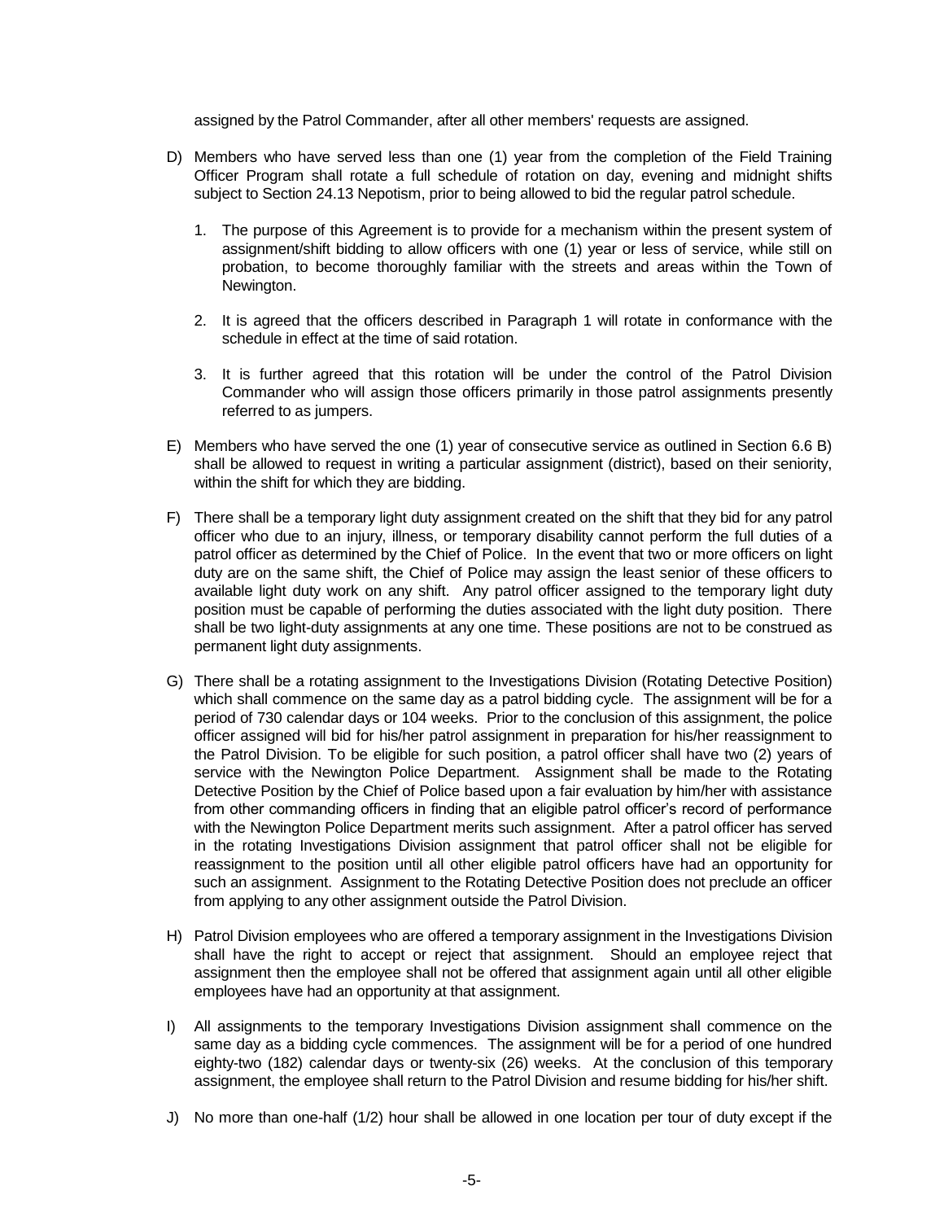assigned by the Patrol Commander, after all other members' requests are assigned.

D) Members who have served less than one (1) year from the completion of the Field Training Officer Program shall rotate a full schedule of rotation on day, evening and midnight shifts subject to Section 24.13 Nepotism, prior to being allowed to bid the regular patrol schedule.

   1. The purpose of this Agreement is to provide for a mechanism within the present system of assignment/shift bidding to allow officers with one (1) year or less of service, while still on probation, to become thoroughly familiar with the streets and areas within the Town of Newington.

   2. It is agreed that the officers described in Paragraph 1 will rotate in conformance with the schedule in effect at the time of said rotation.

   3. It is further agreed that this rotation will be under the control of the Patrol Division Commander who will assign those officers primarily in those patrol assignments presently referred to as jumpers.

E) Members who have served the one (1) year of consecutive service as outlined in Section 6.6 B) shall be allowed to request in writing a particular assignment (district), based on their seniority, within the shift for which they are bidding.

F) There shall be a temporary light duty assignment created on the shift that they bid for any patrol officer who due to an injury, illness, or temporary disability cannot perform the full duties of a patrol officer as determined by the Chief of Police. In the event that two or more officers on light duty are on the same shift, the Chief of Police may assign the least senior of these officers to available light duty work on any shift. Any patrol officer assigned to the temporary light duty position must be capable of performing the duties associated with the light duty position. There shall be two light-duty assignments at any one time. These positions are not to be construed as permanent light duty assignments.

G) There shall be a rotating assignment to the Investigations Division (Rotating Detective Position) which shall commence on the same day as a patrol bidding cycle. The assignment will be for a period of 730 calendar days or 104 weeks. Prior to the conclusion of this assignment, the police officer assigned will bid for his/her patrol assignment in preparation for his/her reassignment to the Patrol Division. To be eligible for such position, a patrol officer shall have two (2) years of service with the Newington Police Department. Assignment shall be made to the Rotating Detective Position by the Chief of Police based upon a fair evaluation by him/her with assistance from other commanding officers in finding that an eligible patrol officer's record of performance with the Newington Police Department merits such assignment. After a patrol officer has served in the rotating Investigations Division assignment that patrol officer shall not be eligible for reassignment to the position until all other eligible patrol officers have had an opportunity for such an assignment. Assignment to the Rotating Detective Position does not preclude an officer from applying to any other assignment outside the Patrol Division.

H) Patrol Division employees who are offered a temporary assignment in the Investigations Division shall have the right to accept or reject that assignment. Should an employee reject that assignment then the employee shall not be offered that assignment again until all other eligible employees have had an opportunity at that assignment.

I) All assignments to the temporary Investigations Division assignment shall commence on the same day as a bidding cycle commences. The assignment will be for a period of one hundred eighty-two (182) calendar days or twenty-six (26) weeks. At the conclusion of this temporary assignment, the employee shall return to the Patrol Division and resume bidding for his/her shift.

J) No more than one-half (1/2) hour shall be allowed in one location per tour of duty except if the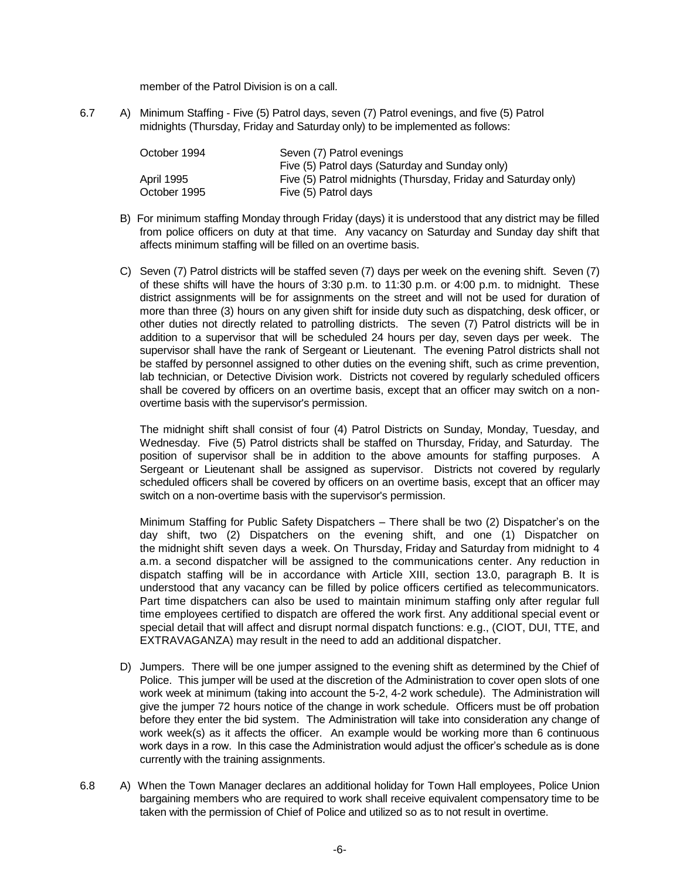member of the Patrol Division is on a call.

6.7 A) Minimum Staffing - Five (5) Patrol days, seven (7) Patrol evenings, and five (5) Patrol midnights (Thursday, Friday and Saturday only) to be implemented as follows:

| | |
|---|---|
| October 1994 | Seven (7) Patrol evenings |
| | Five (5) Patrol days (Saturday and Sunday only) |
| April 1995 | Five (5) Patrol midnights (Thursday, Friday and Saturday only) |
| October 1995 | Five (5) Patrol days |

B) For minimum staffing Monday through Friday (days) it is understood that any district may be filled from police officers on duty at that time. Any vacancy on Saturday and Sunday day shift that affects minimum staffing will be filled on an overtime basis.

C) Seven (7) Patrol districts will be staffed seven (7) days per week on the evening shift. Seven (7) of these shifts will have the hours of 3:30 p.m. to 11:30 p.m. or 4:00 p.m. to midnight. These district assignments will be for assignments on the street and will not be used for duration of more than three (3) hours on any given shift for inside duty such as dispatching, desk officer, or other duties not directly related to patrolling districts. The seven (7) Patrol districts will be in addition to a supervisor that will be scheduled 24 hours per day, seven days per week. The supervisor shall have the rank of Sergeant or Lieutenant. The evening Patrol districts shall not be staffed by personnel assigned to other duties on the evening shift, such as crime prevention, lab technician, or Detective Division work. Districts not covered by regularly scheduled officers shall be covered by officers on an overtime basis, except that an officer may switch on a non-overtime basis with the supervisor's permission.

The midnight shift shall consist of four (4) Patrol Districts on Sunday, Monday, Tuesday, and Wednesday. Five (5) Patrol districts shall be staffed on Thursday, Friday, and Saturday. The position of supervisor shall be in addition to the above amounts for staffing purposes. A Sergeant or Lieutenant shall be assigned as supervisor. Districts not covered by regularly scheduled officers shall be covered by officers on an overtime basis, except that an officer may switch on a non-overtime basis with the supervisor's permission.

Minimum Staffing for Public Safety Dispatchers – There shall be two (2) Dispatcher's on the day shift, two (2) Dispatchers on the evening shift, and one (1) Dispatcher on the midnight shift seven days a week. On Thursday, Friday and Saturday from midnight to 4 a.m. a second dispatcher will be assigned to the communications center. Any reduction in dispatch staffing will be in accordance with Article XIII, section 13.0, paragraph B. It is understood that any vacancy can be filled by police officers certified as telecommunicators. Part time dispatchers can also be used to maintain minimum staffing only after regular full time employees certified to dispatch are offered the work first. Any additional special event or special detail that will affect and disrupt normal dispatch functions: e.g., (CIOT, DUI, TTE, and EXTRAVAGANZA) may result in the need to add an additional dispatcher.

D) Jumpers. There will be one jumper assigned to the evening shift as determined by the Chief of Police. This jumper will be used at the discretion of the Administration to cover open slots of one work week at minimum (taking into account the 5-2, 4-2 work schedule). The Administration will give the jumper 72 hours notice of the change in work schedule. Officers must be off probation before they enter the bid system. The Administration will take into consideration any change of work week(s) as it affects the officer. An example would be working more than 6 continuous work days in a row. In this case the Administration would adjust the officer's schedule as is done currently with the training assignments.

6.8 A) When the Town Manager declares an additional holiday for Town Hall employees, Police Union bargaining members who are required to work shall receive equivalent compensatory time to be taken with the permission of Chief of Police and utilized so as to not result in overtime.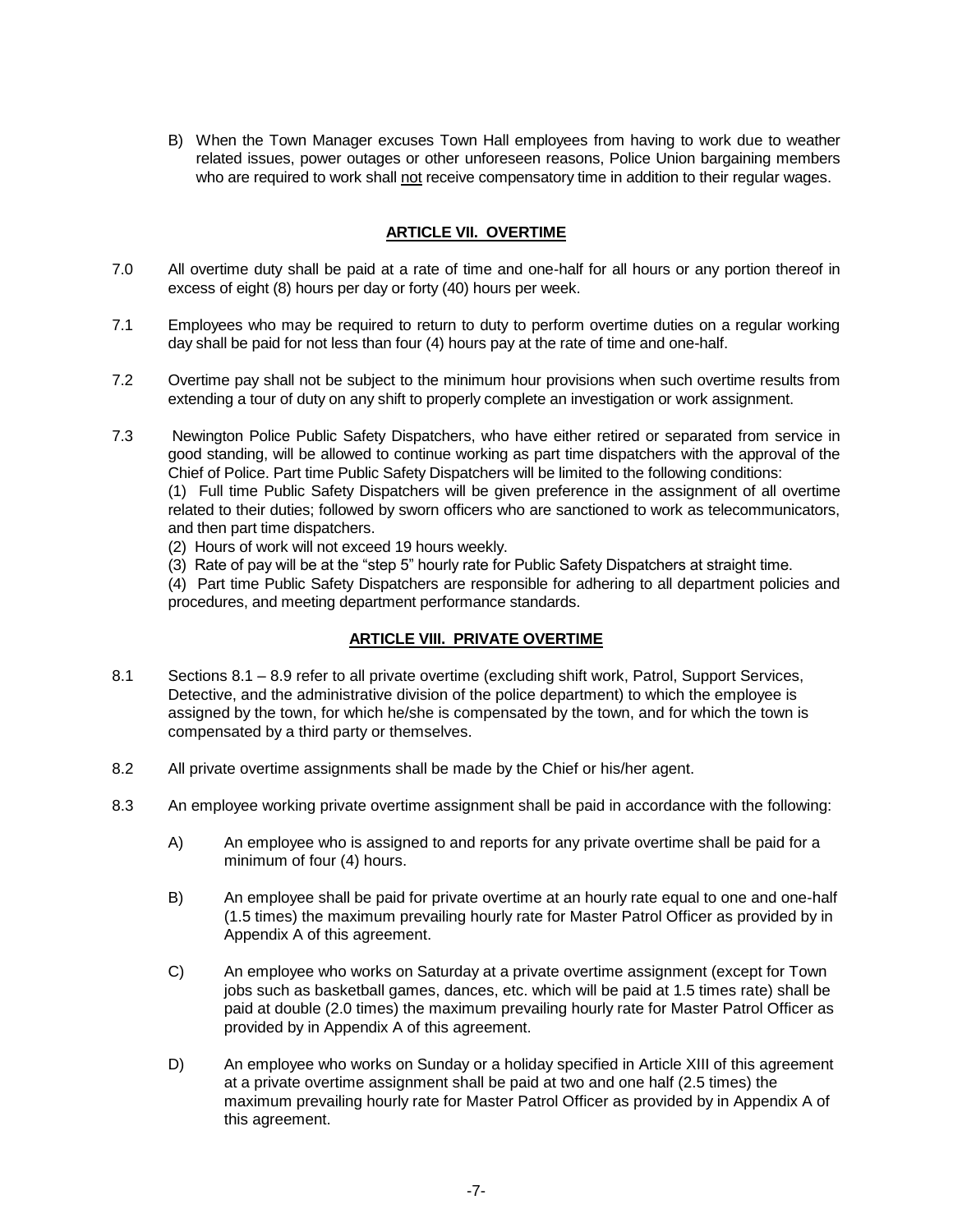B) When the Town Manager excuses Town Hall employees from having to work due to weather related issues, power outages or other unforeseen reasons, Police Union bargaining members who are required to work shall <u>not</u> receive compensatory time in addition to their regular wages.

## ARTICLE VII. OVERTIME

7.0 All overtime duty shall be paid at a rate of time and one-half for all hours or any portion thereof in excess of eight (8) hours per day or forty (40) hours per week.

7.1 Employees who may be required to return to duty to perform overtime duties on a regular working day shall be paid for not less than four (4) hours pay at the rate of time and one-half.

7.2 Overtime pay shall not be subject to the minimum hour provisions when such overtime results from extending a tour of duty on any shift to properly complete an investigation or work assignment.

7.3 Newington Police Public Safety Dispatchers, who have either retired or separated from service in good standing, will be allowed to continue working as part time dispatchers with the approval of the Chief of Police. Part time Public Safety Dispatchers will be limited to the following conditions:
(1) Full time Public Safety Dispatchers will be given preference in the assignment of all overtime related to their duties; followed by sworn officers who are sanctioned to work as telecommunicators, and then part time dispatchers.
(2) Hours of work will not exceed 19 hours weekly.
(3) Rate of pay will be at the "step 5" hourly rate for Public Safety Dispatchers at straight time.
(4) Part time Public Safety Dispatchers are responsible for adhering to all department policies and procedures, and meeting department performance standards.

## ARTICLE VIII. PRIVATE OVERTIME

8.1 Sections 8.1 – 8.9 refer to all private overtime (excluding shift work, Patrol, Support Services, Detective, and the administrative division of the police department) to which the employee is assigned by the town, for which he/she is compensated by the town, and for which the town is compensated by a third party or themselves.

8.2 All private overtime assignments shall be made by the Chief or his/her agent.

8.3 An employee working private overtime assignment shall be paid in accordance with the following:

A) An employee who is assigned to and reports for any private overtime shall be paid for a minimum of four (4) hours.

B) An employee shall be paid for private overtime at an hourly rate equal to one and one-half (1.5 times) the maximum prevailing hourly rate for Master Patrol Officer as provided by in Appendix A of this agreement.

C) An employee who works on Saturday at a private overtime assignment (except for Town jobs such as basketball games, dances, etc. which will be paid at 1.5 times rate) shall be paid at double (2.0 times) the maximum prevailing hourly rate for Master Patrol Officer as provided by in Appendix A of this agreement.

D) An employee who works on Sunday or a holiday specified in Article XIII of this agreement at a private overtime assignment shall be paid at two and one half (2.5 times) the maximum prevailing hourly rate for Master Patrol Officer as provided by in Appendix A of this agreement.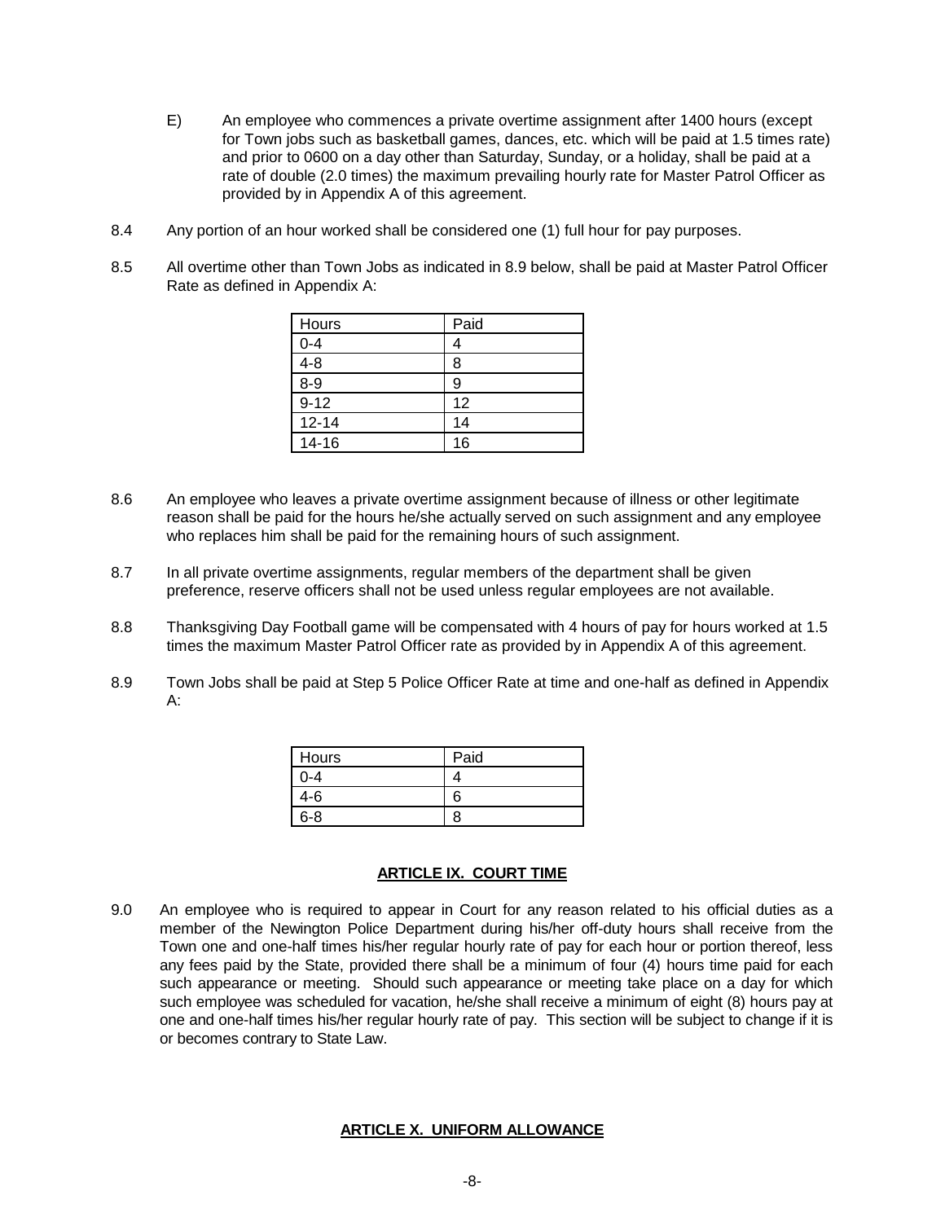E) An employee who commences a private overtime assignment after 1400 hours (except for Town jobs such as basketball games, dances, etc. which will be paid at 1.5 times rate) and prior to 0600 on a day other than Saturday, Sunday, or a holiday, shall be paid at a rate of double (2.0 times) the maximum prevailing hourly rate for Master Patrol Officer as provided by in Appendix A of this agreement.

8.4 Any portion of an hour worked shall be considered one (1) full hour for pay purposes.

8.5 All overtime other than Town Jobs as indicated in 8.9 below, shall be paid at Master Patrol Officer Rate as defined in Appendix A:

| Hours | Paid |
|---|---|
| 0-4 | 4 |
| 4-8 | 8 |
| 8-9 | 9 |
| 9-12 | 12 |
| 12-14 | 14 |
| 14-16 | 16 |

8.6 An employee who leaves a private overtime assignment because of illness or other legitimate reason shall be paid for the hours he/she actually served on such assignment and any employee who replaces him shall be paid for the remaining hours of such assignment.

8.7 In all private overtime assignments, regular members of the department shall be given preference, reserve officers shall not be used unless regular employees are not available.

8.8 Thanksgiving Day Football game will be compensated with 4 hours of pay for hours worked at 1.5 times the maximum Master Patrol Officer rate as provided by in Appendix A of this agreement.

8.9 Town Jobs shall be paid at Step 5 Police Officer Rate at time and one-half as defined in Appendix A:

| Hours | Paid |
|---|---|
| 0-4 | 4 |
| 4-6 | 6 |
| 6-8 | 8 |

## ARTICLE IX. COURT TIME

9.0 An employee who is required to appear in Court for any reason related to his official duties as a member of the Newington Police Department during his/her off-duty hours shall receive from the Town one and one-half times his/her regular hourly rate of pay for each hour or portion thereof, less any fees paid by the State, provided there shall be a minimum of four (4) hours time paid for each such appearance or meeting. Should such appearance or meeting take place on a day for which such employee was scheduled for vacation, he/she shall receive a minimum of eight (8) hours pay at one and one-half times his/her regular hourly rate of pay. This section will be subject to change if it is or becomes contrary to State Law.

## ARTICLE X. UNIFORM ALLOWANCE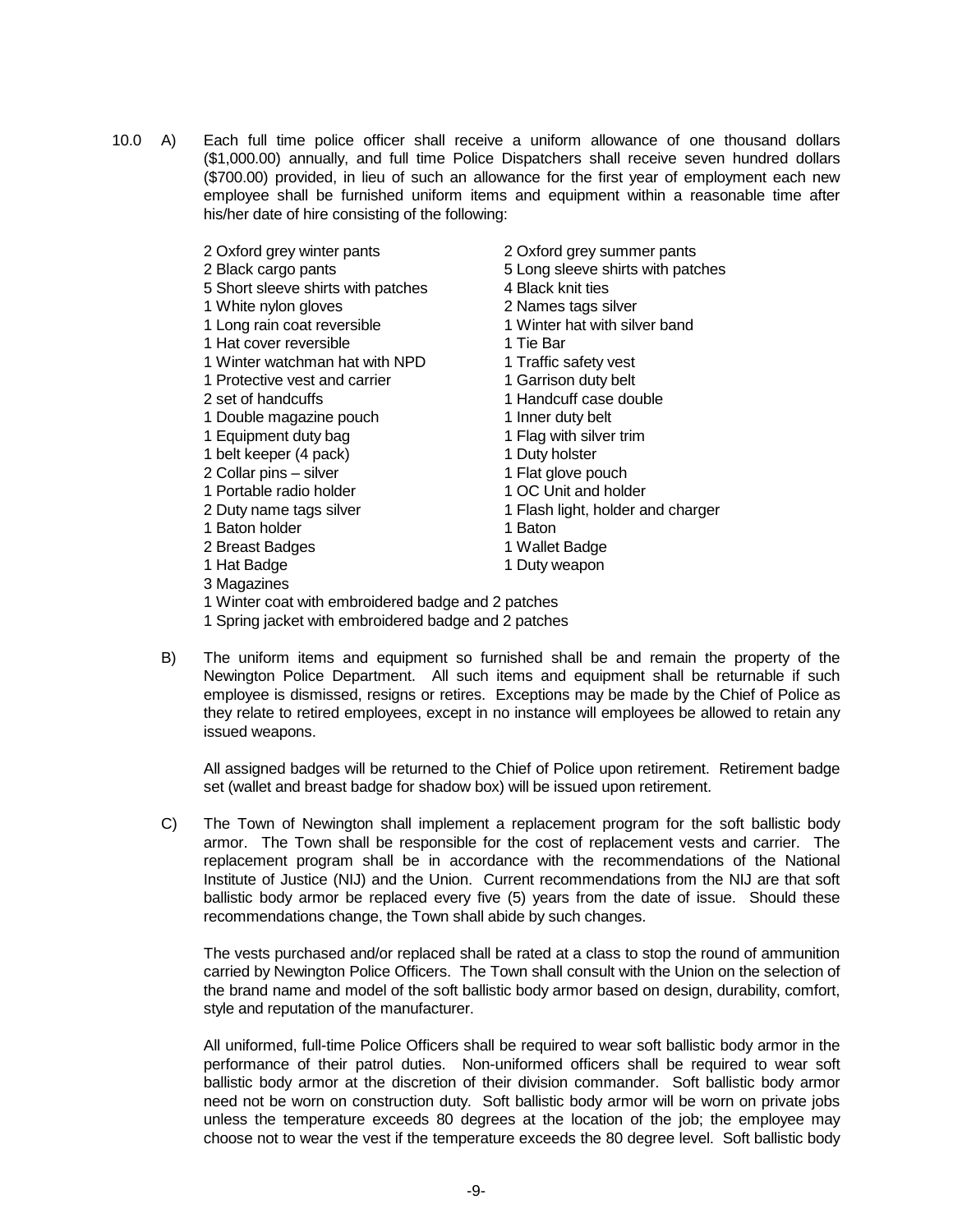10.0 A) Each full time police officer shall receive a uniform allowance of one thousand dollars ($1,000.00) annually, and full time Police Dispatchers shall receive seven hundred dollars ($700.00) provided, in lieu of such an allowance for the first year of employment each new employee shall be furnished uniform items and equipment within a reasonable time after his/her date of hire consisting of the following:

| | |
|---|---|
| 2 Oxford grey winter pants | 2 Oxford grey summer pants |
| 2 Black cargo pants | 5 Long sleeve shirts with patches |
| 5 Short sleeve shirts with patches | 4 Black knit ties |
| 1 White nylon gloves | 2 Names tags silver |
| 1 Long rain coat reversible | 1 Winter hat with silver band |
| 1 Hat cover reversible | 1 Tie Bar |
| 1 Winter watchman hat with NPD | 1 Traffic safety vest |
| 1 Protective vest and carrier | 1 Garrison duty belt |
| 2 set of handcuffs | 1 Handcuff case double |
| 1 Double magazine pouch | 1 Inner duty belt |
| 1 Equipment duty bag | 1 Flag with silver trim |
| 1 belt keeper (4 pack) | 1 Duty holster |
| 2 Collar pins – silver | 1 Flat glove pouch |
| 1 Portable radio holder | 1 OC Unit and holder |
| 2 Duty name tags silver | 1 Flash light, holder and charger |
| 1 Baton holder | 1 Baton |
| 2 Breast Badges | 1 Wallet Badge |
| 1 Hat Badge | 1 Duty weapon |
| 3 Magazines | |

1 Winter coat with embroidered badge and 2 patches
1 Spring jacket with embroidered badge and 2 patches

B) The uniform items and equipment so furnished shall be and remain the property of the Newington Police Department. All such items and equipment shall be returnable if such employee is dismissed, resigns or retires. Exceptions may be made by the Chief of Police as they relate to retired employees, except in no instance will employees be allowed to retain any issued weapons.

All assigned badges will be returned to the Chief of Police upon retirement. Retirement badge set (wallet and breast badge for shadow box) will be issued upon retirement.

C) The Town of Newington shall implement a replacement program for the soft ballistic body armor. The Town shall be responsible for the cost of replacement vests and carrier. The replacement program shall be in accordance with the recommendations of the National Institute of Justice (NIJ) and the Union. Current recommendations from the NIJ are that soft ballistic body armor be replaced every five (5) years from the date of issue. Should these recommendations change, the Town shall abide by such changes.

The vests purchased and/or replaced shall be rated at a class to stop the round of ammunition carried by Newington Police Officers. The Town shall consult with the Union on the selection of the brand name and model of the soft ballistic body armor based on design, durability, comfort, style and reputation of the manufacturer.

All uniformed, full-time Police Officers shall be required to wear soft ballistic body armor in the performance of their patrol duties. Non-uniformed officers shall be required to wear soft ballistic body armor at the discretion of their division commander. Soft ballistic body armor need not be worn on construction duty. Soft ballistic body armor will be worn on private jobs unless the temperature exceeds 80 degrees at the location of the job; the employee may choose not to wear the vest if the temperature exceeds the 80 degree level. Soft ballistic body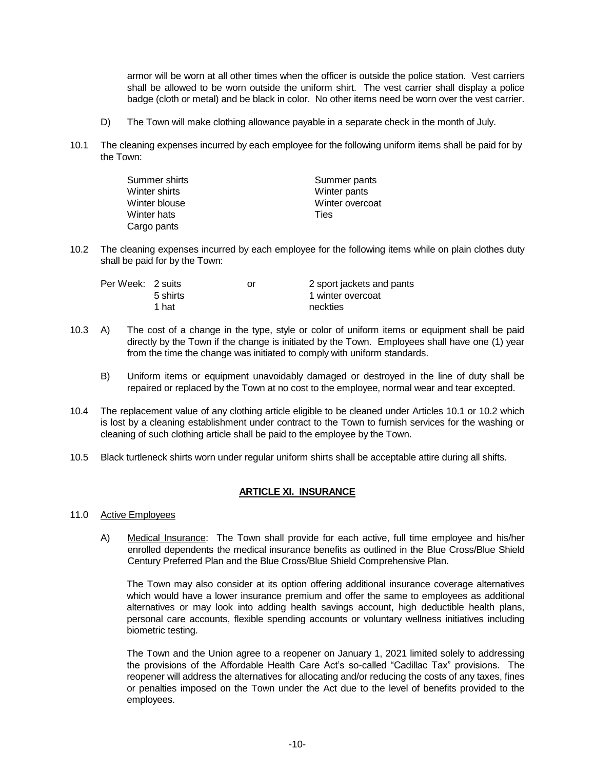armor will be worn at all other times when the officer is outside the police station. Vest carriers shall be allowed to be worn outside the uniform shirt. The vest carrier shall display a police badge (cloth or metal) and be black in color. No other items need be worn over the vest carrier.

D) The Town will make clothing allowance payable in a separate check in the month of July.

10.1 The cleaning expenses incurred by each employee for the following uniform items shall be paid for by the Town:

| | |
|---|---|
| Summer shirts | Summer pants |
| Winter shirts | Winter pants |
| Winter blouse | Winter overcoat |
| Winter hats | Ties |
| Cargo pants | |

10.2 The cleaning expenses incurred by each employee for the following items while on plain clothes duty shall be paid for by the Town:

| | | | |
|---|---|---|---|
| Per Week: | 2 suits | or | 2 sport jackets and pants |
| | 5 shirts | | 1 winter overcoat |
| | 1 hat | | neckties |

10.3 A) The cost of a change in the type, style or color of uniform items or equipment shall be paid directly by the Town if the change is initiated by the Town. Employees shall have one (1) year from the time the change was initiated to comply with uniform standards.

B) Uniform items or equipment unavoidably damaged or destroyed in the line of duty shall be repaired or replaced by the Town at no cost to the employee, normal wear and tear excepted.

10.4 The replacement value of any clothing article eligible to be cleaned under Articles 10.1 or 10.2 which is lost by a cleaning establishment under contract to the Town to furnish services for the washing or cleaning of such clothing article shall be paid to the employee by the Town.

10.5 Black turtleneck shirts worn under regular uniform shirts shall be acceptable attire during all shifts.

## ARTICLE XI. INSURANCE

11.0 Active Employees

A) Medical Insurance: The Town shall provide for each active, full time employee and his/her enrolled dependents the medical insurance benefits as outlined in the Blue Cross/Blue Shield Century Preferred Plan and the Blue Cross/Blue Shield Comprehensive Plan.

The Town may also consider at its option offering additional insurance coverage alternatives which would have a lower insurance premium and offer the same to employees as additional alternatives or may look into adding health savings account, high deductible health plans, personal care accounts, flexible spending accounts or voluntary wellness initiatives including biometric testing.

The Town and the Union agree to a reopener on January 1, 2021 limited solely to addressing the provisions of the Affordable Health Care Act's so-called "Cadillac Tax" provisions. The reopener will address the alternatives for allocating and/or reducing the costs of any taxes, fines or penalties imposed on the Town under the Act due to the level of benefits provided to the employees.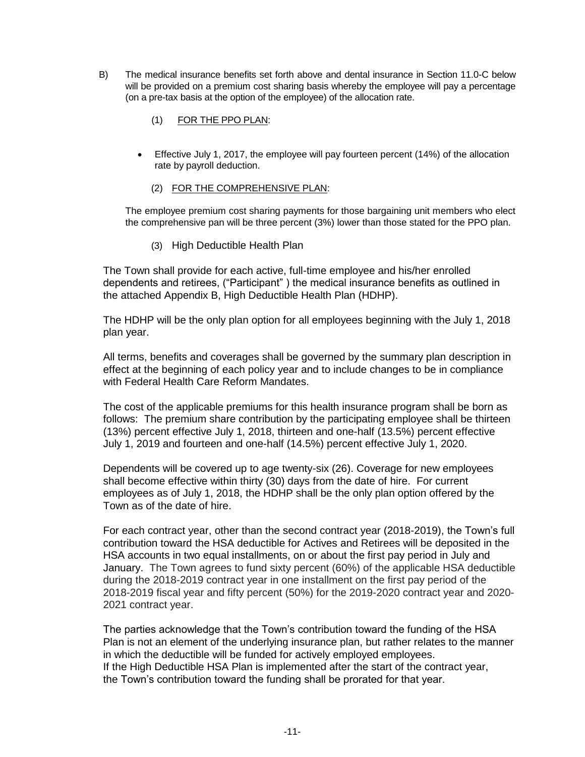B) The medical insurance benefits set forth above and dental insurance in Section 11.0-C below will be provided on a premium cost sharing basis whereby the employee will pay a percentage (on a pre-tax basis at the option of the employee) of the allocation rate.

(1) FOR THE PPO PLAN:

- Effective July 1, 2017, the employee will pay fourteen percent (14%) of the allocation rate by payroll deduction.

(2) FOR THE COMPREHENSIVE PLAN:

The employee premium cost sharing payments for those bargaining unit members who elect the comprehensive pan will be three percent (3%) lower than those stated for the PPO plan.

(3) High Deductible Health Plan

The Town shall provide for each active, full-time employee and his/her enrolled dependents and retirees, ("Participant" ) the medical insurance benefits as outlined in the attached Appendix B, High Deductible Health Plan (HDHP).

The HDHP will be the only plan option for all employees beginning with the July 1, 2018 plan year.

All terms, benefits and coverages shall be governed by the summary plan description in effect at the beginning of each policy year and to include changes to be in compliance with Federal Health Care Reform Mandates.

The cost of the applicable premiums for this health insurance program shall be born as follows: The premium share contribution by the participating employee shall be thirteen (13%) percent effective July 1, 2018, thirteen and one-half (13.5%) percent effective July 1, 2019 and fourteen and one-half (14.5%) percent effective July 1, 2020.

Dependents will be covered up to age twenty-six (26). Coverage for new employees shall become effective within thirty (30) days from the date of hire. For current employees as of July 1, 2018, the HDHP shall be the only plan option offered by the Town as of the date of hire.

For each contract year, other than the second contract year (2018-2019), the Town's full contribution toward the HSA deductible for Actives and Retirees will be deposited in the HSA accounts in two equal installments, on or about the first pay period in July and January. The Town agrees to fund sixty percent (60%) of the applicable HSA deductible during the 2018-2019 contract year in one installment on the first pay period of the 2018-2019 fiscal year and fifty percent (50%) for the 2019-2020 contract year and 2020-2021 contract year.

The parties acknowledge that the Town's contribution toward the funding of the HSA Plan is not an element of the underlying insurance plan, but rather relates to the manner in which the deductible will be funded for actively employed employees.
If the High Deductible HSA Plan is implemented after the start of the contract year, the Town's contribution toward the funding shall be prorated for that year.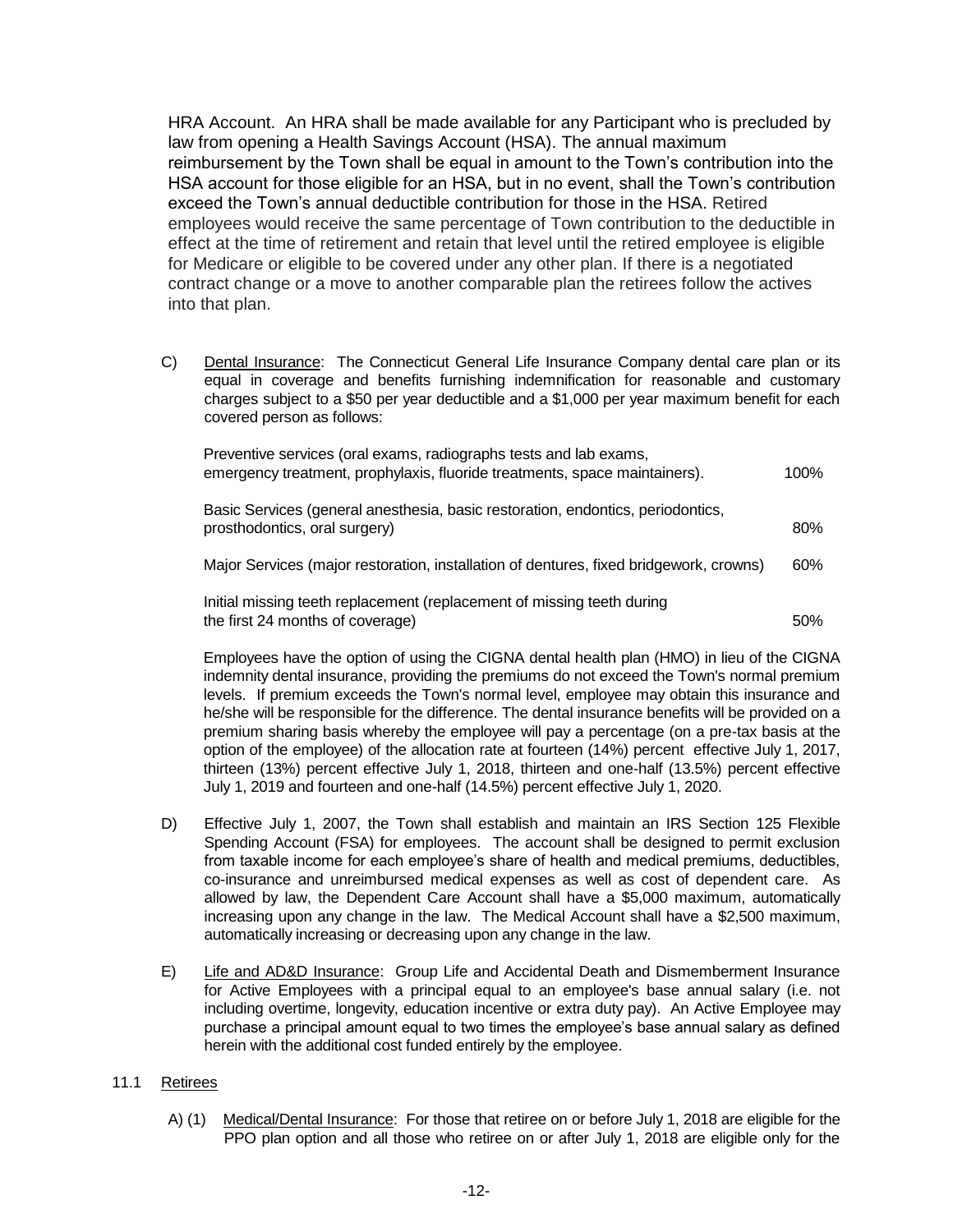HRA Account. An HRA shall be made available for any Participant who is precluded by law from opening a Health Savings Account (HSA). The annual maximum reimbursement by the Town shall be equal in amount to the Town's contribution into the HSA account for those eligible for an HSA, but in no event, shall the Town's contribution exceed the Town's annual deductible contribution for those in the HSA. Retired employees would receive the same percentage of Town contribution to the deductible in effect at the time of retirement and retain that level until the retired employee is eligible for Medicare or eligible to be covered under any other plan. If there is a negotiated contract change or a move to another comparable plan the retirees follow the actives into that plan.

C) Dental Insurance: The Connecticut General Life Insurance Company dental care plan or its equal in coverage and benefits furnishing indemnification for reasonable and customary charges subject to a $50 per year deductible and a $1,000 per year maximum benefit for each covered person as follows:

| | |
|---|---|
| Preventive services (oral exams, radiographs tests and lab exams, emergency treatment, prophylaxis, fluoride treatments, space maintainers). | 100% |
| Basic Services (general anesthesia, basic restoration, endontics, periodontics, prosthodontics, oral surgery) | 80% |
| Major Services (major restoration, installation of dentures, fixed bridgework, crowns) | 60% |
| Initial missing teeth replacement (replacement of missing teeth during the first 24 months of coverage) | 50% |

Employees have the option of using the CIGNA dental health plan (HMO) in lieu of the CIGNA indemnity dental insurance, providing the premiums do not exceed the Town's normal premium levels. If premium exceeds the Town's normal level, employee may obtain this insurance and he/she will be responsible for the difference. The dental insurance benefits will be provided on a premium sharing basis whereby the employee will pay a percentage (on a pre-tax basis at the option of the employee) of the allocation rate at fourteen (14%) percent effective July 1, 2017, thirteen (13%) percent effective July 1, 2018, thirteen and one-half (13.5%) percent effective July 1, 2019 and fourteen and one-half (14.5%) percent effective July 1, 2020.

D) Effective July 1, 2007, the Town shall establish and maintain an IRS Section 125 Flexible Spending Account (FSA) for employees. The account shall be designed to permit exclusion from taxable income for each employee's share of health and medical premiums, deductibles, co-insurance and unreimbursed medical expenses as well as cost of dependent care. As allowed by law, the Dependent Care Account shall have a $5,000 maximum, automatically increasing upon any change in the law. The Medical Account shall have a $2,500 maximum, automatically increasing or decreasing upon any change in the law.

E) Life and AD&D Insurance: Group Life and Accidental Death and Dismemberment Insurance for Active Employees with a principal equal to an employee's base annual salary (i.e. not including overtime, longevity, education incentive or extra duty pay). An Active Employee may purchase a principal amount equal to two times the employee's base annual salary as defined herein with the additional cost funded entirely by the employee.

11.1 Retirees

A) (1) Medical/Dental Insurance: For those that retiree on or before July 1, 2018 are eligible for the PPO plan option and all those who retiree on or after July 1, 2018 are eligible only for the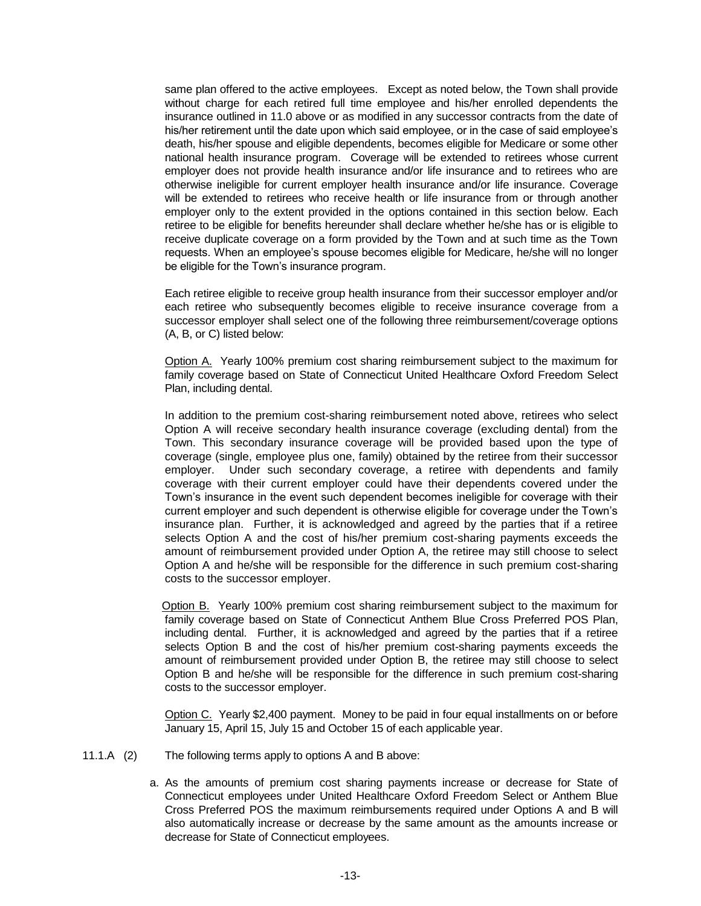same plan offered to the active employees. Except as noted below, the Town shall provide without charge for each retired full time employee and his/her enrolled dependents the insurance outlined in 11.0 above or as modified in any successor contracts from the date of his/her retirement until the date upon which said employee, or in the case of said employee's death, his/her spouse and eligible dependents, becomes eligible for Medicare or some other national health insurance program. Coverage will be extended to retirees whose current employer does not provide health insurance and/or life insurance and to retirees who are otherwise ineligible for current employer health insurance and/or life insurance. Coverage will be extended to retirees who receive health or life insurance from or through another employer only to the extent provided in the options contained in this section below. Each retiree to be eligible for benefits hereunder shall declare whether he/she has or is eligible to receive duplicate coverage on a form provided by the Town and at such time as the Town requests. When an employee's spouse becomes eligible for Medicare, he/she will no longer be eligible for the Town's insurance program.

Each retiree eligible to receive group health insurance from their successor employer and/or each retiree who subsequently becomes eligible to receive insurance coverage from a successor employer shall select one of the following three reimbursement/coverage options (A, B, or C) listed below:

Option A. Yearly 100% premium cost sharing reimbursement subject to the maximum for family coverage based on State of Connecticut United Healthcare Oxford Freedom Select Plan, including dental.

In addition to the premium cost-sharing reimbursement noted above, retirees who select Option A will receive secondary health insurance coverage (excluding dental) from the Town. This secondary insurance coverage will be provided based upon the type of coverage (single, employee plus one, family) obtained by the retiree from their successor employer. Under such secondary coverage, a retiree with dependents and family coverage with their current employer could have their dependents covered under the Town's insurance in the event such dependent becomes ineligible for coverage with their current employer and such dependent is otherwise eligible for coverage under the Town's insurance plan. Further, it is acknowledged and agreed by the parties that if a retiree selects Option A and the cost of his/her premium cost-sharing payments exceeds the amount of reimbursement provided under Option A, the retiree may still choose to select Option A and he/she will be responsible for the difference in such premium cost-sharing costs to the successor employer.

Option B. Yearly 100% premium cost sharing reimbursement subject to the maximum for family coverage based on State of Connecticut Anthem Blue Cross Preferred POS Plan, including dental. Further, it is acknowledged and agreed by the parties that if a retiree selects Option B and the cost of his/her premium cost-sharing payments exceeds the amount of reimbursement provided under Option B, the retiree may still choose to select Option B and he/she will be responsible for the difference in such premium cost-sharing costs to the successor employer.

Option C. Yearly $2,400 payment. Money to be paid in four equal installments on or before January 15, April 15, July 15 and October 15 of each applicable year.

11.1.A (2) The following terms apply to options A and B above:

a. As the amounts of premium cost sharing payments increase or decrease for State of Connecticut employees under United Healthcare Oxford Freedom Select or Anthem Blue Cross Preferred POS the maximum reimbursements required under Options A and B will also automatically increase or decrease by the same amount as the amounts increase or decrease for State of Connecticut employees.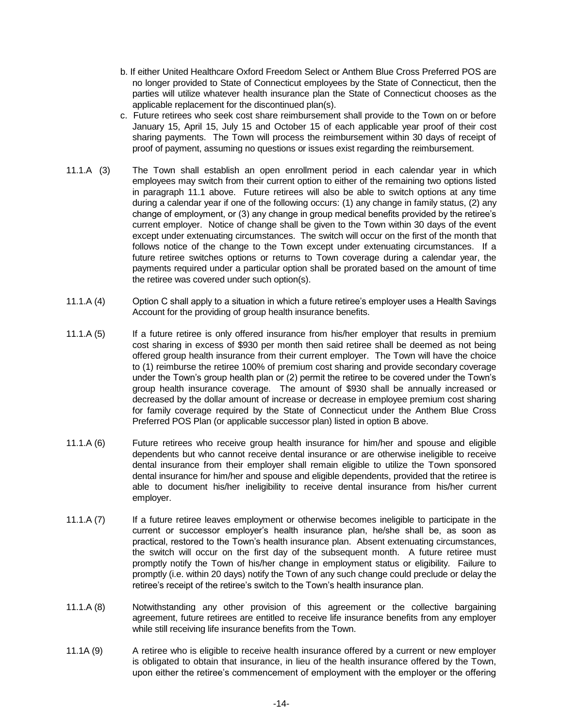b. If either United Healthcare Oxford Freedom Select or Anthem Blue Cross Preferred POS are no longer provided to State of Connecticut employees by the State of Connecticut, then the parties will utilize whatever health insurance plan the State of Connecticut chooses as the applicable replacement for the discontinued plan(s).

c. Future retirees who seek cost share reimbursement shall provide to the Town on or before January 15, April 15, July 15 and October 15 of each applicable year proof of their cost sharing payments. The Town will process the reimbursement within 30 days of receipt of proof of payment, assuming no questions or issues exist regarding the reimbursement.

11.1.A (3) The Town shall establish an open enrollment period in each calendar year in which employees may switch from their current option to either of the remaining two options listed in paragraph 11.1 above. Future retirees will also be able to switch options at any time during a calendar year if one of the following occurs: (1) any change in family status, (2) any change of employment, or (3) any change in group medical benefits provided by the retiree's current employer. Notice of change shall be given to the Town within 30 days of the event except under extenuating circumstances. The switch will occur on the first of the month that follows notice of the change to the Town except under extenuating circumstances. If a future retiree switches options or returns to Town coverage during a calendar year, the payments required under a particular option shall be prorated based on the amount of time the retiree was covered under such option(s).

11.1.A (4) Option C shall apply to a situation in which a future retiree's employer uses a Health Savings Account for the providing of group health insurance benefits.

11.1.A (5) If a future retiree is only offered insurance from his/her employer that results in premium cost sharing in excess of $930 per month then said retiree shall be deemed as not being offered group health insurance from their current employer. The Town will have the choice to (1) reimburse the retiree 100% of premium cost sharing and provide secondary coverage under the Town's group health plan or (2) permit the retiree to be covered under the Town's group health insurance coverage. The amount of $930 shall be annually increased or decreased by the dollar amount of increase or decrease in employee premium cost sharing for family coverage required by the State of Connecticut under the Anthem Blue Cross Preferred POS Plan (or applicable successor plan) listed in option B above.

11.1.A (6) Future retirees who receive group health insurance for him/her and spouse and eligible dependents but who cannot receive dental insurance or are otherwise ineligible to receive dental insurance from their employer shall remain eligible to utilize the Town sponsored dental insurance for him/her and spouse and eligible dependents, provided that the retiree is able to document his/her ineligibility to receive dental insurance from his/her current employer.

11.1.A (7) If a future retiree leaves employment or otherwise becomes ineligible to participate in the current or successor employer's health insurance plan, he/she shall be, as soon as practical, restored to the Town's health insurance plan. Absent extenuating circumstances, the switch will occur on the first day of the subsequent month. A future retiree must promptly notify the Town of his/her change in employment status or eligibility. Failure to promptly (i.e. within 20 days) notify the Town of any such change could preclude or delay the retiree's receipt of the retiree's switch to the Town's health insurance plan.

11.1.A (8) Notwithstanding any other provision of this agreement or the collective bargaining agreement, future retirees are entitled to receive life insurance benefits from any employer while still receiving life insurance benefits from the Town.

11.1A (9) A retiree who is eligible to receive health insurance offered by a current or new employer is obligated to obtain that insurance, in lieu of the health insurance offered by the Town, upon either the retiree's commencement of employment with the employer or the offering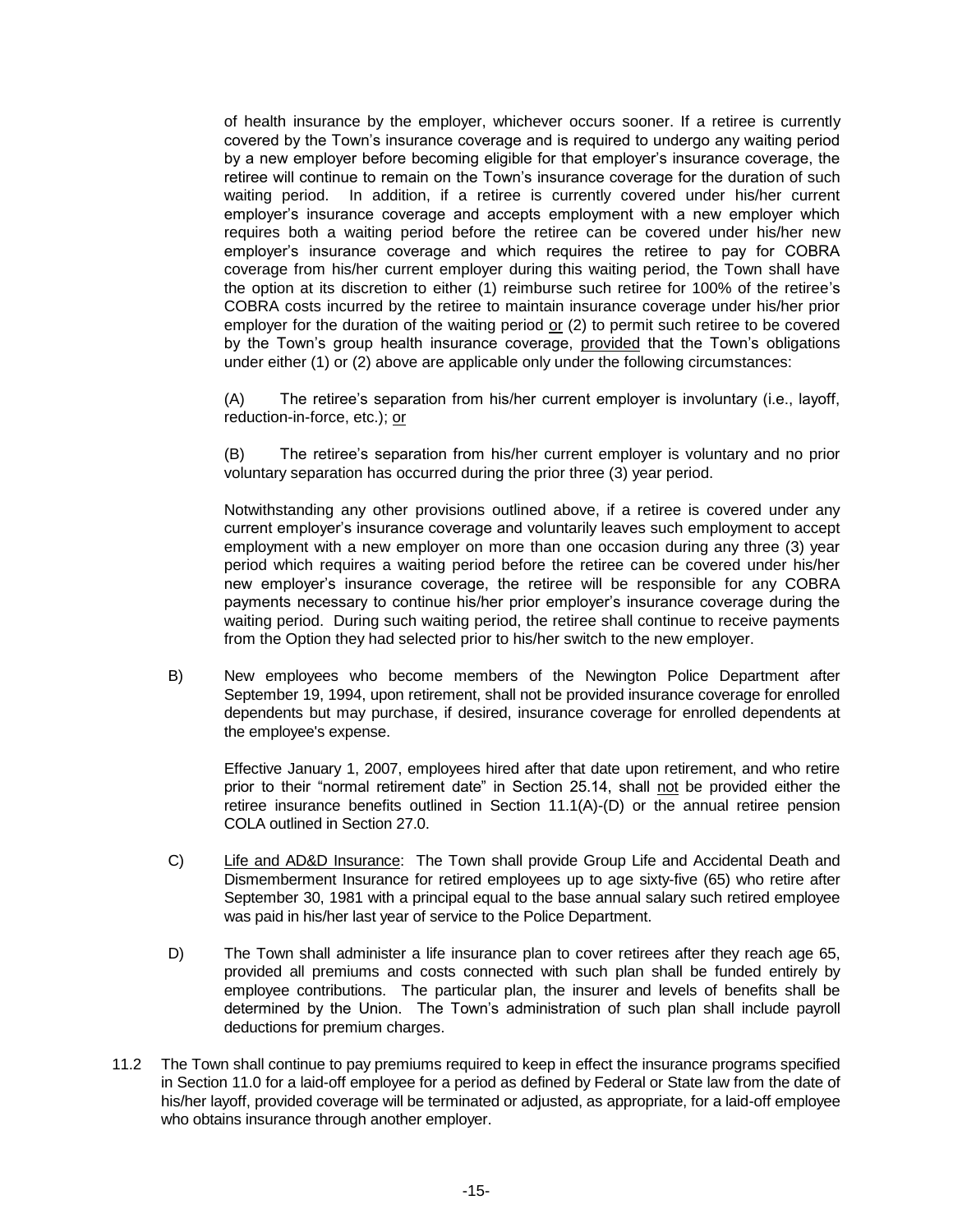of health insurance by the employer, whichever occurs sooner. If a retiree is currently covered by the Town's insurance coverage and is required to undergo any waiting period by a new employer before becoming eligible for that employer's insurance coverage, the retiree will continue to remain on the Town's insurance coverage for the duration of such waiting period. In addition, if a retiree is currently covered under his/her current employer's insurance coverage and accepts employment with a new employer which requires both a waiting period before the retiree can be covered under his/her new employer's insurance coverage and which requires the retiree to pay for COBRA coverage from his/her current employer during this waiting period, the Town shall have the option at its discretion to either (1) reimburse such retiree for 100% of the retiree's COBRA costs incurred by the retiree to maintain insurance coverage under his/her prior employer for the duration of the waiting period <u>or</u> (2) to permit such retiree to be covered by the Town's group health insurance coverage, <u>provided</u> that the Town's obligations under either (1) or (2) above are applicable only under the following circumstances:

(A) The retiree's separation from his/her current employer is involuntary (i.e., layoff, reduction-in-force, etc.); <u>or</u>

(B) The retiree's separation from his/her current employer is voluntary and no prior voluntary separation has occurred during the prior three (3) year period.

Notwithstanding any other provisions outlined above, if a retiree is covered under any current employer's insurance coverage and voluntarily leaves such employment to accept employment with a new employer on more than one occasion during any three (3) year period which requires a waiting period before the retiree can be covered under his/her new employer's insurance coverage, the retiree will be responsible for any COBRA payments necessary to continue his/her prior employer's insurance coverage during the waiting period. During such waiting period, the retiree shall continue to receive payments from the Option they had selected prior to his/her switch to the new employer.

B) New employees who become members of the Newington Police Department after September 19, 1994, upon retirement, shall not be provided insurance coverage for enrolled dependents but may purchase, if desired, insurance coverage for enrolled dependents at the employee's expense.

Effective January 1, 2007, employees hired after that date upon retirement, and who retire prior to their "normal retirement date" in Section 25.14, shall <u>not</u> be provided either the retiree insurance benefits outlined in Section 11.1(A)-(D) or the annual retiree pension COLA outlined in Section 27.0.

C) <u>Life and AD&D Insurance</u>: The Town shall provide Group Life and Accidental Death and Dismemberment Insurance for retired employees up to age sixty-five (65) who retire after September 30, 1981 with a principal equal to the base annual salary such retired employee was paid in his/her last year of service to the Police Department.

D) The Town shall administer a life insurance plan to cover retirees after they reach age 65, provided all premiums and costs connected with such plan shall be funded entirely by employee contributions. The particular plan, the insurer and levels of benefits shall be determined by the Union. The Town's administration of such plan shall include payroll deductions for premium charges.

11.2 The Town shall continue to pay premiums required to keep in effect the insurance programs specified in Section 11.0 for a laid-off employee for a period as defined by Federal or State law from the date of his/her layoff, provided coverage will be terminated or adjusted, as appropriate, for a laid-off employee who obtains insurance through another employer.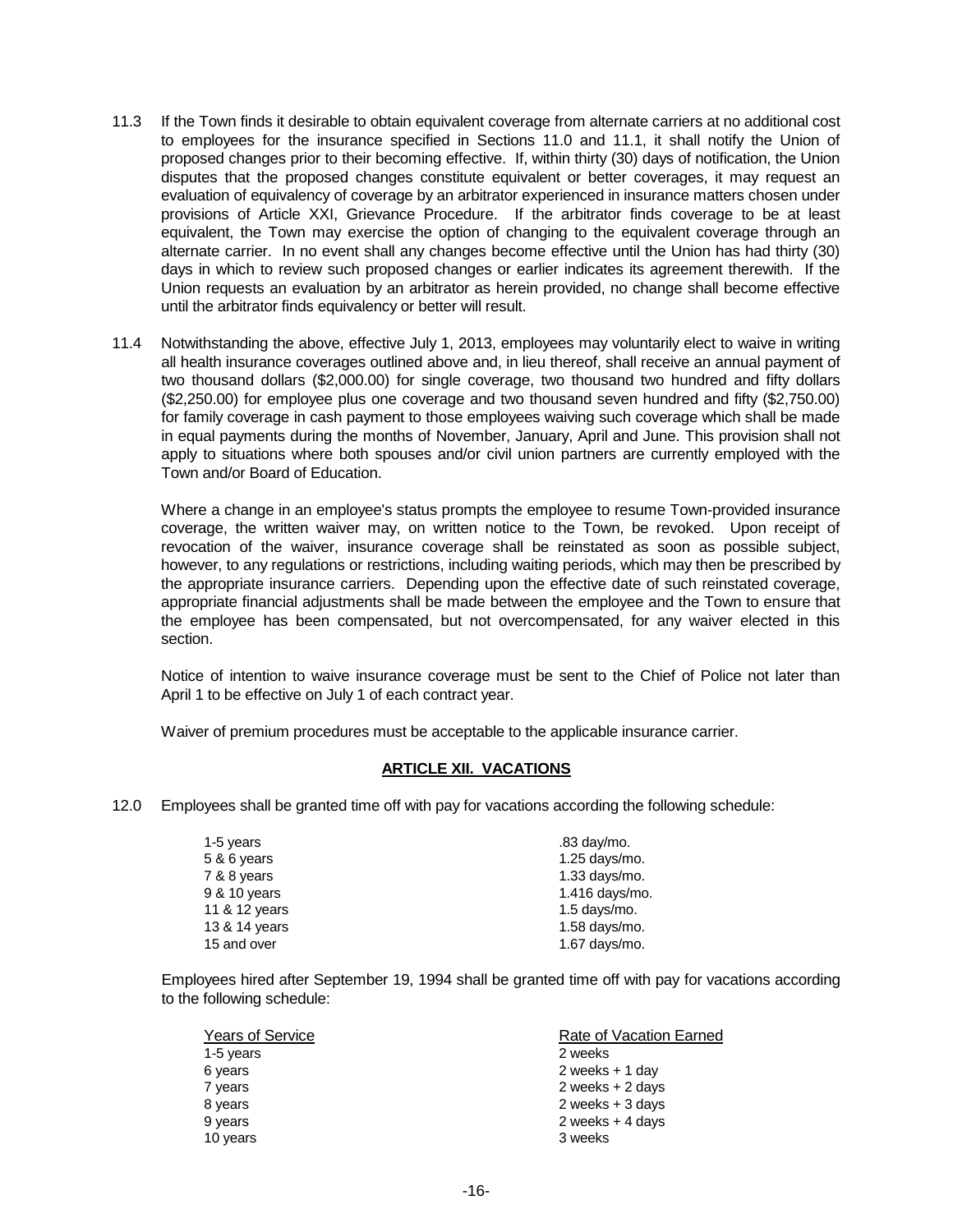11.3 If the Town finds it desirable to obtain equivalent coverage from alternate carriers at no additional cost to employees for the insurance specified in Sections 11.0 and 11.1, it shall notify the Union of proposed changes prior to their becoming effective. If, within thirty (30) days of notification, the Union disputes that the proposed changes constitute equivalent or better coverages, it may request an evaluation of equivalency of coverage by an arbitrator experienced in insurance matters chosen under provisions of Article XXI, Grievance Procedure. If the arbitrator finds coverage to be at least equivalent, the Town may exercise the option of changing to the equivalent coverage through an alternate carrier. In no event shall any changes become effective until the Union has had thirty (30) days in which to review such proposed changes or earlier indicates its agreement therewith. If the Union requests an evaluation by an arbitrator as herein provided, no change shall become effective until the arbitrator finds equivalency or better will result.

11.4 Notwithstanding the above, effective July 1, 2013, employees may voluntarily elect to waive in writing all health insurance coverages outlined above and, in lieu thereof, shall receive an annual payment of two thousand dollars ($2,000.00) for single coverage, two thousand two hundred and fifty dollars ($2,250.00) for employee plus one coverage and two thousand seven hundred and fifty ($2,750.00) for family coverage in cash payment to those employees waiving such coverage which shall be made in equal payments during the months of November, January, April and June. This provision shall not apply to situations where both spouses and/or civil union partners are currently employed with the Town and/or Board of Education.

Where a change in an employee's status prompts the employee to resume Town-provided insurance coverage, the written waiver may, on written notice to the Town, be revoked. Upon receipt of revocation of the waiver, insurance coverage shall be reinstated as soon as possible subject, however, to any regulations or restrictions, including waiting periods, which may then be prescribed by the appropriate insurance carriers. Depending upon the effective date of such reinstated coverage, appropriate financial adjustments shall be made between the employee and the Town to ensure that the employee has been compensated, but not overcompensated, for any waiver elected in this section.

Notice of intention to waive insurance coverage must be sent to the Chief of Police not later than April 1 to be effective on July 1 of each contract year.

Waiver of premium procedures must be acceptable to the applicable insurance carrier.

## ARTICLE XII. VACATIONS

12.0 Employees shall be granted time off with pay for vacations according the following schedule:

| | |
|---|---|
| 1-5 years | .83 day/mo. |
| 5 & 6 years | 1.25 days/mo. |
| 7 & 8 years | 1.33 days/mo. |
| 9 & 10 years | 1.416 days/mo. |
| 11 & 12 years | 1.5 days/mo. |
| 13 & 14 years | 1.58 days/mo. |
| 15 and over | 1.67 days/mo. |

Employees hired after September 19, 1994 shall be granted time off with pay for vacations according to the following schedule:

| Years of Service | Rate of Vacation Earned |
|---|---|
| 1-5 years | 2 weeks |
| 6 years | 2 weeks + 1 day |
| 7 years | 2 weeks + 2 days |
| 8 years | 2 weeks + 3 days |
| 9 years | 2 weeks + 4 days |
| 10 years | 3 weeks |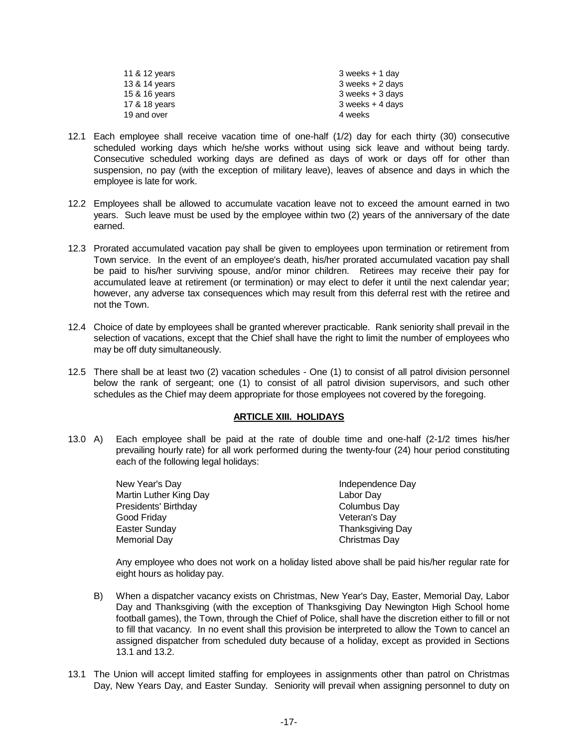| | |
|---|---|
| 11 & 12 years | 3 weeks + 1 day |
| 13 & 14 years | 3 weeks + 2 days |
| 15 & 16 years | 3 weeks + 3 days |
| 17 & 18 years | 3 weeks + 4 days |
| 19 and over | 4 weeks |

12.1 Each employee shall receive vacation time of one-half (1/2) day for each thirty (30) consecutive scheduled working days which he/she works without using sick leave and without being tardy. Consecutive scheduled working days are defined as days of work or days off for other than suspension, no pay (with the exception of military leave), leaves of absence and days in which the employee is late for work.

12.2 Employees shall be allowed to accumulate vacation leave not to exceed the amount earned in two years. Such leave must be used by the employee within two (2) years of the anniversary of the date earned.

12.3 Prorated accumulated vacation pay shall be given to employees upon termination or retirement from Town service. In the event of an employee's death, his/her prorated accumulated vacation pay shall be paid to his/her surviving spouse, and/or minor children. Retirees may receive their pay for accumulated leave at retirement (or termination) or may elect to defer it until the next calendar year; however, any adverse tax consequences which may result from this deferral rest with the retiree and not the Town.

12.4 Choice of date by employees shall be granted wherever practicable. Rank seniority shall prevail in the selection of vacations, except that the Chief shall have the right to limit the number of employees who may be off duty simultaneously.

12.5 There shall be at least two (2) vacation schedules - One (1) to consist of all patrol division personnel below the rank of sergeant; one (1) to consist of all patrol division supervisors, and such other schedules as the Chief may deem appropriate for those employees not covered by the foregoing.

## ARTICLE XIII. HOLIDAYS

13.0 A) Each employee shall be paid at the rate of double time and one-half (2-1/2 times his/her prevailing hourly rate) for all work performed during the twenty-four (24) hour period constituting each of the following legal holidays:

| | |
|---|---|
| New Year's Day | Independence Day |
| Martin Luther King Day | Labor Day |
| Presidents' Birthday | Columbus Day |
| Good Friday | Veteran's Day |
| Easter Sunday | Thanksgiving Day |
| Memorial Day | Christmas Day |

Any employee who does not work on a holiday listed above shall be paid his/her regular rate for eight hours as holiday pay.

B) When a dispatcher vacancy exists on Christmas, New Year's Day, Easter, Memorial Day, Labor Day and Thanksgiving (with the exception of Thanksgiving Day Newington High School home football games), the Town, through the Chief of Police, shall have the discretion either to fill or not to fill that vacancy. In no event shall this provision be interpreted to allow the Town to cancel an assigned dispatcher from scheduled duty because of a holiday, except as provided in Sections 13.1 and 13.2.

13.1 The Union will accept limited staffing for employees in assignments other than patrol on Christmas Day, New Years Day, and Easter Sunday. Seniority will prevail when assigning personnel to duty on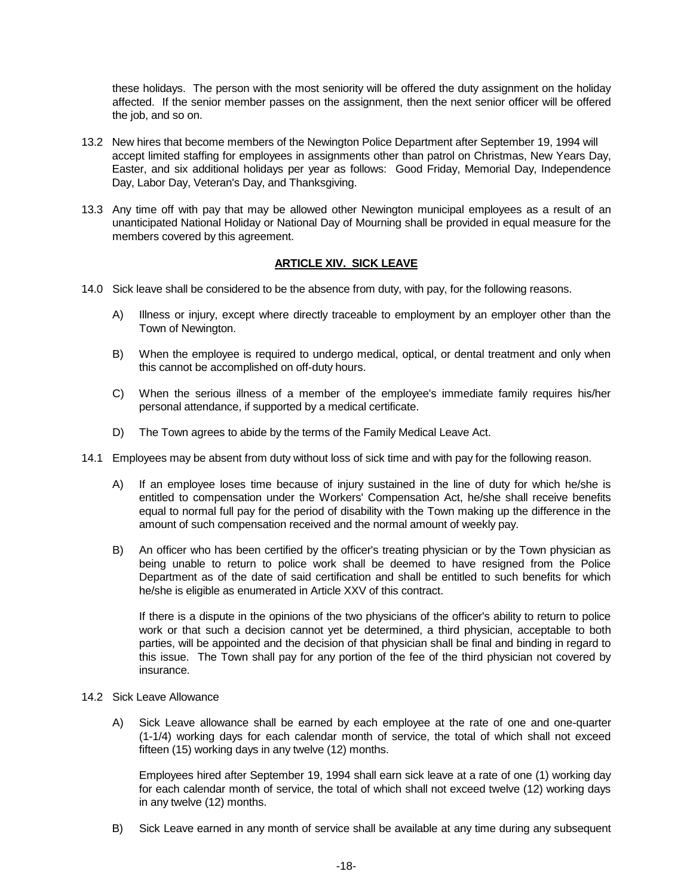these holidays. The person with the most seniority will be offered the duty assignment on the holiday affected. If the senior member passes on the assignment, then the next senior officer will be offered the job, and so on.

13.2 New hires that become members of the Newington Police Department after September 19, 1994 will accept limited staffing for employees in assignments other than patrol on Christmas, New Years Day, Easter, and six additional holidays per year as follows: Good Friday, Memorial Day, Independence Day, Labor Day, Veteran's Day, and Thanksgiving.

13.3 Any time off with pay that may be allowed other Newington municipal employees as a result of an unanticipated National Holiday or National Day of Mourning shall be provided in equal measure for the members covered by this agreement.

## ARTICLE XIV. SICK LEAVE

14.0 Sick leave shall be considered to be the absence from duty, with pay, for the following reasons.

A) Illness or injury, except where directly traceable to employment by an employer other than the Town of Newington.

B) When the employee is required to undergo medical, optical, or dental treatment and only when this cannot be accomplished on off-duty hours.

C) When the serious illness of a member of the employee's immediate family requires his/her personal attendance, if supported by a medical certificate.

D) The Town agrees to abide by the terms of the Family Medical Leave Act.

14.1 Employees may be absent from duty without loss of sick time and with pay for the following reason.

A) If an employee loses time because of injury sustained in the line of duty for which he/she is entitled to compensation under the Workers' Compensation Act, he/she shall receive benefits equal to normal full pay for the period of disability with the Town making up the difference in the amount of such compensation received and the normal amount of weekly pay.

B) An officer who has been certified by the officer's treating physician or by the Town physician as being unable to return to police work shall be deemed to have resigned from the Police Department as of the date of said certification and shall be entitled to such benefits for which he/she is eligible as enumerated in Article XXV of this contract.

If there is a dispute in the opinions of the two physicians of the officer's ability to return to police work or that such a decision cannot yet be determined, a third physician, acceptable to both parties, will be appointed and the decision of that physician shall be final and binding in regard to this issue. The Town shall pay for any portion of the fee of the third physician not covered by insurance.

14.2 Sick Leave Allowance

A) Sick Leave allowance shall be earned by each employee at the rate of one and one-quarter (1-1/4) working days for each calendar month of service, the total of which shall not exceed fifteen (15) working days in any twelve (12) months.

Employees hired after September 19, 1994 shall earn sick leave at a rate of one (1) working day for each calendar month of service, the total of which shall not exceed twelve (12) working days in any twelve (12) months.

B) Sick Leave earned in any month of service shall be available at any time during any subsequent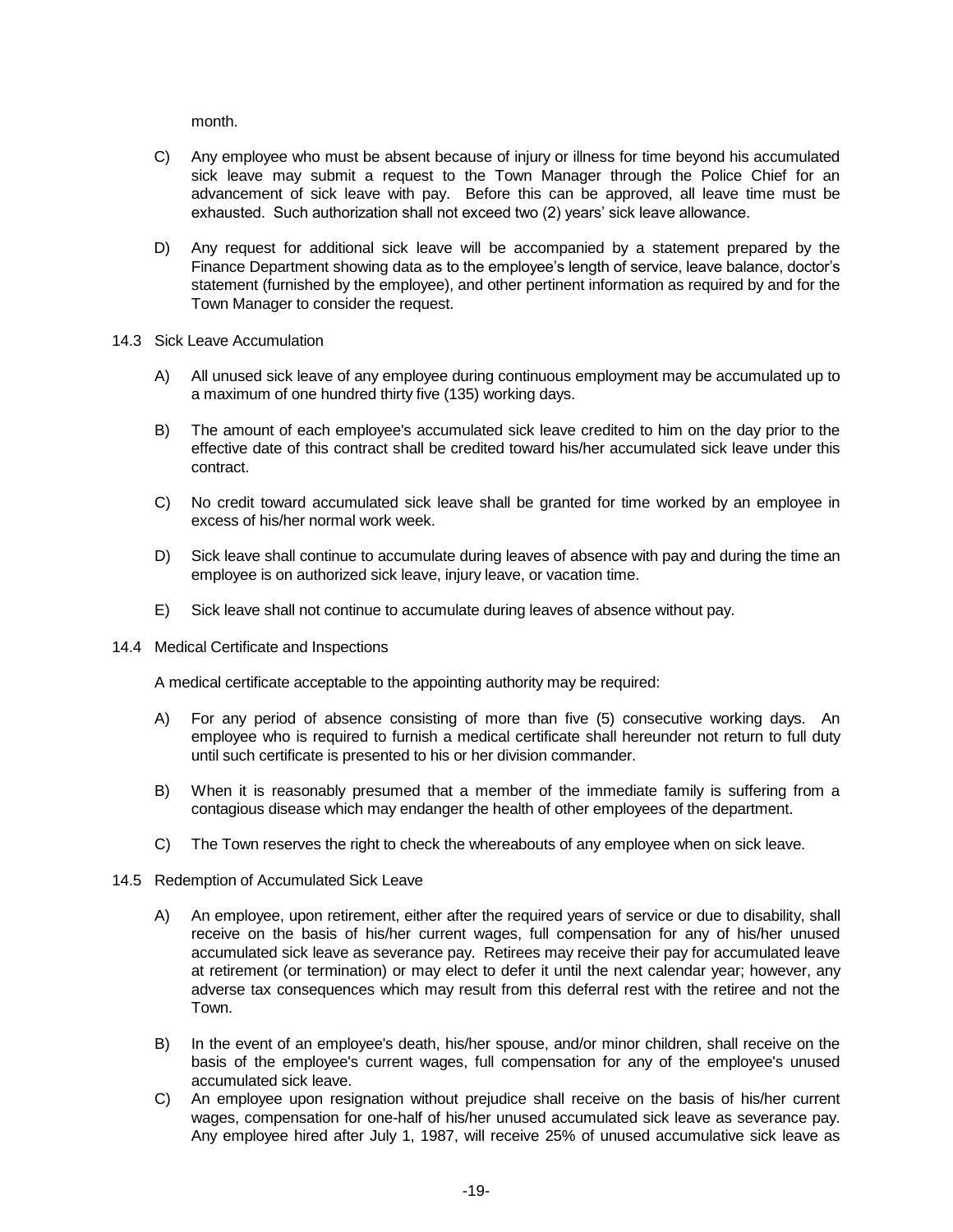month.

C) Any employee who must be absent because of injury or illness for time beyond his accumulated sick leave may submit a request to the Town Manager through the Police Chief for an advancement of sick leave with pay. Before this can be approved, all leave time must be exhausted. Such authorization shall not exceed two (2) years' sick leave allowance.

D) Any request for additional sick leave will be accompanied by a statement prepared by the Finance Department showing data as to the employee's length of service, leave balance, doctor's statement (furnished by the employee), and other pertinent information as required by and for the Town Manager to consider the request.

14.3 Sick Leave Accumulation

A) All unused sick leave of any employee during continuous employment may be accumulated up to a maximum of one hundred thirty five (135) working days.

B) The amount of each employee's accumulated sick leave credited to him on the day prior to the effective date of this contract shall be credited toward his/her accumulated sick leave under this contract.

C) No credit toward accumulated sick leave shall be granted for time worked by an employee in excess of his/her normal work week.

D) Sick leave shall continue to accumulate during leaves of absence with pay and during the time an employee is on authorized sick leave, injury leave, or vacation time.

E) Sick leave shall not continue to accumulate during leaves of absence without pay.

14.4 Medical Certificate and Inspections

A medical certificate acceptable to the appointing authority may be required:

A) For any period of absence consisting of more than five (5) consecutive working days. An employee who is required to furnish a medical certificate shall hereunder not return to full duty until such certificate is presented to his or her division commander.

B) When it is reasonably presumed that a member of the immediate family is suffering from a contagious disease which may endanger the health of other employees of the department.

C) The Town reserves the right to check the whereabouts of any employee when on sick leave.

14.5 Redemption of Accumulated Sick Leave

A) An employee, upon retirement, either after the required years of service or due to disability, shall receive on the basis of his/her current wages, full compensation for any of his/her unused accumulated sick leave as severance pay. Retirees may receive their pay for accumulated leave at retirement (or termination) or may elect to defer it until the next calendar year; however, any adverse tax consequences which may result from this deferral rest with the retiree and not the Town.

B) In the event of an employee's death, his/her spouse, and/or minor children, shall receive on the basis of the employee's current wages, full compensation for any of the employee's unused accumulated sick leave.

C) An employee upon resignation without prejudice shall receive on the basis of his/her current wages, compensation for one-half of his/her unused accumulated sick leave as severance pay. Any employee hired after July 1, 1987, will receive 25% of unused accumulative sick leave as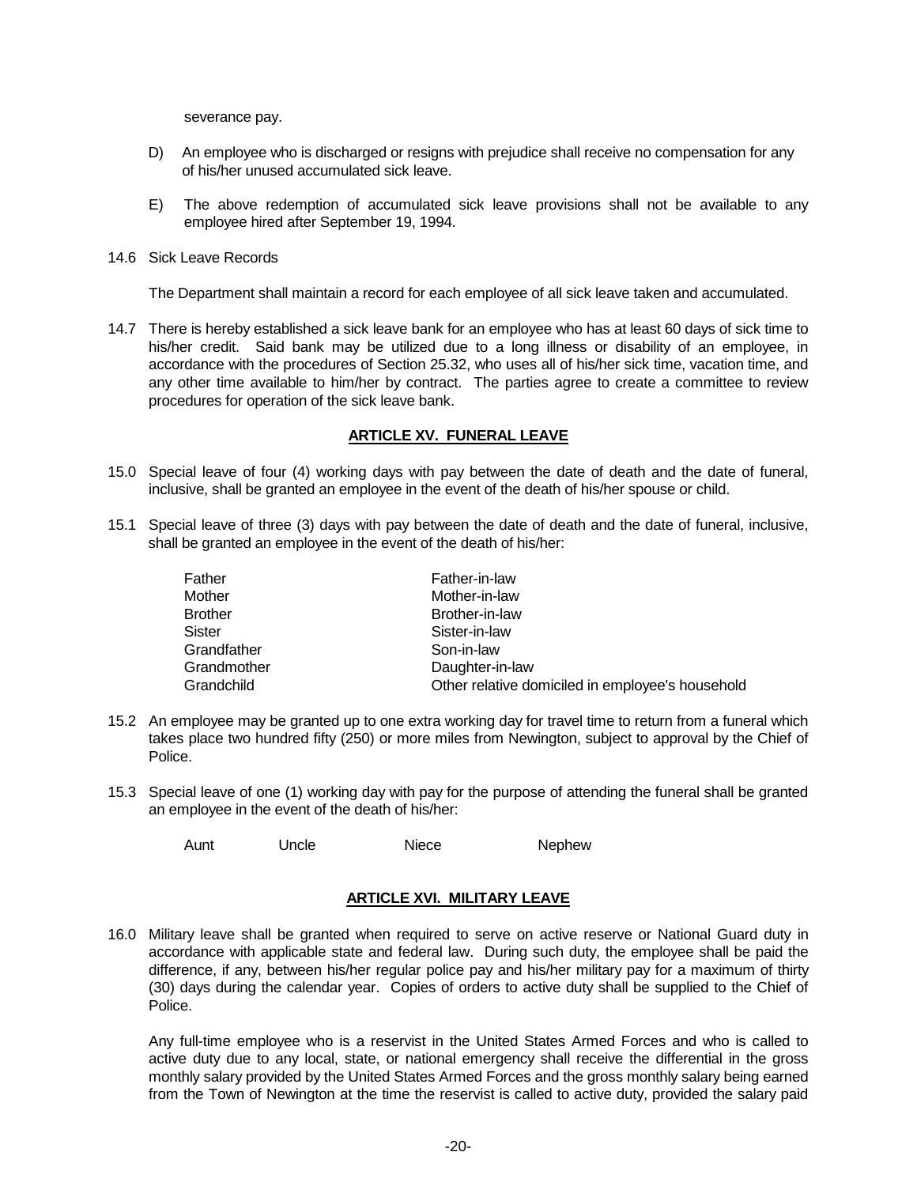severance pay.

D) An employee who is discharged or resigns with prejudice shall receive no compensation for any of his/her unused accumulated sick leave.

E) The above redemption of accumulated sick leave provisions shall not be available to any employee hired after September 19, 1994.

14.6 Sick Leave Records

The Department shall maintain a record for each employee of all sick leave taken and accumulated.

14.7 There is hereby established a sick leave bank for an employee who has at least 60 days of sick time to his/her credit. Said bank may be utilized due to a long illness or disability of an employee, in accordance with the procedures of Section 25.32, who uses all of his/her sick time, vacation time, and any other time available to him/her by contract. The parties agree to create a committee to review procedures for operation of the sick leave bank.

## ARTICLE XV. FUNERAL LEAVE

15.0 Special leave of four (4) working days with pay between the date of death and the date of funeral, inclusive, shall be granted an employee in the event of the death of his/her spouse or child.

15.1 Special leave of three (3) days with pay between the date of death and the date of funeral, inclusive, shall be granted an employee in the event of the death of his/her:

| | |
|---|---|
| Father | Father-in-law |
| Mother | Mother-in-law |
| Brother | Brother-in-law |
| Sister | Sister-in-law |
| Grandfather | Son-in-law |
| Grandmother | Daughter-in-law |
| Grandchild | Other relative domiciled in employee's household |

15.2 An employee may be granted up to one extra working day for travel time to return from a funeral which takes place two hundred fifty (250) or more miles from Newington, subject to approval by the Chief of Police.

15.3 Special leave of one (1) working day with pay for the purpose of attending the funeral shall be granted an employee in the event of the death of his/her:

Aunt Uncle Niece Nephew

## ARTICLE XVI. MILITARY LEAVE

16.0 Military leave shall be granted when required to serve on active reserve or National Guard duty in accordance with applicable state and federal law. During such duty, the employee shall be paid the difference, if any, between his/her regular police pay and his/her military pay for a maximum of thirty (30) days during the calendar year. Copies of orders to active duty shall be supplied to the Chief of Police.

Any full-time employee who is a reservist in the United States Armed Forces and who is called to active duty due to any local, state, or national emergency shall receive the differential in the gross monthly salary provided by the United States Armed Forces and the gross monthly salary being earned from the Town of Newington at the time the reservist is called to active duty, provided the salary paid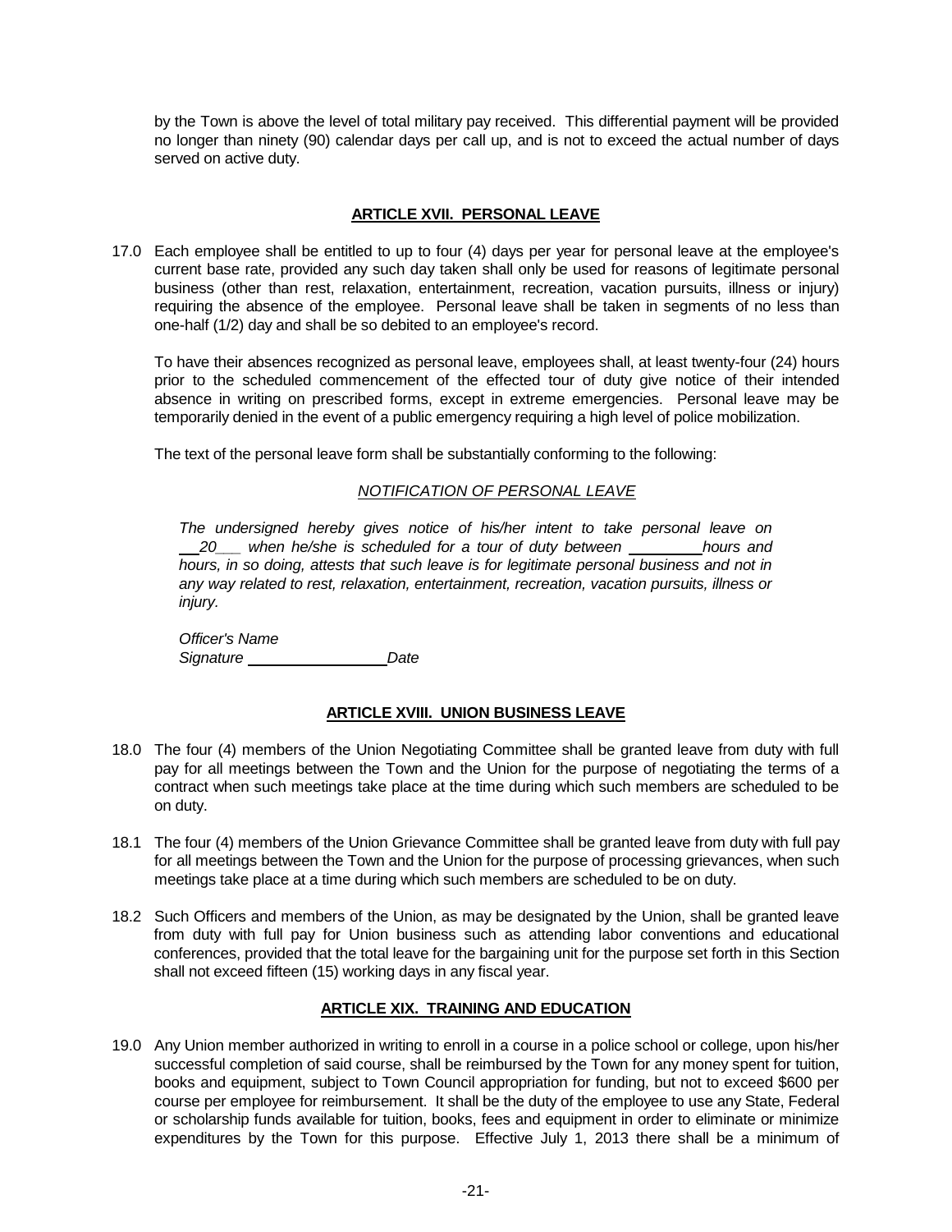by the Town is above the level of total military pay received. This differential payment will be provided no longer than ninety (90) calendar days per call up, and is not to exceed the actual number of days served on active duty.

## ARTICLE XVII. PERSONAL LEAVE

17.0 Each employee shall be entitled to up to four (4) days per year for personal leave at the employee's current base rate, provided any such day taken shall only be used for reasons of legitimate personal business (other than rest, relaxation, entertainment, recreation, vacation pursuits, illness or injury) requiring the absence of the employee. Personal leave shall be taken in segments of no less than one-half (1/2) day and shall be so debited to an employee's record.

To have their absences recognized as personal leave, employees shall, at least twenty-four (24) hours prior to the scheduled commencement of the effected tour of duty give notice of their intended absence in writing on prescribed forms, except in extreme emergencies. Personal leave may be temporarily denied in the event of a public emergency requiring a high level of police mobilization.

The text of the personal leave form shall be substantially conforming to the following:

*NOTIFICATION OF PERSONAL LEAVE*

*The undersigned hereby gives notice of his/her intent to take personal leave on \_\_20\_\_\_ when he/she is scheduled for a tour of duty between \_\_\_\_\_\_\_\_\_hours and hours, in so doing, attests that such leave is for legitimate personal business and not in any way related to rest, relaxation, entertainment, recreation, vacation pursuits, illness or injury.*

*Officer's Name*
*Signature \_\_\_\_\_\_\_\_\_\_\_\_\_\_\_\_\_Date*

## ARTICLE XVIII. UNION BUSINESS LEAVE

18.0 The four (4) members of the Union Negotiating Committee shall be granted leave from duty with full pay for all meetings between the Town and the Union for the purpose of negotiating the terms of a contract when such meetings take place at the time during which such members are scheduled to be on duty.

18.1 The four (4) members of the Union Grievance Committee shall be granted leave from duty with full pay for all meetings between the Town and the Union for the purpose of processing grievances, when such meetings take place at a time during which such members are scheduled to be on duty.

18.2 Such Officers and members of the Union, as may be designated by the Union, shall be granted leave from duty with full pay for Union business such as attending labor conventions and educational conferences, provided that the total leave for the bargaining unit for the purpose set forth in this Section shall not exceed fifteen (15) working days in any fiscal year.

## ARTICLE XIX. TRAINING AND EDUCATION

19.0 Any Union member authorized in writing to enroll in a course in a police school or college, upon his/her successful completion of said course, shall be reimbursed by the Town for any money spent for tuition, books and equipment, subject to Town Council appropriation for funding, but not to exceed $600 per course per employee for reimbursement. It shall be the duty of the employee to use any State, Federal or scholarship funds available for tuition, books, fees and equipment in order to eliminate or minimize expenditures by the Town for this purpose. Effective July 1, 2013 there shall be a minimum of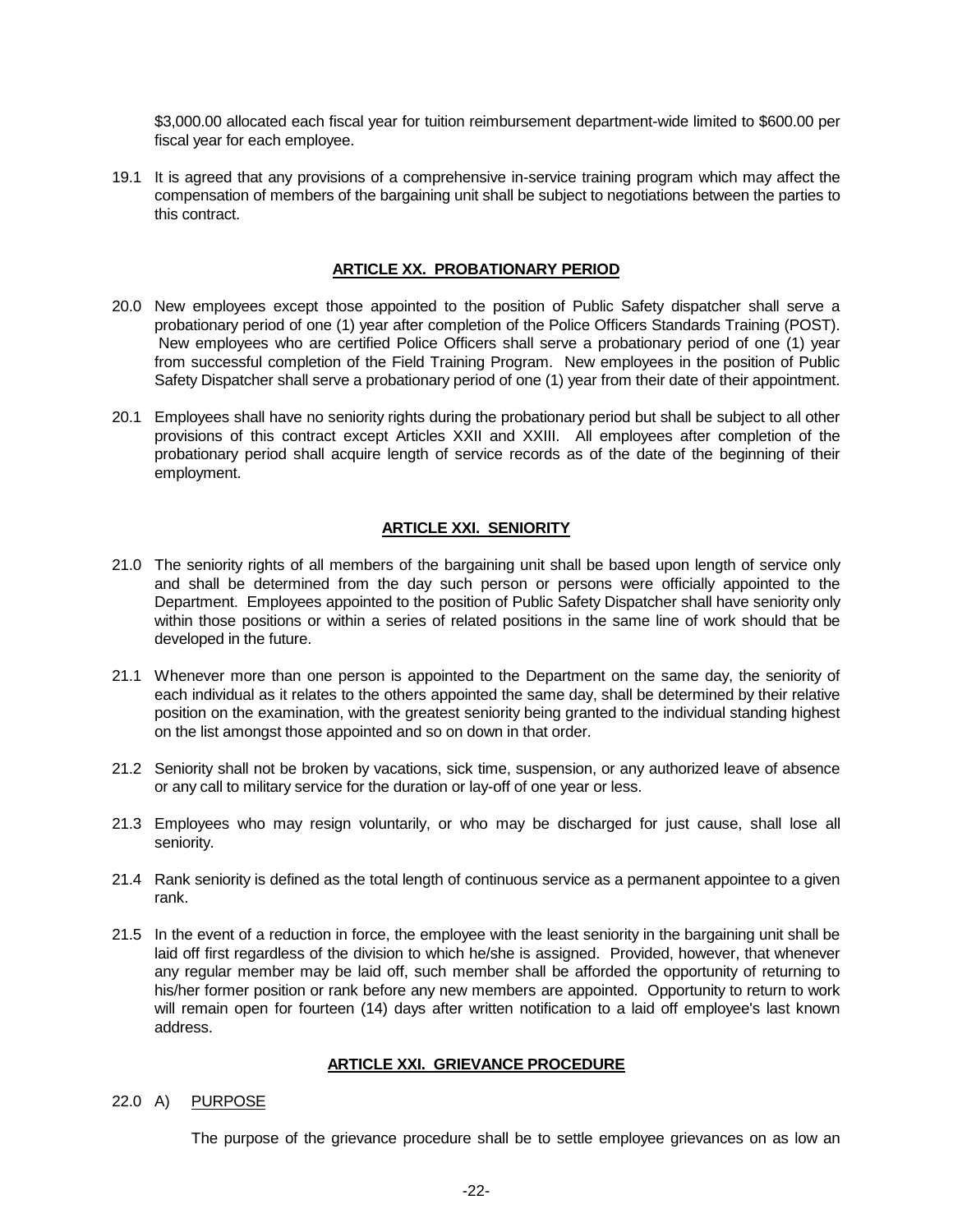$3,000.00 allocated each fiscal year for tuition reimbursement department-wide limited to $600.00 per fiscal year for each employee.

19.1 It is agreed that any provisions of a comprehensive in-service training program which may affect the compensation of members of the bargaining unit shall be subject to negotiations between the parties to this contract.

## ARTICLE XX. PROBATIONARY PERIOD

20.0 New employees except those appointed to the position of Public Safety dispatcher shall serve a probationary period of one (1) year after completion of the Police Officers Standards Training (POST). New employees who are certified Police Officers shall serve a probationary period of one (1) year from successful completion of the Field Training Program. New employees in the position of Public Safety Dispatcher shall serve a probationary period of one (1) year from their date of their appointment.

20.1 Employees shall have no seniority rights during the probationary period but shall be subject to all other provisions of this contract except Articles XXII and XXIII. All employees after completion of the probationary period shall acquire length of service records as of the date of the beginning of their employment.

## ARTICLE XXI. SENIORITY

21.0 The seniority rights of all members of the bargaining unit shall be based upon length of service only and shall be determined from the day such person or persons were officially appointed to the Department. Employees appointed to the position of Public Safety Dispatcher shall have seniority only within those positions or within a series of related positions in the same line of work should that be developed in the future.

21.1 Whenever more than one person is appointed to the Department on the same day, the seniority of each individual as it relates to the others appointed the same day, shall be determined by their relative position on the examination, with the greatest seniority being granted to the individual standing highest on the list amongst those appointed and so on down in that order.

21.2 Seniority shall not be broken by vacations, sick time, suspension, or any authorized leave of absence or any call to military service for the duration or lay-off of one year or less.

21.3 Employees who may resign voluntarily, or who may be discharged for just cause, shall lose all seniority.

21.4 Rank seniority is defined as the total length of continuous service as a permanent appointee to a given rank.

21.5 In the event of a reduction in force, the employee with the least seniority in the bargaining unit shall be laid off first regardless of the division to which he/she is assigned. Provided, however, that whenever any regular member may be laid off, such member shall be afforded the opportunity of returning to his/her former position or rank before any new members are appointed. Opportunity to return to work will remain open for fourteen (14) days after written notification to a laid off employee's last known address.

## ARTICLE XXI. GRIEVANCE PROCEDURE

22.0 A) PURPOSE

The purpose of the grievance procedure shall be to settle employee grievances on as low an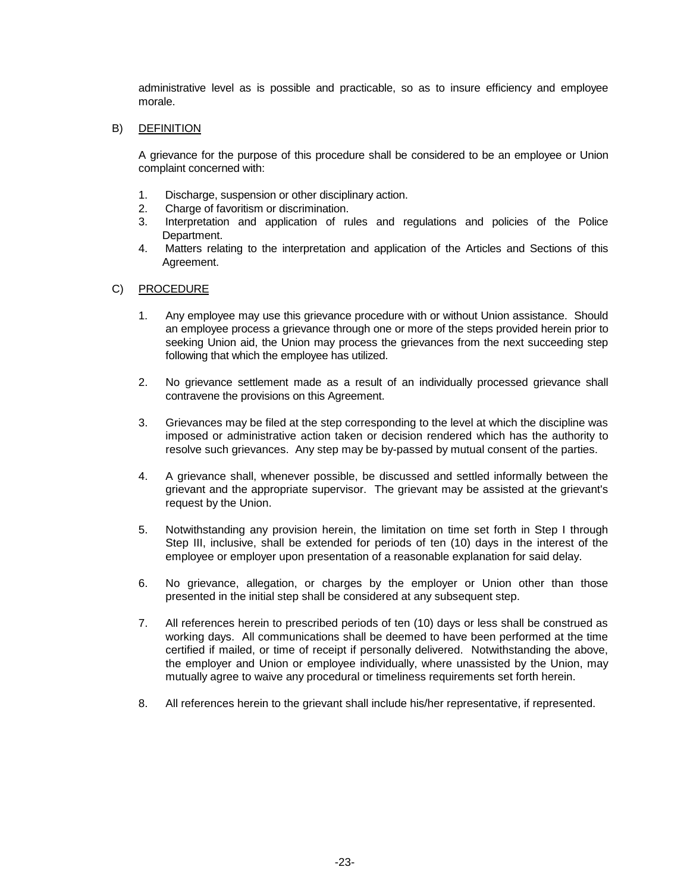administrative level as is possible and practicable, so as to insure efficiency and employee morale.

B) <u>DEFINITION</u>

A grievance for the purpose of this procedure shall be considered to be an employee or Union complaint concerned with:

1. Discharge, suspension or other disciplinary action.
2. Charge of favoritism or discrimination.
3. Interpretation and application of rules and regulations and policies of the Police Department.
4. Matters relating to the interpretation and application of the Articles and Sections of this Agreement.

C) <u>PROCEDURE</u>

1. Any employee may use this grievance procedure with or without Union assistance. Should an employee process a grievance through one or more of the steps provided herein prior to seeking Union aid, the Union may process the grievances from the next succeeding step following that which the employee has utilized.

2. No grievance settlement made as a result of an individually processed grievance shall contravene the provisions on this Agreement.

3. Grievances may be filed at the step corresponding to the level at which the discipline was imposed or administrative action taken or decision rendered which has the authority to resolve such grievances. Any step may be by-passed by mutual consent of the parties.

4. A grievance shall, whenever possible, be discussed and settled informally between the grievant and the appropriate supervisor. The grievant may be assisted at the grievant's request by the Union.

5. Notwithstanding any provision herein, the limitation on time set forth in Step I through Step III, inclusive, shall be extended for periods of ten (10) days in the interest of the employee or employer upon presentation of a reasonable explanation for said delay.

6. No grievance, allegation, or charges by the employer or Union other than those presented in the initial step shall be considered at any subsequent step.

7. All references herein to prescribed periods of ten (10) days or less shall be construed as working days. All communications shall be deemed to have been performed at the time certified if mailed, or time of receipt if personally delivered. Notwithstanding the above, the employer and Union or employee individually, where unassisted by the Union, may mutually agree to waive any procedural or timeliness requirements set forth herein.

8. All references herein to the grievant shall include his/her representative, if represented.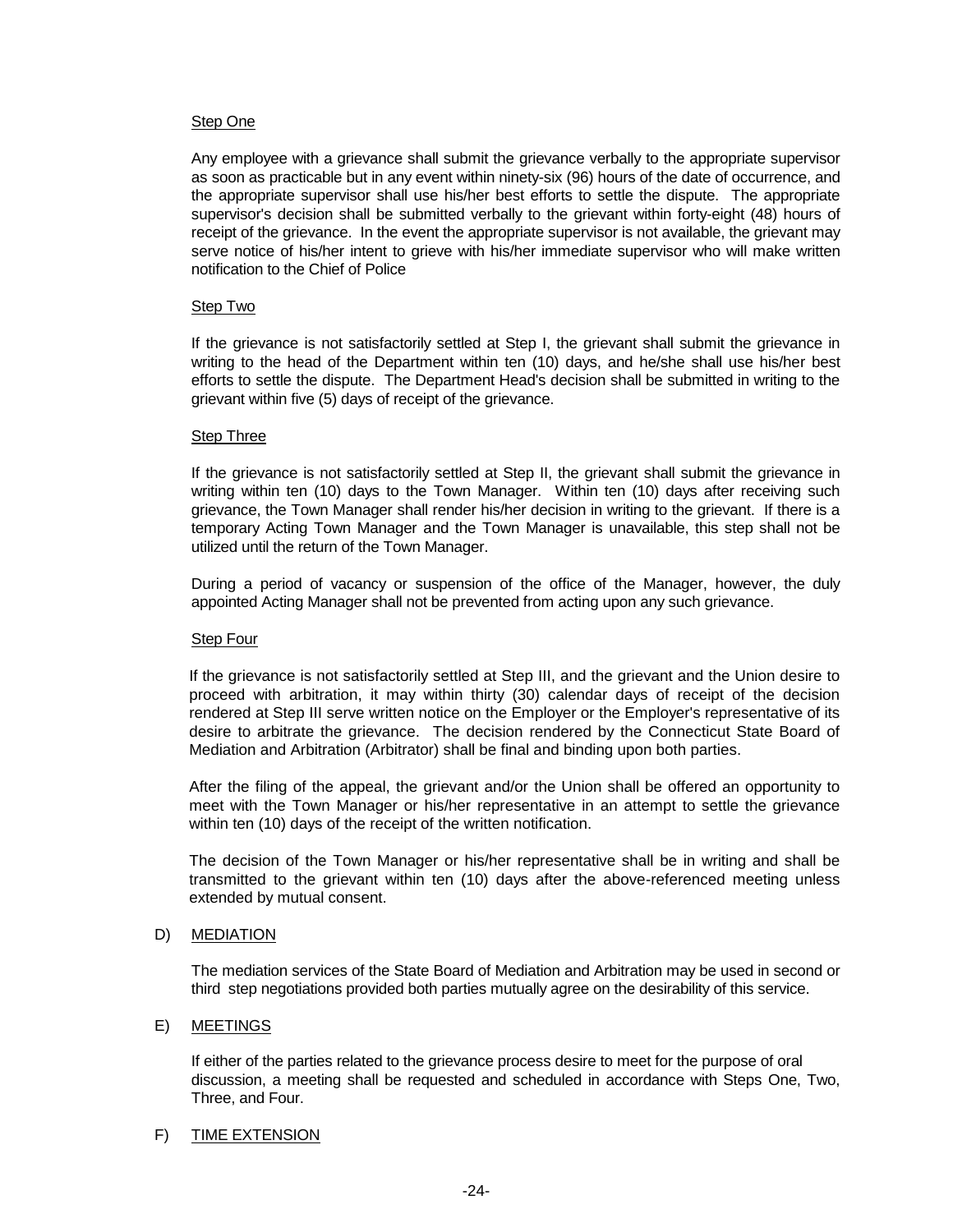Step One

Any employee with a grievance shall submit the grievance verbally to the appropriate supervisor as soon as practicable but in any event within ninety-six (96) hours of the date of occurrence, and the appropriate supervisor shall use his/her best efforts to settle the dispute. The appropriate supervisor's decision shall be submitted verbally to the grievant within forty-eight (48) hours of receipt of the grievance. In the event the appropriate supervisor is not available, the grievant may serve notice of his/her intent to grieve with his/her immediate supervisor who will make written notification to the Chief of Police

Step Two

If the grievance is not satisfactorily settled at Step I, the grievant shall submit the grievance in writing to the head of the Department within ten (10) days, and he/she shall use his/her best efforts to settle the dispute. The Department Head's decision shall be submitted in writing to the grievant within five (5) days of receipt of the grievance.

Step Three

If the grievance is not satisfactorily settled at Step II, the grievant shall submit the grievance in writing within ten (10) days to the Town Manager. Within ten (10) days after receiving such grievance, the Town Manager shall render his/her decision in writing to the grievant. If there is a temporary Acting Town Manager and the Town Manager is unavailable, this step shall not be utilized until the return of the Town Manager.

During a period of vacancy or suspension of the office of the Manager, however, the duly appointed Acting Manager shall not be prevented from acting upon any such grievance.

Step Four

If the grievance is not satisfactorily settled at Step III, and the grievant and the Union desire to proceed with arbitration, it may within thirty (30) calendar days of receipt of the decision rendered at Step III serve written notice on the Employer or the Employer's representative of its desire to arbitrate the grievance. The decision rendered by the Connecticut State Board of Mediation and Arbitration (Arbitrator) shall be final and binding upon both parties.

After the filing of the appeal, the grievant and/or the Union shall be offered an opportunity to meet with the Town Manager or his/her representative in an attempt to settle the grievance within ten (10) days of the receipt of the written notification.

The decision of the Town Manager or his/her representative shall be in writing and shall be transmitted to the grievant within ten (10) days after the above-referenced meeting unless extended by mutual consent.

D) MEDIATION

The mediation services of the State Board of Mediation and Arbitration may be used in second or third step negotiations provided both parties mutually agree on the desirability of this service.

E) MEETINGS

If either of the parties related to the grievance process desire to meet for the purpose of oral discussion, a meeting shall be requested and scheduled in accordance with Steps One, Two, Three, and Four.

F) TIME EXTENSION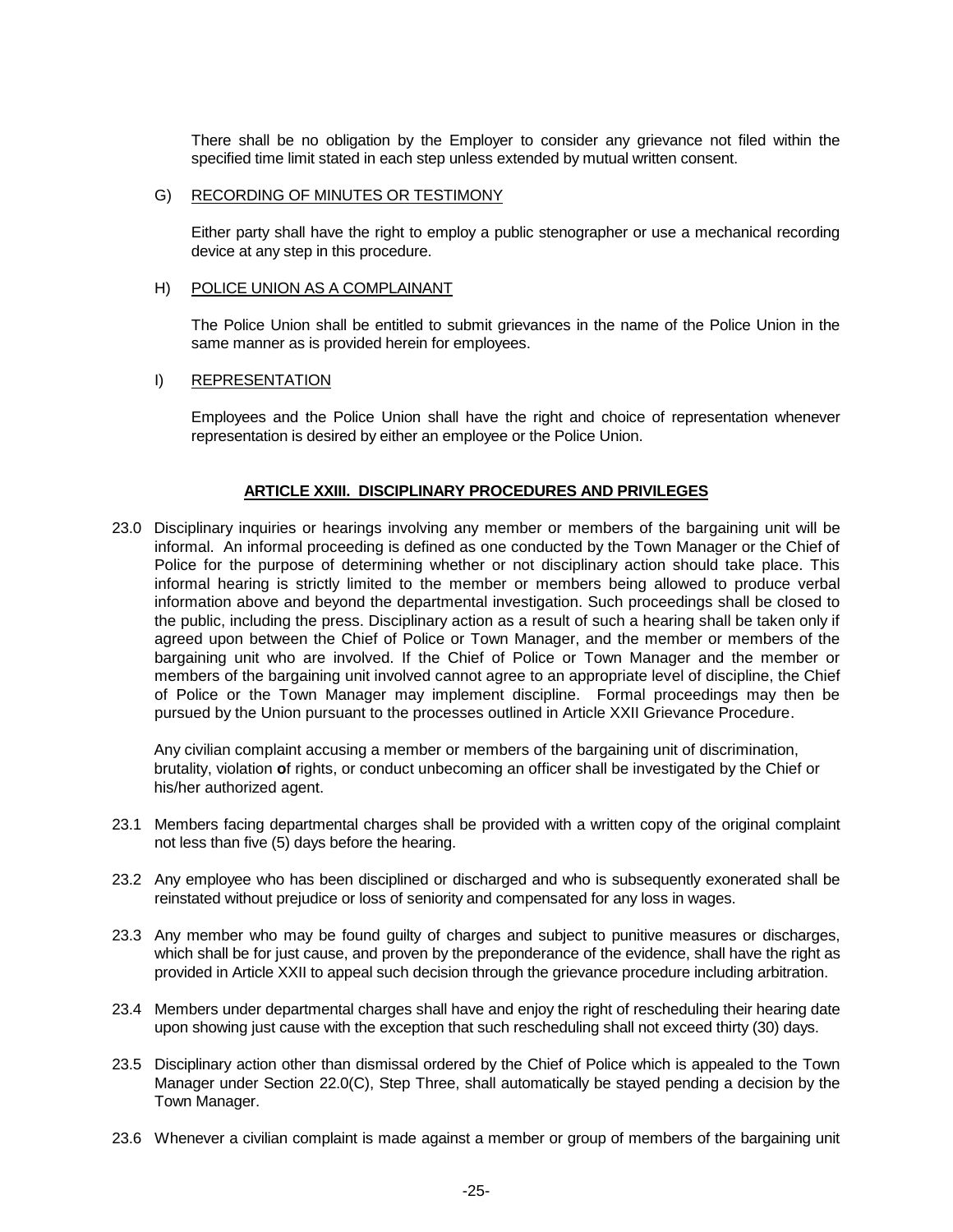There shall be no obligation by the Employer to consider any grievance not filed within the specified time limit stated in each step unless extended by mutual written consent.

G) RECORDING OF MINUTES OR TESTIMONY

Either party shall have the right to employ a public stenographer or use a mechanical recording device at any step in this procedure.

H) POLICE UNION AS A COMPLAINANT

The Police Union shall be entitled to submit grievances in the name of the Police Union in the same manner as is provided herein for employees.

I) REPRESENTATION

Employees and the Police Union shall have the right and choice of representation whenever representation is desired by either an employee or the Police Union.

## ARTICLE XXIII. DISCIPLINARY PROCEDURES AND PRIVILEGES

23.0 Disciplinary inquiries or hearings involving any member or members of the bargaining unit will be informal. An informal proceeding is defined as one conducted by the Town Manager or the Chief of Police for the purpose of determining whether or not disciplinary action should take place. This informal hearing is strictly limited to the member or members being allowed to produce verbal information above and beyond the departmental investigation. Such proceedings shall be closed to the public, including the press. Disciplinary action as a result of such a hearing shall be taken only if agreed upon between the Chief of Police or Town Manager, and the member or members of the bargaining unit who are involved. If the Chief of Police or Town Manager and the member or members of the bargaining unit involved cannot agree to an appropriate level of discipline, the Chief of Police or the Town Manager may implement discipline. Formal proceedings may then be pursued by the Union pursuant to the processes outlined in Article XXII Grievance Procedure.

Any civilian complaint accusing a member or members of the bargaining unit of discrimination, brutality, violation of rights, or conduct unbecoming an officer shall be investigated by the Chief or his/her authorized agent.

23.1 Members facing departmental charges shall be provided with a written copy of the original complaint not less than five (5) days before the hearing.

23.2 Any employee who has been disciplined or discharged and who is subsequently exonerated shall be reinstated without prejudice or loss of seniority and compensated for any loss in wages.

23.3 Any member who may be found guilty of charges and subject to punitive measures or discharges, which shall be for just cause, and proven by the preponderance of the evidence, shall have the right as provided in Article XXII to appeal such decision through the grievance procedure including arbitration.

23.4 Members under departmental charges shall have and enjoy the right of rescheduling their hearing date upon showing just cause with the exception that such rescheduling shall not exceed thirty (30) days.

23.5 Disciplinary action other than dismissal ordered by the Chief of Police which is appealed to the Town Manager under Section 22.0(C), Step Three, shall automatically be stayed pending a decision by the Town Manager.

23.6 Whenever a civilian complaint is made against a member or group of members of the bargaining unit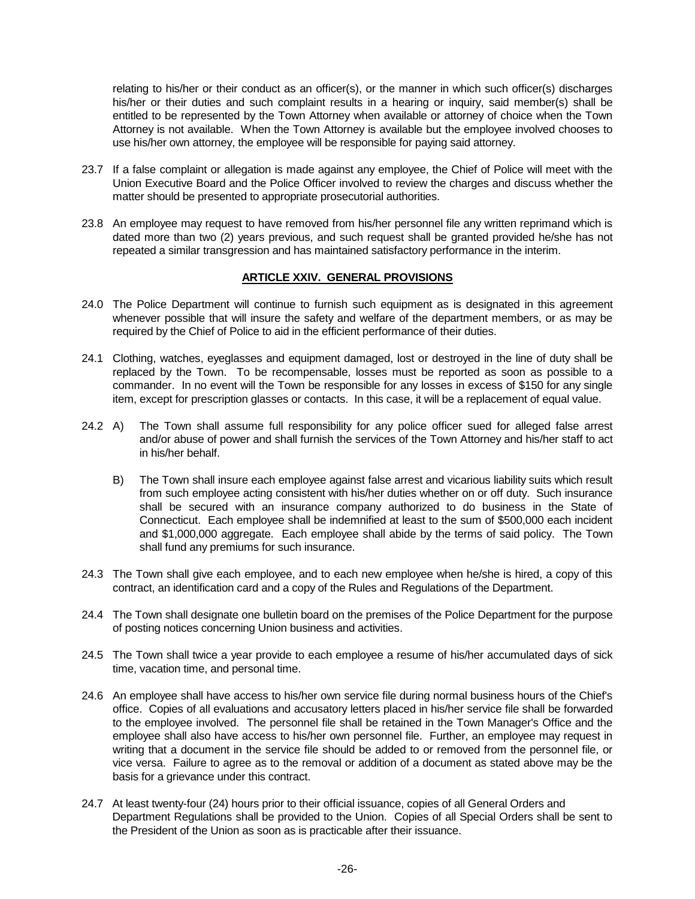relating to his/her or their conduct as an officer(s), or the manner in which such officer(s) discharges his/her or their duties and such complaint results in a hearing or inquiry, said member(s) shall be entitled to be represented by the Town Attorney when available or attorney of choice when the Town Attorney is not available. When the Town Attorney is available but the employee involved chooses to use his/her own attorney, the employee will be responsible for paying said attorney.

23.7 If a false complaint or allegation is made against any employee, the Chief of Police will meet with the Union Executive Board and the Police Officer involved to review the charges and discuss whether the matter should be presented to appropriate prosecutorial authorities.

23.8 An employee may request to have removed from his/her personnel file any written reprimand which is dated more than two (2) years previous, and such request shall be granted provided he/she has not repeated a similar transgression and has maintained satisfactory performance in the interim.

## ARTICLE XXIV. GENERAL PROVISIONS

24.0 The Police Department will continue to furnish such equipment as is designated in this agreement whenever possible that will insure the safety and welfare of the department members, or as may be required by the Chief of Police to aid in the efficient performance of their duties.

24.1 Clothing, watches, eyeglasses and equipment damaged, lost or destroyed in the line of duty shall be replaced by the Town. To be recompensable, losses must be reported as soon as possible to a commander. In no event will the Town be responsible for any losses in excess of $150 for any single item, except for prescription glasses or contacts. In this case, it will be a replacement of equal value.

24.2 A) The Town shall assume full responsibility for any police officer sued for alleged false arrest and/or abuse of power and shall furnish the services of the Town Attorney and his/her staff to act in his/her behalf.

B) The Town shall insure each employee against false arrest and vicarious liability suits which result from such employee acting consistent with his/her duties whether on or off duty. Such insurance shall be secured with an insurance company authorized to do business in the State of Connecticut. Each employee shall be indemnified at least to the sum of $500,000 each incident and $1,000,000 aggregate. Each employee shall abide by the terms of said policy. The Town shall fund any premiums for such insurance.

24.3 The Town shall give each employee, and to each new employee when he/she is hired, a copy of this contract, an identification card and a copy of the Rules and Regulations of the Department.

24.4 The Town shall designate one bulletin board on the premises of the Police Department for the purpose of posting notices concerning Union business and activities.

24.5 The Town shall twice a year provide to each employee a resume of his/her accumulated days of sick time, vacation time, and personal time.

24.6 An employee shall have access to his/her own service file during normal business hours of the Chief's office. Copies of all evaluations and accusatory letters placed in his/her service file shall be forwarded to the employee involved. The personnel file shall be retained in the Town Manager's Office and the employee shall also have access to his/her own personnel file. Further, an employee may request in writing that a document in the service file should be added to or removed from the personnel file, or vice versa. Failure to agree as to the removal or addition of a document as stated above may be the basis for a grievance under this contract.

24.7 At least twenty-four (24) hours prior to their official issuance, copies of all General Orders and Department Regulations shall be provided to the Union. Copies of all Special Orders shall be sent to the President of the Union as soon as is practicable after their issuance.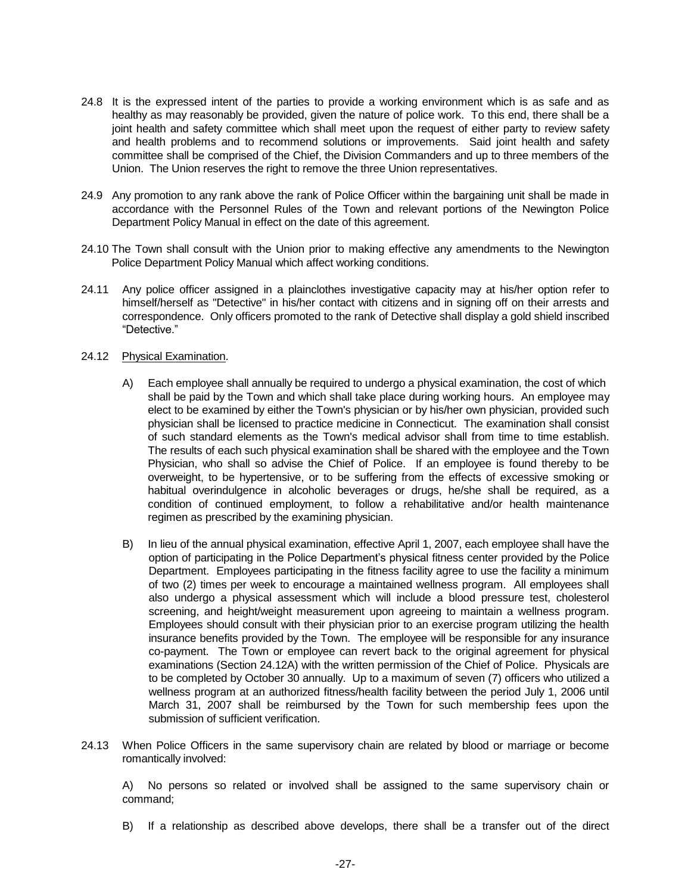24.8 It is the expressed intent of the parties to provide a working environment which is as safe and as healthy as may reasonably be provided, given the nature of police work. To this end, there shall be a joint health and safety committee which shall meet upon the request of either party to review safety and health problems and to recommend solutions or improvements. Said joint health and safety committee shall be comprised of the Chief, the Division Commanders and up to three members of the Union. The Union reserves the right to remove the three Union representatives.

24.9 Any promotion to any rank above the rank of Police Officer within the bargaining unit shall be made in accordance with the Personnel Rules of the Town and relevant portions of the Newington Police Department Policy Manual in effect on the date of this agreement.

24.10 The Town shall consult with the Union prior to making effective any amendments to the Newington Police Department Policy Manual which affect working conditions.

24.11 Any police officer assigned in a plainclothes investigative capacity may at his/her option refer to himself/herself as "Detective" in his/her contact with citizens and in signing off on their arrests and correspondence. Only officers promoted to the rank of Detective shall display a gold shield inscribed "Detective."

24.12 Physical Examination.

A) Each employee shall annually be required to undergo a physical examination, the cost of which shall be paid by the Town and which shall take place during working hours. An employee may elect to be examined by either the Town's physician or by his/her own physician, provided such physician shall be licensed to practice medicine in Connecticut. The examination shall consist of such standard elements as the Town's medical advisor shall from time to time establish. The results of each such physical examination shall be shared with the employee and the Town Physician, who shall so advise the Chief of Police. If an employee is found thereby to be overweight, to be hypertensive, or to be suffering from the effects of excessive smoking or habitual overindulgence in alcoholic beverages or drugs, he/she shall be required, as a condition of continued employment, to follow a rehabilitative and/or health maintenance regimen as prescribed by the examining physician.

B) In lieu of the annual physical examination, effective April 1, 2007, each employee shall have the option of participating in the Police Department's physical fitness center provided by the Police Department. Employees participating in the fitness facility agree to use the facility a minimum of two (2) times per week to encourage a maintained wellness program. All employees shall also undergo a physical assessment which will include a blood pressure test, cholesterol screening, and height/weight measurement upon agreeing to maintain a wellness program. Employees should consult with their physician prior to an exercise program utilizing the health insurance benefits provided by the Town. The employee will be responsible for any insurance co-payment. The Town or employee can revert back to the original agreement for physical examinations (Section 24.12A) with the written permission of the Chief of Police. Physicals are to be completed by October 30 annually. Up to a maximum of seven (7) officers who utilized a wellness program at an authorized fitness/health facility between the period July 1, 2006 until March 31, 2007 shall be reimbursed by the Town for such membership fees upon the submission of sufficient verification.

24.13 When Police Officers in the same supervisory chain are related by blood or marriage or become romantically involved:

A) No persons so related or involved shall be assigned to the same supervisory chain or command;

B) If a relationship as described above develops, there shall be a transfer out of the direct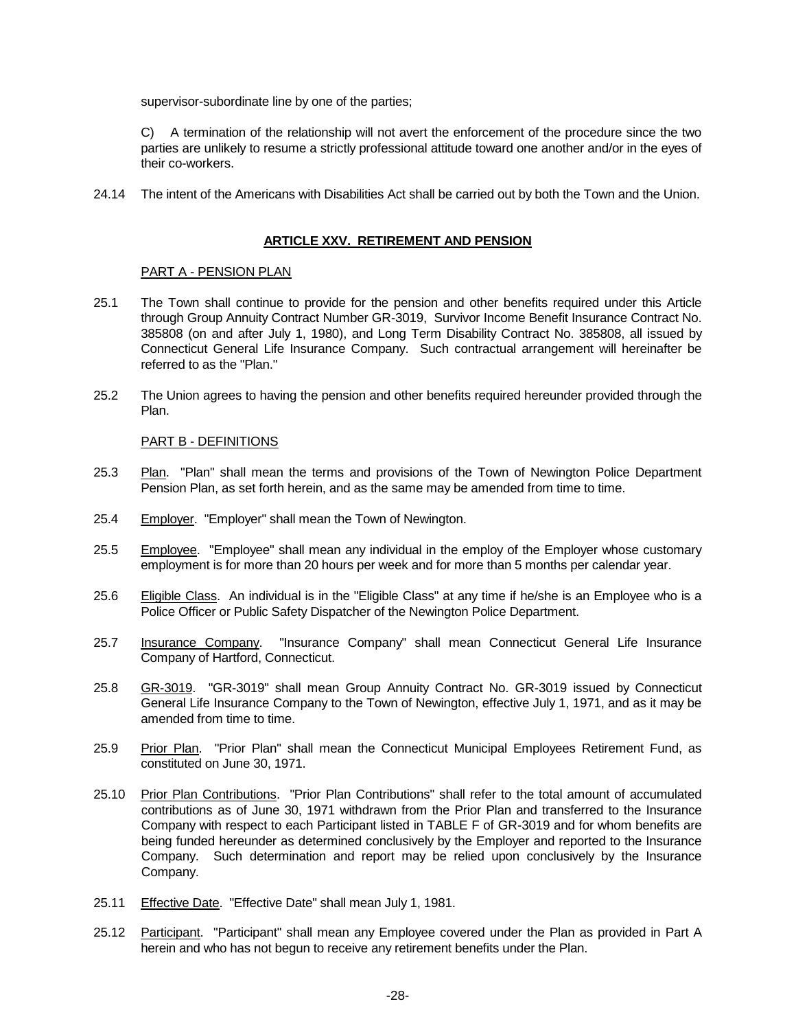supervisor-subordinate line by one of the parties;

C) A termination of the relationship will not avert the enforcement of the procedure since the two parties are unlikely to resume a strictly professional attitude toward one another and/or in the eyes of their co-workers.

24.14 The intent of the Americans with Disabilities Act shall be carried out by both the Town and the Union.

## ARTICLE XXV. RETIREMENT AND PENSION

PART A - PENSION PLAN

25.1 The Town shall continue to provide for the pension and other benefits required under this Article through Group Annuity Contract Number GR-3019, Survivor Income Benefit Insurance Contract No. 385808 (on and after July 1, 1980), and Long Term Disability Contract No. 385808, all issued by Connecticut General Life Insurance Company. Such contractual arrangement will hereinafter be referred to as the "Plan."

25.2 The Union agrees to having the pension and other benefits required hereunder provided through the Plan.

PART B - DEFINITIONS

25.3 Plan. "Plan" shall mean the terms and provisions of the Town of Newington Police Department Pension Plan, as set forth herein, and as the same may be amended from time to time.

25.4 Employer. "Employer" shall mean the Town of Newington.

25.5 Employee. "Employee" shall mean any individual in the employ of the Employer whose customary employment is for more than 20 hours per week and for more than 5 months per calendar year.

25.6 Eligible Class. An individual is in the "Eligible Class" at any time if he/she is an Employee who is a Police Officer or Public Safety Dispatcher of the Newington Police Department.

25.7 Insurance Company. "Insurance Company" shall mean Connecticut General Life Insurance Company of Hartford, Connecticut.

25.8 GR-3019. "GR-3019" shall mean Group Annuity Contract No. GR-3019 issued by Connecticut General Life Insurance Company to the Town of Newington, effective July 1, 1971, and as it may be amended from time to time.

25.9 Prior Plan. "Prior Plan" shall mean the Connecticut Municipal Employees Retirement Fund, as constituted on June 30, 1971.

25.10 Prior Plan Contributions. "Prior Plan Contributions" shall refer to the total amount of accumulated contributions as of June 30, 1971 withdrawn from the Prior Plan and transferred to the Insurance Company with respect to each Participant listed in TABLE F of GR-3019 and for whom benefits are being funded hereunder as determined conclusively by the Employer and reported to the Insurance Company. Such determination and report may be relied upon conclusively by the Insurance Company.

25.11 Effective Date. "Effective Date" shall mean July 1, 1981.

25.12 Participant. "Participant" shall mean any Employee covered under the Plan as provided in Part A herein and who has not begun to receive any retirement benefits under the Plan.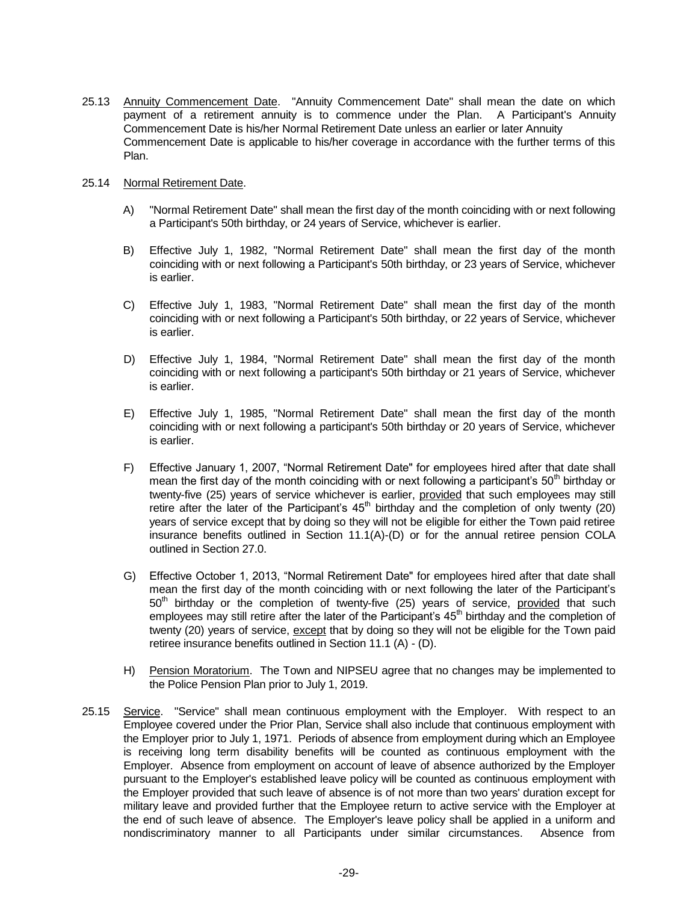25.13 Annuity Commencement Date. "Annuity Commencement Date" shall mean the date on which payment of a retirement annuity is to commence under the Plan. A Participant's Annuity Commencement Date is his/her Normal Retirement Date unless an earlier or later Annuity Commencement Date is applicable to his/her coverage in accordance with the further terms of this Plan.

25.14 Normal Retirement Date.

A) "Normal Retirement Date" shall mean the first day of the month coinciding with or next following a Participant's 50th birthday, or 24 years of Service, whichever is earlier.

B) Effective July 1, 1982, "Normal Retirement Date" shall mean the first day of the month coinciding with or next following a Participant's 50th birthday, or 23 years of Service, whichever is earlier.

C) Effective July 1, 1983, "Normal Retirement Date" shall mean the first day of the month coinciding with or next following a Participant's 50th birthday, or 22 years of Service, whichever is earlier.

D) Effective July 1, 1984, "Normal Retirement Date" shall mean the first day of the month coinciding with or next following a participant's 50th birthday or 21 years of Service, whichever is earlier.

E) Effective July 1, 1985, "Normal Retirement Date" shall mean the first day of the month coinciding with or next following a participant's 50th birthday or 20 years of Service, whichever is earlier.

F) Effective January 1, 2007, "Normal Retirement Date" for employees hired after that date shall mean the first day of the month coinciding with or next following a participant's 50th birthday or twenty-five (25) years of service whichever is earlier, provided that such employees may still retire after the later of the Participant's 45th birthday and the completion of only twenty (20) years of service except that by doing so they will not be eligible for either the Town paid retiree insurance benefits outlined in Section 11.1(A)-(D) or for the annual retiree pension COLA outlined in Section 27.0.

G) Effective October 1, 2013, "Normal Retirement Date" for employees hired after that date shall mean the first day of the month coinciding with or next following the later of the Participant's 50th birthday or the completion of twenty-five (25) years of service, provided that such employees may still retire after the later of the Participant's 45th birthday and the completion of twenty (20) years of service, except that by doing so they will not be eligible for the Town paid retiree insurance benefits outlined in Section 11.1 (A) - (D).

H) Pension Moratorium. The Town and NIPSEU agree that no changes may be implemented to the Police Pension Plan prior to July 1, 2019.

25.15 Service. "Service" shall mean continuous employment with the Employer. With respect to an Employee covered under the Prior Plan, Service shall also include that continuous employment with the Employer prior to July 1, 1971. Periods of absence from employment during which an Employee is receiving long term disability benefits will be counted as continuous employment with the Employer. Absence from employment on account of leave of absence authorized by the Employer pursuant to the Employer's established leave policy will be counted as continuous employment with the Employer provided that such leave of absence is of not more than two years' duration except for military leave and provided further that the Employee return to active service with the Employer at the end of such leave of absence. The Employer's leave policy shall be applied in a uniform and nondiscriminatory manner to all Participants under similar circumstances. Absence from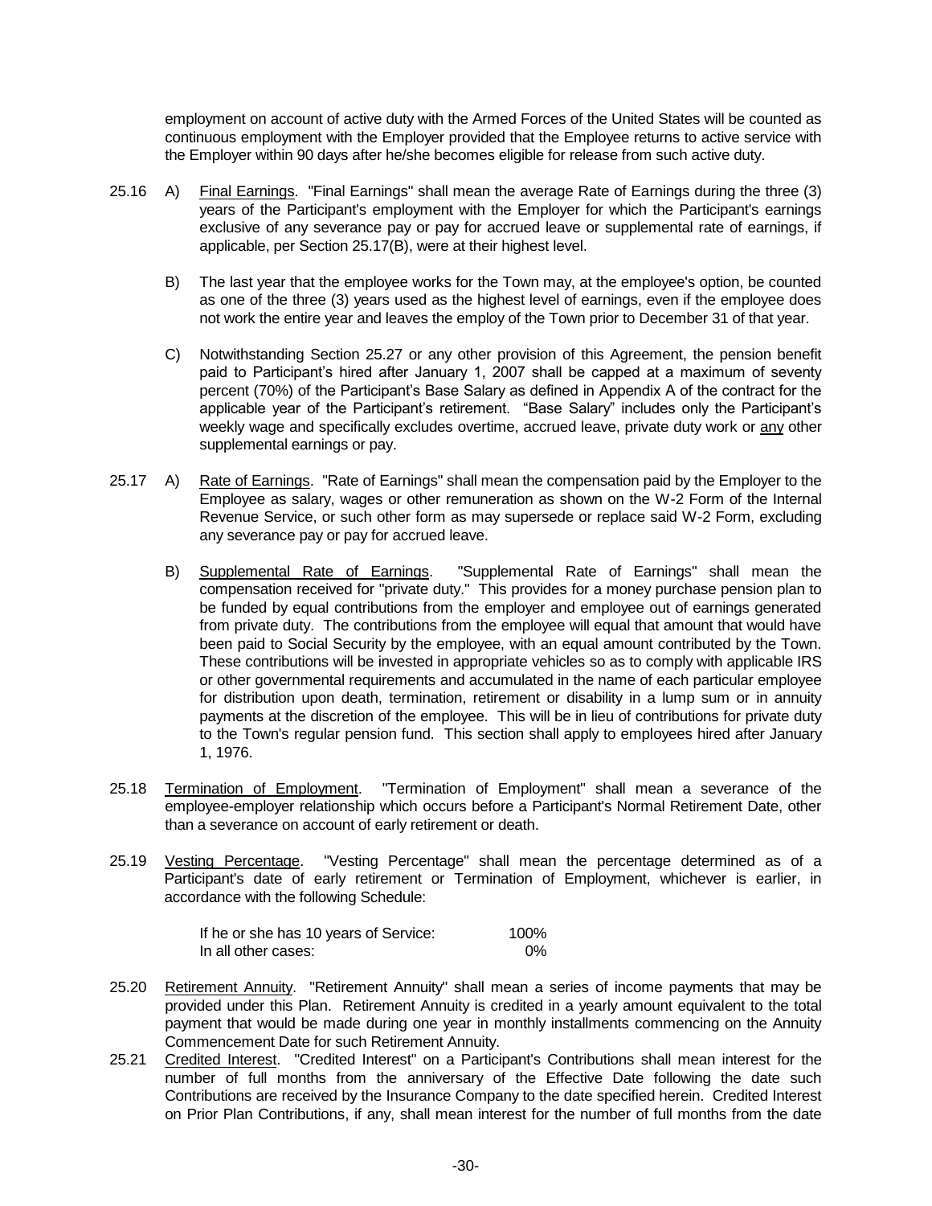employment on account of active duty with the Armed Forces of the United States will be counted as continuous employment with the Employer provided that the Employee returns to active service with the Employer within 90 days after he/she becomes eligible for release from such active duty.

25.16 A) Final Earnings. "Final Earnings" shall mean the average Rate of Earnings during the three (3) years of the Participant's employment with the Employer for which the Participant's earnings exclusive of any severance pay or pay for accrued leave or supplemental rate of earnings, if applicable, per Section 25.17(B), were at their highest level.

B) The last year that the employee works for the Town may, at the employee's option, be counted as one of the three (3) years used as the highest level of earnings, even if the employee does not work the entire year and leaves the employ of the Town prior to December 31 of that year.

C) Notwithstanding Section 25.27 or any other provision of this Agreement, the pension benefit paid to Participant's hired after January 1, 2007 shall be capped at a maximum of seventy percent (70%) of the Participant's Base Salary as defined in Appendix A of the contract for the applicable year of the Participant's retirement. "Base Salary" includes only the Participant's weekly wage and specifically excludes overtime, accrued leave, private duty work or any other supplemental earnings or pay.

25.17 A) Rate of Earnings. "Rate of Earnings" shall mean the compensation paid by the Employer to the Employee as salary, wages or other remuneration as shown on the W-2 Form of the Internal Revenue Service, or such other form as may supersede or replace said W-2 Form, excluding any severance pay or pay for accrued leave.

B) Supplemental Rate of Earnings. "Supplemental Rate of Earnings" shall mean the compensation received for "private duty." This provides for a money purchase pension plan to be funded by equal contributions from the employer and employee out of earnings generated from private duty. The contributions from the employee will equal that amount that would have been paid to Social Security by the employee, with an equal amount contributed by the Town. These contributions will be invested in appropriate vehicles so as to comply with applicable IRS or other governmental requirements and accumulated in the name of each particular employee for distribution upon death, termination, retirement or disability in a lump sum or in annuity payments at the discretion of the employee. This will be in lieu of contributions for private duty to the Town's regular pension fund. This section shall apply to employees hired after January 1, 1976.

25.18 Termination of Employment. "Termination of Employment" shall mean a severance of the employee-employer relationship which occurs before a Participant's Normal Retirement Date, other than a severance on account of early retirement or death.

25.19 Vesting Percentage. "Vesting Percentage" shall mean the percentage determined as of a Participant's date of early retirement or Termination of Employment, whichever is earlier, in accordance with the following Schedule:

| | |
|---|---|
| If he or she has 10 years of Service: | 100% |
| In all other cases: | 0% |

25.20 Retirement Annuity. "Retirement Annuity" shall mean a series of income payments that may be provided under this Plan. Retirement Annuity is credited in a yearly amount equivalent to the total payment that would be made during one year in monthly installments commencing on the Annuity Commencement Date for such Retirement Annuity.

25.21 Credited Interest. "Credited Interest" on a Participant's Contributions shall mean interest for the number of full months from the anniversary of the Effective Date following the date such Contributions are received by the Insurance Company to the date specified herein. Credited Interest on Prior Plan Contributions, if any, shall mean interest for the number of full months from the date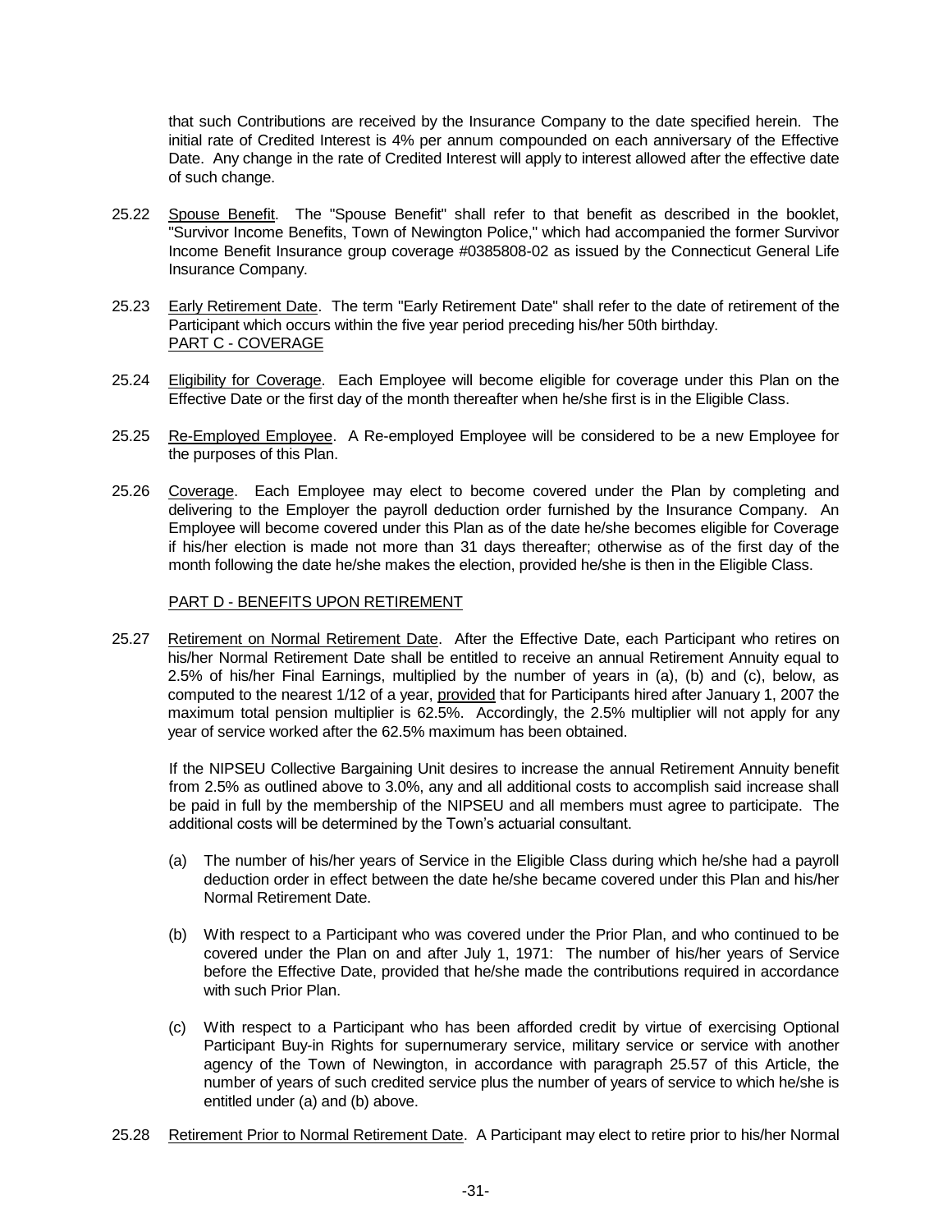that such Contributions are received by the Insurance Company to the date specified herein. The initial rate of Credited Interest is 4% per annum compounded on each anniversary of the Effective Date. Any change in the rate of Credited Interest will apply to interest allowed after the effective date of such change.

25.22 Spouse Benefit. The "Spouse Benefit" shall refer to that benefit as described in the booklet, "Survivor Income Benefits, Town of Newington Police," which had accompanied the former Survivor Income Benefit Insurance group coverage #0385808-02 as issued by the Connecticut General Life Insurance Company.

25.23 Early Retirement Date. The term "Early Retirement Date" shall refer to the date of retirement of the Participant which occurs within the five year period preceding his/her 50th birthday.

PART C - COVERAGE

25.24 Eligibility for Coverage. Each Employee will become eligible for coverage under this Plan on the Effective Date or the first day of the month thereafter when he/she first is in the Eligible Class.

25.25 Re-Employed Employee. A Re-employed Employee will be considered to be a new Employee for the purposes of this Plan.

25.26 Coverage. Each Employee may elect to become covered under the Plan by completing and delivering to the Employer the payroll deduction order furnished by the Insurance Company. An Employee will become covered under this Plan as of the date he/she becomes eligible for Coverage if his/her election is made not more than 31 days thereafter; otherwise as of the first day of the month following the date he/she makes the election, provided he/she is then in the Eligible Class.

PART D - BENEFITS UPON RETIREMENT

25.27 Retirement on Normal Retirement Date. After the Effective Date, each Participant who retires on his/her Normal Retirement Date shall be entitled to receive an annual Retirement Annuity equal to 2.5% of his/her Final Earnings, multiplied by the number of years in (a), (b) and (c), below, as computed to the nearest 1/12 of a year, provided that for Participants hired after January 1, 2007 the maximum total pension multiplier is 62.5%. Accordingly, the 2.5% multiplier will not apply for any year of service worked after the 62.5% maximum has been obtained.

If the NIPSEU Collective Bargaining Unit desires to increase the annual Retirement Annuity benefit from 2.5% as outlined above to 3.0%, any and all additional costs to accomplish said increase shall be paid in full by the membership of the NIPSEU and all members must agree to participate. The additional costs will be determined by the Town's actuarial consultant.

(a) The number of his/her years of Service in the Eligible Class during which he/she had a payroll deduction order in effect between the date he/she became covered under this Plan and his/her Normal Retirement Date.

(b) With respect to a Participant who was covered under the Prior Plan, and who continued to be covered under the Plan on and after July 1, 1971: The number of his/her years of Service before the Effective Date, provided that he/she made the contributions required in accordance with such Prior Plan.

(c) With respect to a Participant who has been afforded credit by virtue of exercising Optional Participant Buy-in Rights for supernumerary service, military service or service with another agency of the Town of Newington, in accordance with paragraph 25.57 of this Article, the number of years of such credited service plus the number of years of service to which he/she is entitled under (a) and (b) above.

25.28 Retirement Prior to Normal Retirement Date. A Participant may elect to retire prior to his/her Normal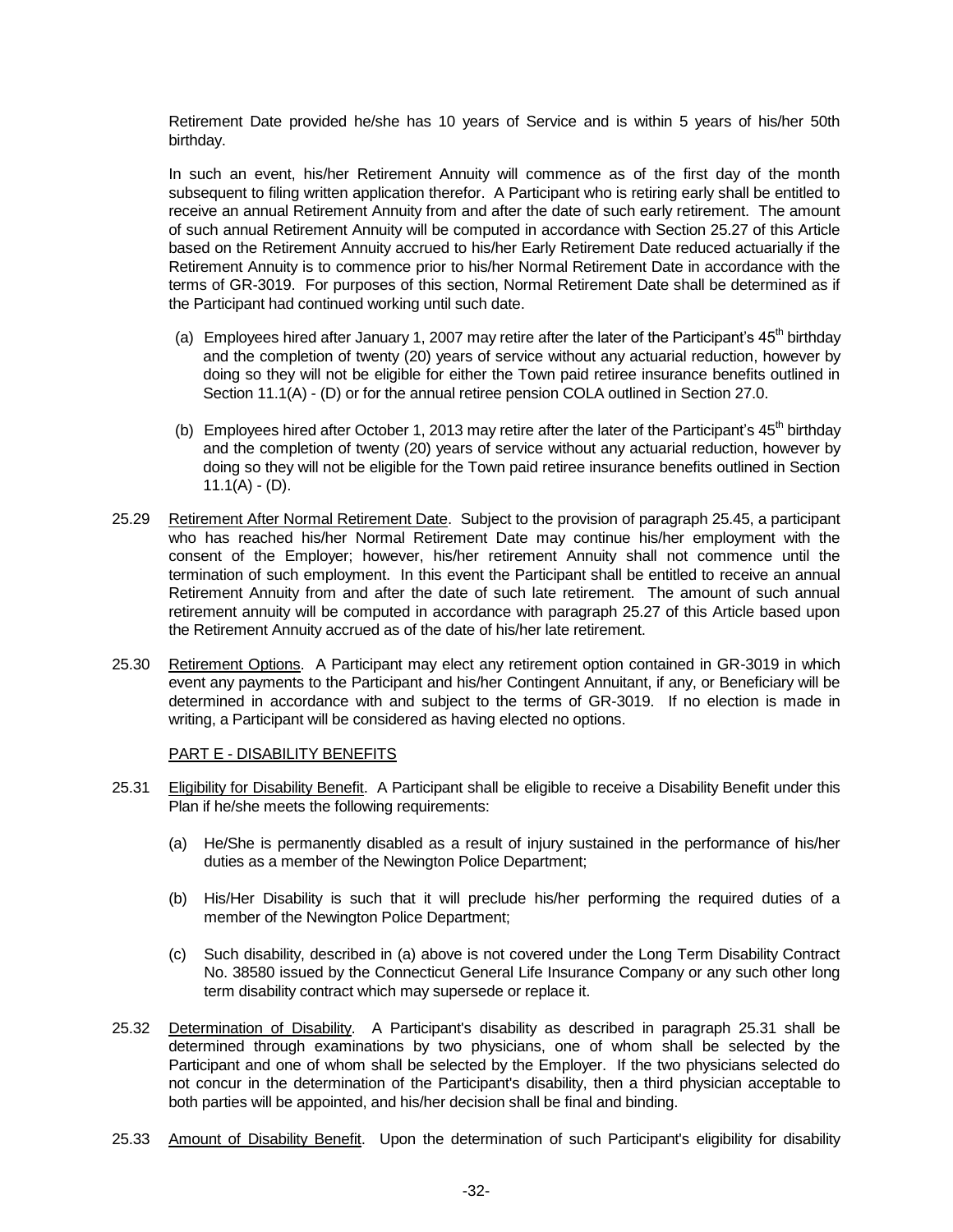Retirement Date provided he/she has 10 years of Service and is within 5 years of his/her 50th birthday.

In such an event, his/her Retirement Annuity will commence as of the first day of the month subsequent to filing written application therefor. A Participant who is retiring early shall be entitled to receive an annual Retirement Annuity from and after the date of such early retirement. The amount of such annual Retirement Annuity will be computed in accordance with Section 25.27 of this Article based on the Retirement Annuity accrued to his/her Early Retirement Date reduced actuarially if the Retirement Annuity is to commence prior to his/her Normal Retirement Date in accordance with the terms of GR-3019. For purposes of this section, Normal Retirement Date shall be determined as if the Participant had continued working until such date.

(a) Employees hired after January 1, 2007 may retire after the later of the Participant's 45th birthday and the completion of twenty (20) years of service without any actuarial reduction, however by doing so they will not be eligible for either the Town paid retiree insurance benefits outlined in Section 11.1(A) - (D) or for the annual retiree pension COLA outlined in Section 27.0.

(b) Employees hired after October 1, 2013 may retire after the later of the Participant's 45th birthday and the completion of twenty (20) years of service without any actuarial reduction, however by doing so they will not be eligible for the Town paid retiree insurance benefits outlined in Section 11.1(A) - (D).

25.29 Retirement After Normal Retirement Date. Subject to the provision of paragraph 25.45, a participant who has reached his/her Normal Retirement Date may continue his/her employment with the consent of the Employer; however, his/her retirement Annuity shall not commence until the termination of such employment. In this event the Participant shall be entitled to receive an annual Retirement Annuity from and after the date of such late retirement. The amount of such annual retirement annuity will be computed in accordance with paragraph 25.27 of this Article based upon the Retirement Annuity accrued as of the date of his/her late retirement.

25.30 Retirement Options. A Participant may elect any retirement option contained in GR-3019 in which event any payments to the Participant and his/her Contingent Annuitant, if any, or Beneficiary will be determined in accordance with and subject to the terms of GR-3019. If no election is made in writing, a Participant will be considered as having elected no options.

## PART E - DISABILITY BENEFITS

25.31 Eligibility for Disability Benefit. A Participant shall be eligible to receive a Disability Benefit under this Plan if he/she meets the following requirements:

(a) He/She is permanently disabled as a result of injury sustained in the performance of his/her duties as a member of the Newington Police Department;

(b) His/Her Disability is such that it will preclude his/her performing the required duties of a member of the Newington Police Department;

(c) Such disability, described in (a) above is not covered under the Long Term Disability Contract No. 38580 issued by the Connecticut General Life Insurance Company or any such other long term disability contract which may supersede or replace it.

25.32 Determination of Disability. A Participant's disability as described in paragraph 25.31 shall be determined through examinations by two physicians, one of whom shall be selected by the Participant and one of whom shall be selected by the Employer. If the two physicians selected do not concur in the determination of the Participant's disability, then a third physician acceptable to both parties will be appointed, and his/her decision shall be final and binding.

25.33 Amount of Disability Benefit. Upon the determination of such Participant's eligibility for disability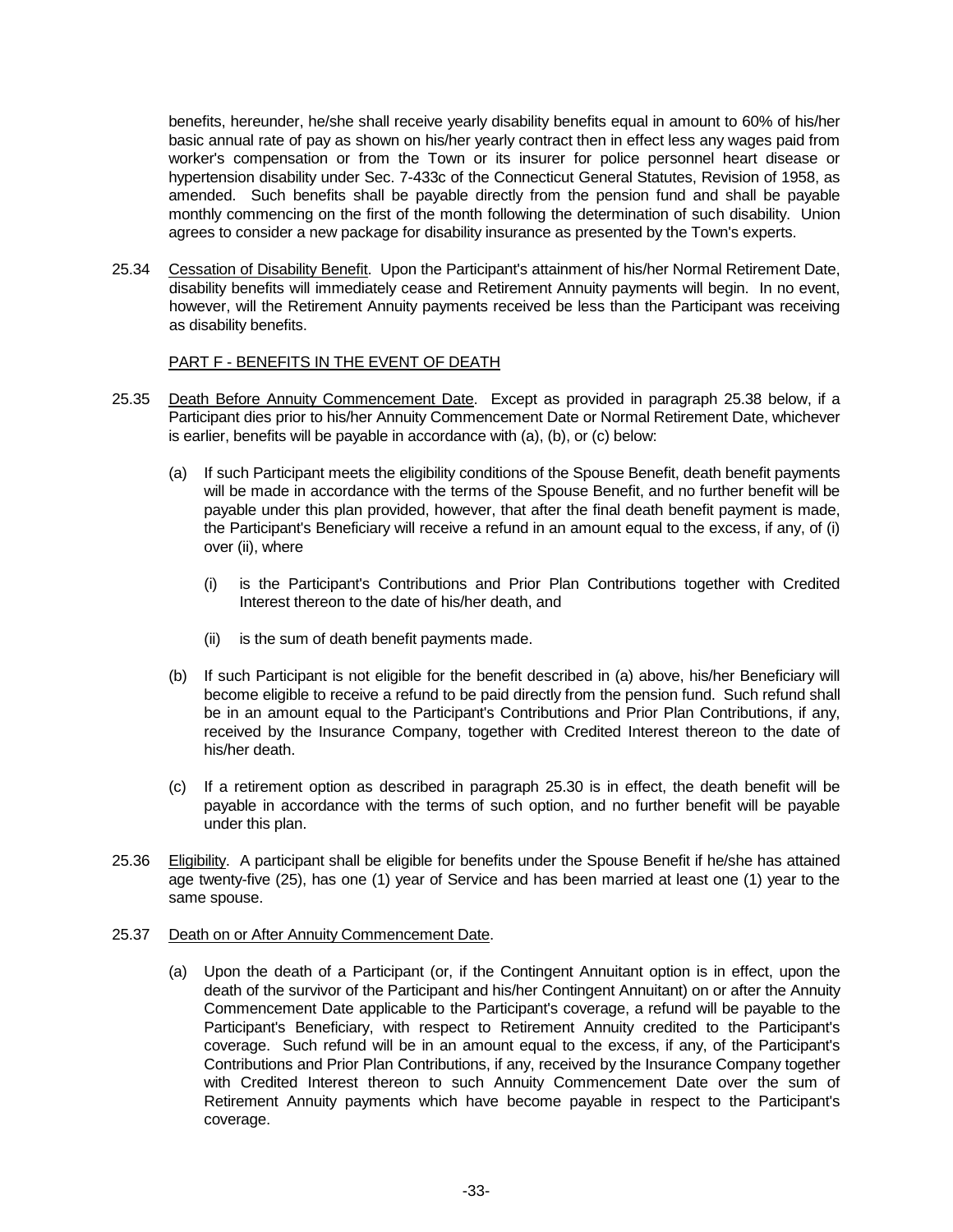benefits, hereunder, he/she shall receive yearly disability benefits equal in amount to 60% of his/her basic annual rate of pay as shown on his/her yearly contract then in effect less any wages paid from worker's compensation or from the Town or its insurer for police personnel heart disease or hypertension disability under Sec. 7-433c of the Connecticut General Statutes, Revision of 1958, as amended. Such benefits shall be payable directly from the pension fund and shall be payable monthly commencing on the first of the month following the determination of such disability. Union agrees to consider a new package for disability insurance as presented by the Town's experts.

25.34 Cessation of Disability Benefit. Upon the Participant's attainment of his/her Normal Retirement Date, disability benefits will immediately cease and Retirement Annuity payments will begin. In no event, however, will the Retirement Annuity payments received be less than the Participant was receiving as disability benefits.

## PART F - BENEFITS IN THE EVENT OF DEATH

25.35 Death Before Annuity Commencement Date. Except as provided in paragraph 25.38 below, if a Participant dies prior to his/her Annuity Commencement Date or Normal Retirement Date, whichever is earlier, benefits will be payable in accordance with (a), (b), or (c) below:

(a) If such Participant meets the eligibility conditions of the Spouse Benefit, death benefit payments will be made in accordance with the terms of the Spouse Benefit, and no further benefit will be payable under this plan provided, however, that after the final death benefit payment is made, the Participant's Beneficiary will receive a refund in an amount equal to the excess, if any, of (i) over (ii), where

(i) is the Participant's Contributions and Prior Plan Contributions together with Credited Interest thereon to the date of his/her death, and

(ii) is the sum of death benefit payments made.

(b) If such Participant is not eligible for the benefit described in (a) above, his/her Beneficiary will become eligible to receive a refund to be paid directly from the pension fund. Such refund shall be in an amount equal to the Participant's Contributions and Prior Plan Contributions, if any, received by the Insurance Company, together with Credited Interest thereon to the date of his/her death.

(c) If a retirement option as described in paragraph 25.30 is in effect, the death benefit will be payable in accordance with the terms of such option, and no further benefit will be payable under this plan.

25.36 Eligibility. A participant shall be eligible for benefits under the Spouse Benefit if he/she has attained age twenty-five (25), has one (1) year of Service and has been married at least one (1) year to the same spouse.

25.37 Death on or After Annuity Commencement Date.

(a) Upon the death of a Participant (or, if the Contingent Annuitant option is in effect, upon the death of the survivor of the Participant and his/her Contingent Annuitant) on or after the Annuity Commencement Date applicable to the Participant's coverage, a refund will be payable to the Participant's Beneficiary, with respect to Retirement Annuity credited to the Participant's coverage. Such refund will be in an amount equal to the excess, if any, of the Participant's Contributions and Prior Plan Contributions, if any, received by the Insurance Company together with Credited Interest thereon to such Annuity Commencement Date over the sum of Retirement Annuity payments which have become payable in respect to the Participant's coverage.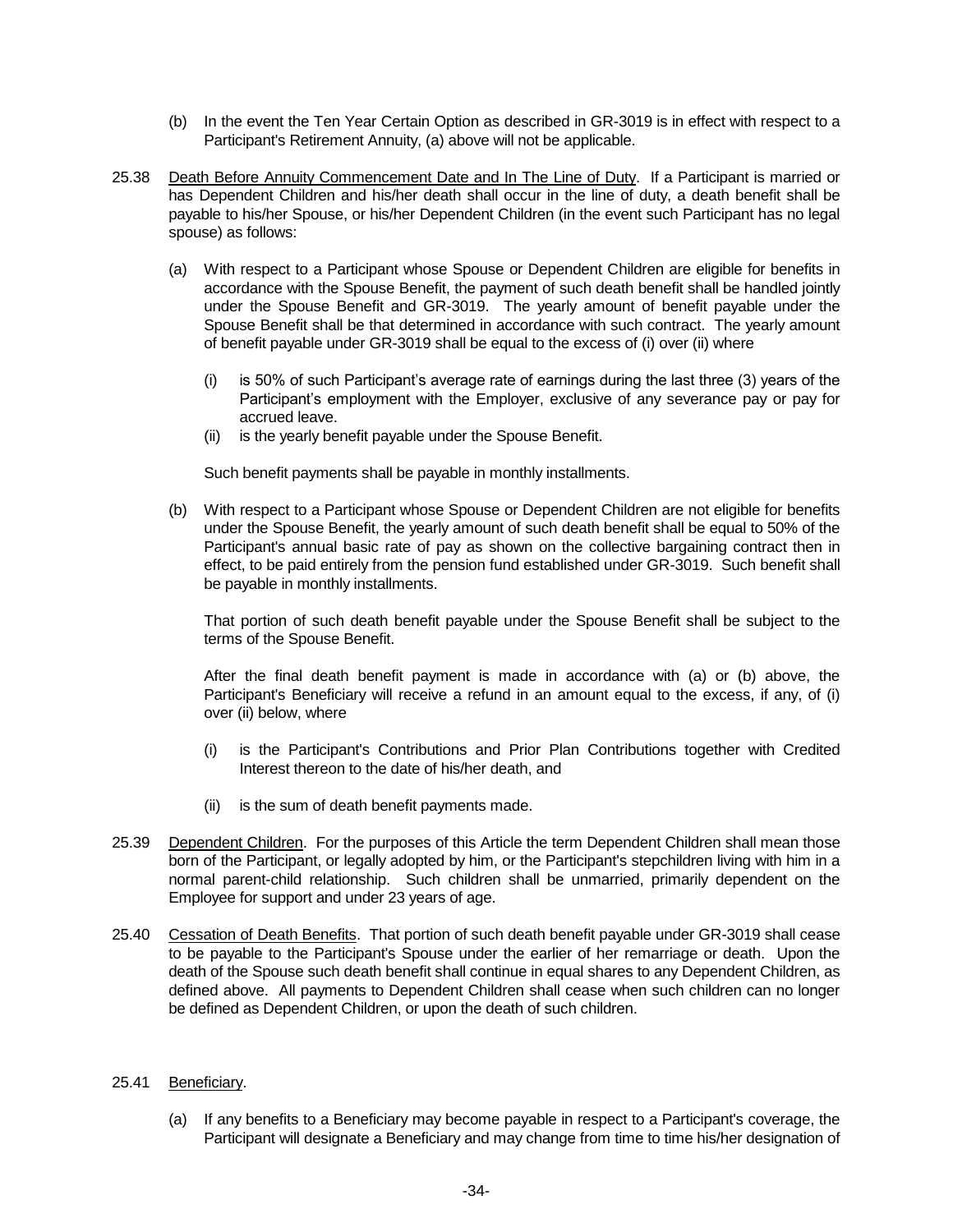(b) In the event the Ten Year Certain Option as described in GR-3019 is in effect with respect to a Participant's Retirement Annuity, (a) above will not be applicable.

25.38 Death Before Annuity Commencement Date and In The Line of Duty. If a Participant is married or has Dependent Children and his/her death shall occur in the line of duty, a death benefit shall be payable to his/her Spouse, or his/her Dependent Children (in the event such Participant has no legal spouse) as follows:

(a) With respect to a Participant whose Spouse or Dependent Children are eligible for benefits in accordance with the Spouse Benefit, the payment of such death benefit shall be handled jointly under the Spouse Benefit and GR-3019. The yearly amount of benefit payable under the Spouse Benefit shall be that determined in accordance with such contract. The yearly amount of benefit payable under GR-3019 shall be equal to the excess of (i) over (ii) where

- (i) is 50% of such Participant's average rate of earnings during the last three (3) years of the Participant's employment with the Employer, exclusive of any severance pay or pay for accrued leave.
- (ii) is the yearly benefit payable under the Spouse Benefit.

Such benefit payments shall be payable in monthly installments.

(b) With respect to a Participant whose Spouse or Dependent Children are not eligible for benefits under the Spouse Benefit, the yearly amount of such death benefit shall be equal to 50% of the Participant's annual basic rate of pay as shown on the collective bargaining contract then in effect, to be paid entirely from the pension fund established under GR-3019. Such benefit shall be payable in monthly installments.

That portion of such death benefit payable under the Spouse Benefit shall be subject to the terms of the Spouse Benefit.

After the final death benefit payment is made in accordance with (a) or (b) above, the Participant's Beneficiary will receive a refund in an amount equal to the excess, if any, of (i) over (ii) below, where

- (i) is the Participant's Contributions and Prior Plan Contributions together with Credited Interest thereon to the date of his/her death, and
- (ii) is the sum of death benefit payments made.

25.39 Dependent Children. For the purposes of this Article the term Dependent Children shall mean those born of the Participant, or legally adopted by him, or the Participant's stepchildren living with him in a normal parent-child relationship. Such children shall be unmarried, primarily dependent on the Employee for support and under 23 years of age.

25.40 Cessation of Death Benefits. That portion of such death benefit payable under GR-3019 shall cease to be payable to the Participant's Spouse under the earlier of her remarriage or death. Upon the death of the Spouse such death benefit shall continue in equal shares to any Dependent Children, as defined above. All payments to Dependent Children shall cease when such children can no longer be defined as Dependent Children, or upon the death of such children.

25.41 Beneficiary.

(a) If any benefits to a Beneficiary may become payable in respect to a Participant's coverage, the Participant will designate a Beneficiary and may change from time to time his/her designation of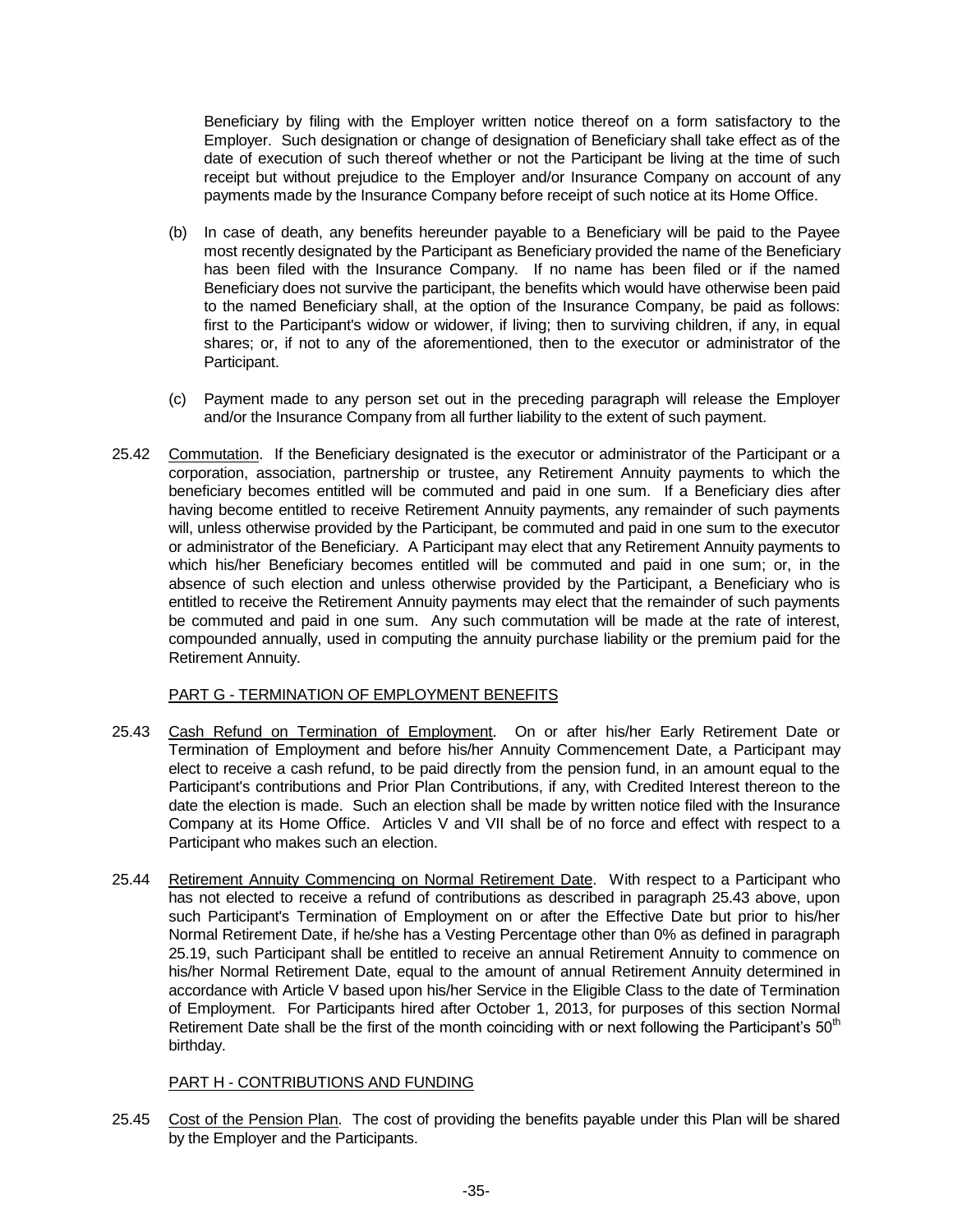Beneficiary by filing with the Employer written notice thereof on a form satisfactory to the Employer. Such designation or change of designation of Beneficiary shall take effect as of the date of execution of such thereof whether or not the Participant be living at the time of such receipt but without prejudice to the Employer and/or Insurance Company on account of any payments made by the Insurance Company before receipt of such notice at its Home Office.

(b) In case of death, any benefits hereunder payable to a Beneficiary will be paid to the Payee most recently designated by the Participant as Beneficiary provided the name of the Beneficiary has been filed with the Insurance Company. If no name has been filed or if the named Beneficiary does not survive the participant, the benefits which would have otherwise been paid to the named Beneficiary shall, at the option of the Insurance Company, be paid as follows: first to the Participant's widow or widower, if living; then to surviving children, if any, in equal shares; or, if not to any of the aforementioned, then to the executor or administrator of the Participant.

(c) Payment made to any person set out in the preceding paragraph will release the Employer and/or the Insurance Company from all further liability to the extent of such payment.

25.42 Commutation. If the Beneficiary designated is the executor or administrator of the Participant or a corporation, association, partnership or trustee, any Retirement Annuity payments to which the beneficiary becomes entitled will be commuted and paid in one sum. If a Beneficiary dies after having become entitled to receive Retirement Annuity payments, any remainder of such payments will, unless otherwise provided by the Participant, be commuted and paid in one sum to the executor or administrator of the Beneficiary. A Participant may elect that any Retirement Annuity payments to which his/her Beneficiary becomes entitled will be commuted and paid in one sum; or, in the absence of such election and unless otherwise provided by the Participant, a Beneficiary who is entitled to receive the Retirement Annuity payments may elect that the remainder of such payments be commuted and paid in one sum. Any such commutation will be made at the rate of interest, compounded annually, used in computing the annuity purchase liability or the premium paid for the Retirement Annuity.

PART G - TERMINATION OF EMPLOYMENT BENEFITS

25.43 Cash Refund on Termination of Employment. On or after his/her Early Retirement Date or Termination of Employment and before his/her Annuity Commencement Date, a Participant may elect to receive a cash refund, to be paid directly from the pension fund, in an amount equal to the Participant's contributions and Prior Plan Contributions, if any, with Credited Interest thereon to the date the election is made. Such an election shall be made by written notice filed with the Insurance Company at its Home Office. Articles V and VII shall be of no force and effect with respect to a Participant who makes such an election.

25.44 Retirement Annuity Commencing on Normal Retirement Date. With respect to a Participant who has not elected to receive a refund of contributions as described in paragraph 25.43 above, upon such Participant's Termination of Employment on or after the Effective Date but prior to his/her Normal Retirement Date, if he/she has a Vesting Percentage other than 0% as defined in paragraph 25.19, such Participant shall be entitled to receive an annual Retirement Annuity to commence on his/her Normal Retirement Date, equal to the amount of annual Retirement Annuity determined in accordance with Article V based upon his/her Service in the Eligible Class to the date of Termination of Employment. For Participants hired after October 1, 2013, for purposes of this section Normal Retirement Date shall be the first of the month coinciding with or next following the Participant's 50th birthday.

PART H - CONTRIBUTIONS AND FUNDING

25.45 Cost of the Pension Plan. The cost of providing the benefits payable under this Plan will be shared by the Employer and the Participants.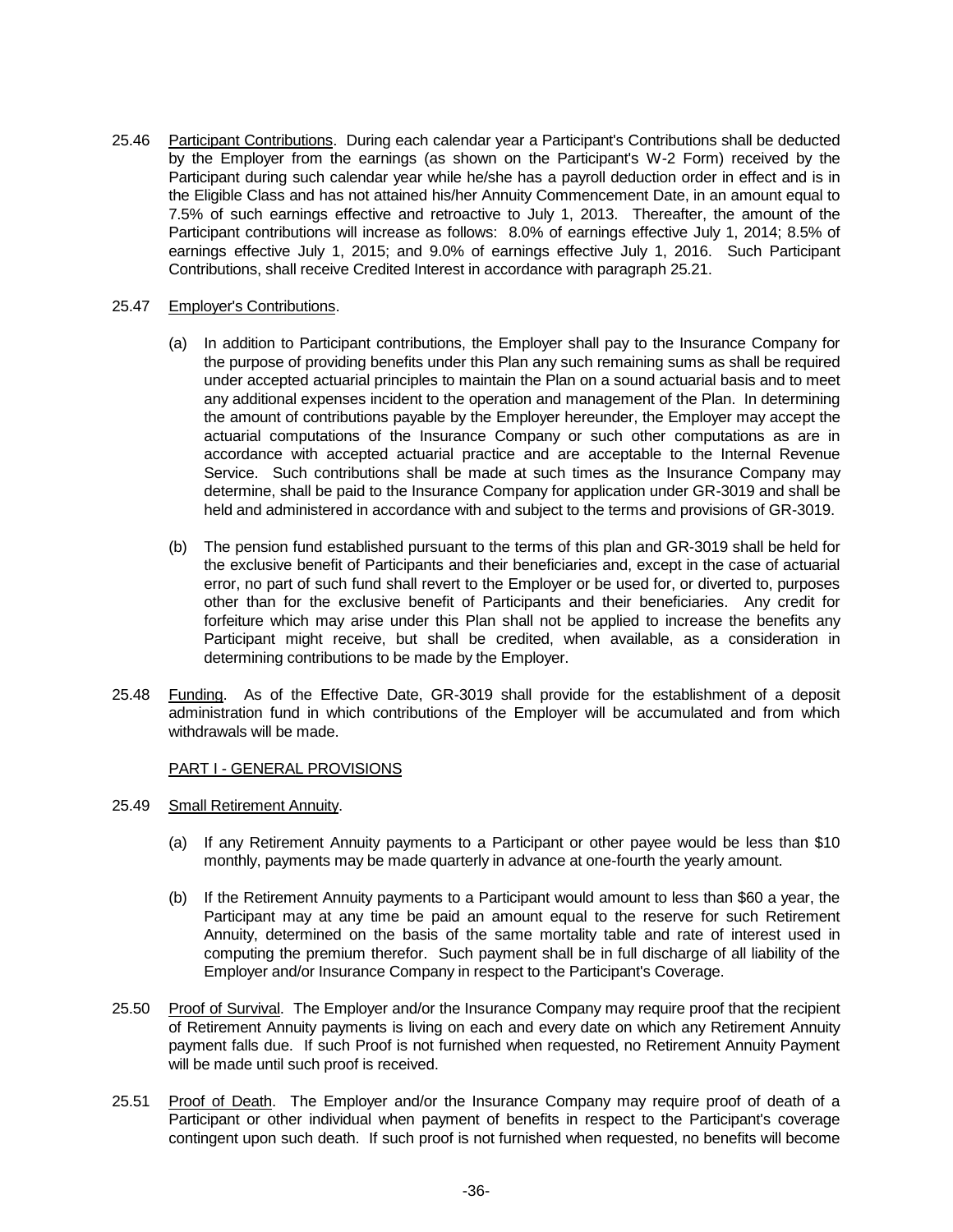25.46 Participant Contributions. During each calendar year a Participant's Contributions shall be deducted by the Employer from the earnings (as shown on the Participant's W-2 Form) received by the Participant during such calendar year while he/she has a payroll deduction order in effect and is in the Eligible Class and has not attained his/her Annuity Commencement Date, in an amount equal to 7.5% of such earnings effective and retroactive to July 1, 2013. Thereafter, the amount of the Participant contributions will increase as follows: 8.0% of earnings effective July 1, 2014; 8.5% of earnings effective July 1, 2015; and 9.0% of earnings effective July 1, 2016. Such Participant Contributions, shall receive Credited Interest in accordance with paragraph 25.21.

25.47 Employer's Contributions.

(a) In addition to Participant contributions, the Employer shall pay to the Insurance Company for the purpose of providing benefits under this Plan any such remaining sums as shall be required under accepted actuarial principles to maintain the Plan on a sound actuarial basis and to meet any additional expenses incident to the operation and management of the Plan. In determining the amount of contributions payable by the Employer hereunder, the Employer may accept the actuarial computations of the Insurance Company or such other computations as are in accordance with accepted actuarial practice and are acceptable to the Internal Revenue Service. Such contributions shall be made at such times as the Insurance Company may determine, shall be paid to the Insurance Company for application under GR-3019 and shall be held and administered in accordance with and subject to the terms and provisions of GR-3019.

(b) The pension fund established pursuant to the terms of this plan and GR-3019 shall be held for the exclusive benefit of Participants and their beneficiaries and, except in the case of actuarial error, no part of such fund shall revert to the Employer or be used for, or diverted to, purposes other than for the exclusive benefit of Participants and their beneficiaries. Any credit for forfeiture which may arise under this Plan shall not be applied to increase the benefits any Participant might receive, but shall be credited, when available, as a consideration in determining contributions to be made by the Employer.

25.48 Funding. As of the Effective Date, GR-3019 shall provide for the establishment of a deposit administration fund in which contributions of the Employer will be accumulated and from which withdrawals will be made.

PART I - GENERAL PROVISIONS

25.49 Small Retirement Annuity.

(a) If any Retirement Annuity payments to a Participant or other payee would be less than $10 monthly, payments may be made quarterly in advance at one-fourth the yearly amount.

(b) If the Retirement Annuity payments to a Participant would amount to less than $60 a year, the Participant may at any time be paid an amount equal to the reserve for such Retirement Annuity, determined on the basis of the same mortality table and rate of interest used in computing the premium therefor. Such payment shall be in full discharge of all liability of the Employer and/or Insurance Company in respect to the Participant's Coverage.

25.50 Proof of Survival. The Employer and/or the Insurance Company may require proof that the recipient of Retirement Annuity payments is living on each and every date on which any Retirement Annuity payment falls due. If such Proof is not furnished when requested, no Retirement Annuity Payment will be made until such proof is received.

25.51 Proof of Death. The Employer and/or the Insurance Company may require proof of death of a Participant or other individual when payment of benefits in respect to the Participant's coverage contingent upon such death. If such proof is not furnished when requested, no benefits will become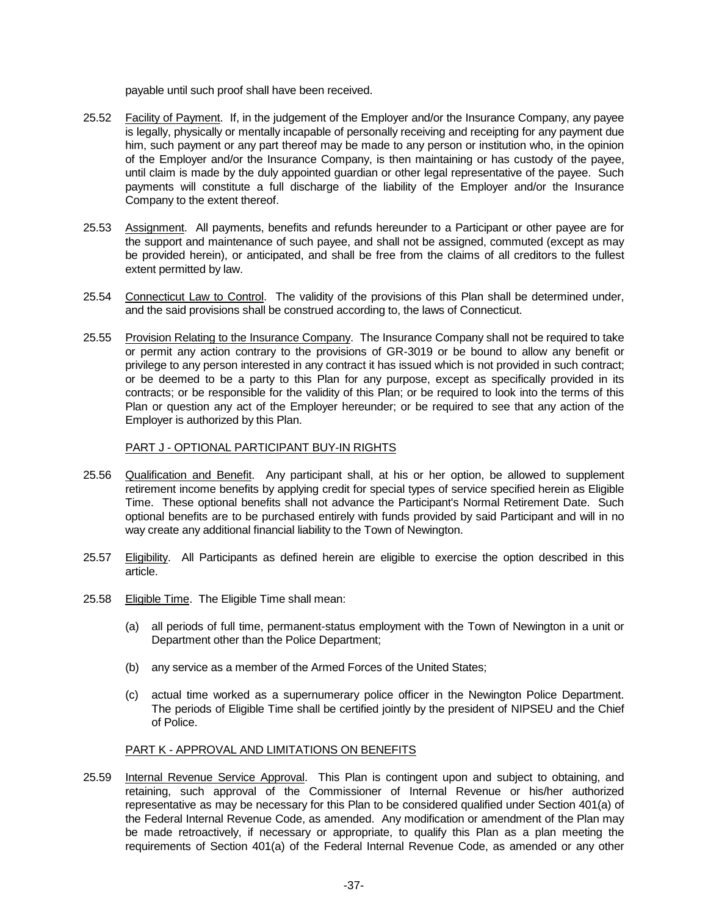payable until such proof shall have been received.

25.52 Facility of Payment. If, in the judgement of the Employer and/or the Insurance Company, any payee is legally, physically or mentally incapable of personally receiving and receipting for any payment due him, such payment or any part thereof may be made to any person or institution who, in the opinion of the Employer and/or the Insurance Company, is then maintaining or has custody of the payee, until claim is made by the duly appointed guardian or other legal representative of the payee. Such payments will constitute a full discharge of the liability of the Employer and/or the Insurance Company to the extent thereof.

25.53 Assignment. All payments, benefits and refunds hereunder to a Participant or other payee are for the support and maintenance of such payee, and shall not be assigned, commuted (except as may be provided herein), or anticipated, and shall be free from the claims of all creditors to the fullest extent permitted by law.

25.54 Connecticut Law to Control. The validity of the provisions of this Plan shall be determined under, and the said provisions shall be construed according to, the laws of Connecticut.

25.55 Provision Relating to the Insurance Company. The Insurance Company shall not be required to take or permit any action contrary to the provisions of GR-3019 or be bound to allow any benefit or privilege to any person interested in any contract it has issued which is not provided in such contract; or be deemed to be a party to this Plan for any purpose, except as specifically provided in its contracts; or be responsible for the validity of this Plan; or be required to look into the terms of this Plan or question any act of the Employer hereunder; or be required to see that any action of the Employer is authorized by this Plan.

## PART J - OPTIONAL PARTICIPANT BUY-IN RIGHTS

25.56 Qualification and Benefit. Any participant shall, at his or her option, be allowed to supplement retirement income benefits by applying credit for special types of service specified herein as Eligible Time. These optional benefits shall not advance the Participant's Normal Retirement Date. Such optional benefits are to be purchased entirely with funds provided by said Participant and will in no way create any additional financial liability to the Town of Newington.

25.57 Eligibility. All Participants as defined herein are eligible to exercise the option described in this article.

25.58 Eligible Time. The Eligible Time shall mean:

(a) all periods of full time, permanent-status employment with the Town of Newington in a unit or Department other than the Police Department;

(b) any service as a member of the Armed Forces of the United States;

(c) actual time worked as a supernumerary police officer in the Newington Police Department. The periods of Eligible Time shall be certified jointly by the president of NIPSEU and the Chief of Police.

## PART K - APPROVAL AND LIMITATIONS ON BENEFITS

25.59 Internal Revenue Service Approval. This Plan is contingent upon and subject to obtaining, and retaining, such approval of the Commissioner of Internal Revenue or his/her authorized representative as may be necessary for this Plan to be considered qualified under Section 401(a) of the Federal Internal Revenue Code, as amended. Any modification or amendment of the Plan may be made retroactively, if necessary or appropriate, to qualify this Plan as a plan meeting the requirements of Section 401(a) of the Federal Internal Revenue Code, as amended or any other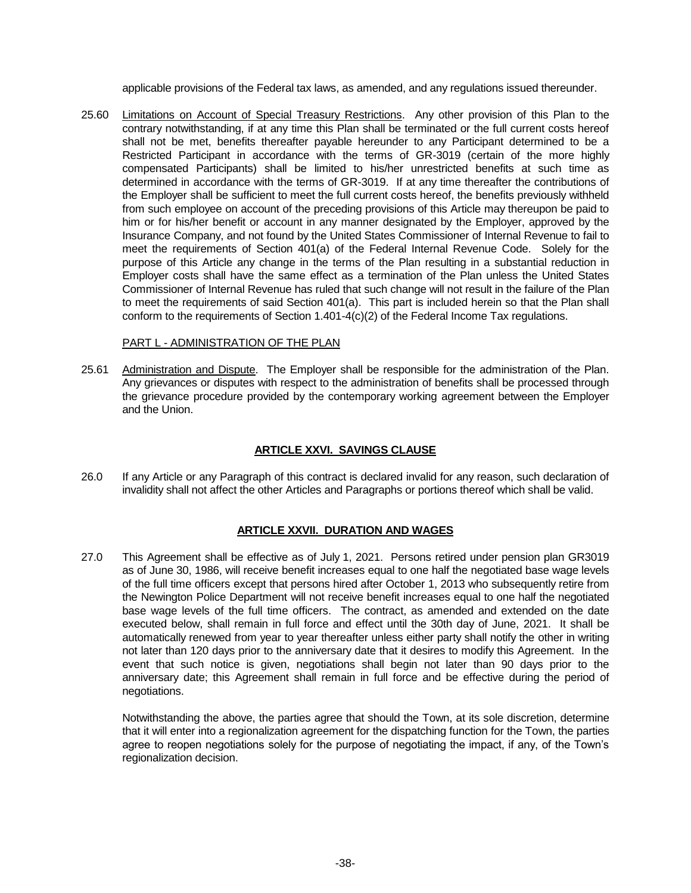applicable provisions of the Federal tax laws, as amended, and any regulations issued thereunder.

25.60 Limitations on Account of Special Treasury Restrictions. Any other provision of this Plan to the contrary notwithstanding, if at any time this Plan shall be terminated or the full current costs hereof shall not be met, benefits thereafter payable hereunder to any Participant determined to be a Restricted Participant in accordance with the terms of GR-3019 (certain of the more highly compensated Participants) shall be limited to his/her unrestricted benefits at such time as determined in accordance with the terms of GR-3019. If at any time thereafter the contributions of the Employer shall be sufficient to meet the full current costs hereof, the benefits previously withheld from such employee on account of the preceding provisions of this Article may thereupon be paid to him or for his/her benefit or account in any manner designated by the Employer, approved by the Insurance Company, and not found by the United States Commissioner of Internal Revenue to fail to meet the requirements of Section 401(a) of the Federal Internal Revenue Code. Solely for the purpose of this Article any change in the terms of the Plan resulting in a substantial reduction in Employer costs shall have the same effect as a termination of the Plan unless the United States Commissioner of Internal Revenue has ruled that such change will not result in the failure of the Plan to meet the requirements of said Section 401(a). This part is included herein so that the Plan shall conform to the requirements of Section 1.401-4(c)(2) of the Federal Income Tax regulations.

PART L - ADMINISTRATION OF THE PLAN

25.61 Administration and Dispute. The Employer shall be responsible for the administration of the Plan. Any grievances or disputes with respect to the administration of benefits shall be processed through the grievance procedure provided by the contemporary working agreement between the Employer and the Union.

## ARTICLE XXVI. SAVINGS CLAUSE

26.0 If any Article or any Paragraph of this contract is declared invalid for any reason, such declaration of invalidity shall not affect the other Articles and Paragraphs or portions thereof which shall be valid.

## ARTICLE XXVII. DURATION AND WAGES

27.0 This Agreement shall be effective as of July 1, 2021. Persons retired under pension plan GR3019 as of June 30, 1986, will receive benefit increases equal to one half the negotiated base wage levels of the full time officers except that persons hired after October 1, 2013 who subsequently retire from the Newington Police Department will not receive benefit increases equal to one half the negotiated base wage levels of the full time officers. The contract, as amended and extended on the date executed below, shall remain in full force and effect until the 30th day of June, 2021. It shall be automatically renewed from year to year thereafter unless either party shall notify the other in writing not later than 120 days prior to the anniversary date that it desires to modify this Agreement. In the event that such notice is given, negotiations shall begin not later than 90 days prior to the anniversary date; this Agreement shall remain in full force and be effective during the period of negotiations.

Notwithstanding the above, the parties agree that should the Town, at its sole discretion, determine that it will enter into a regionalization agreement for the dispatching function for the Town, the parties agree to reopen negotiations solely for the purpose of negotiating the impact, if any, of the Town's regionalization decision.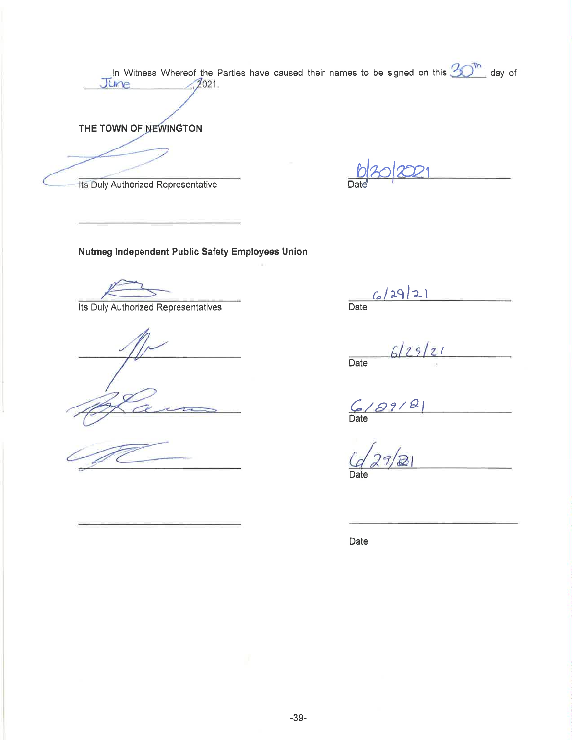In Witness Whereof the Parties have caused their names to be signed on this 30th day of June, 2021.

**THE TOWN OF NEWINGTON**

_______________________________ 6/30/2021
Its Duly Authorized Representative Date

_______________________________

**Nutmeg Independent Public Safety Employees Union**

_______________________________ 6/29/21
Its Duly Authorized Representatives Date

_______________________________ 6/29/21
Date

_______________________________ 6/29/21
Date

_______________________________ 6/29/21
Date

_______________________________ _______________________________
Date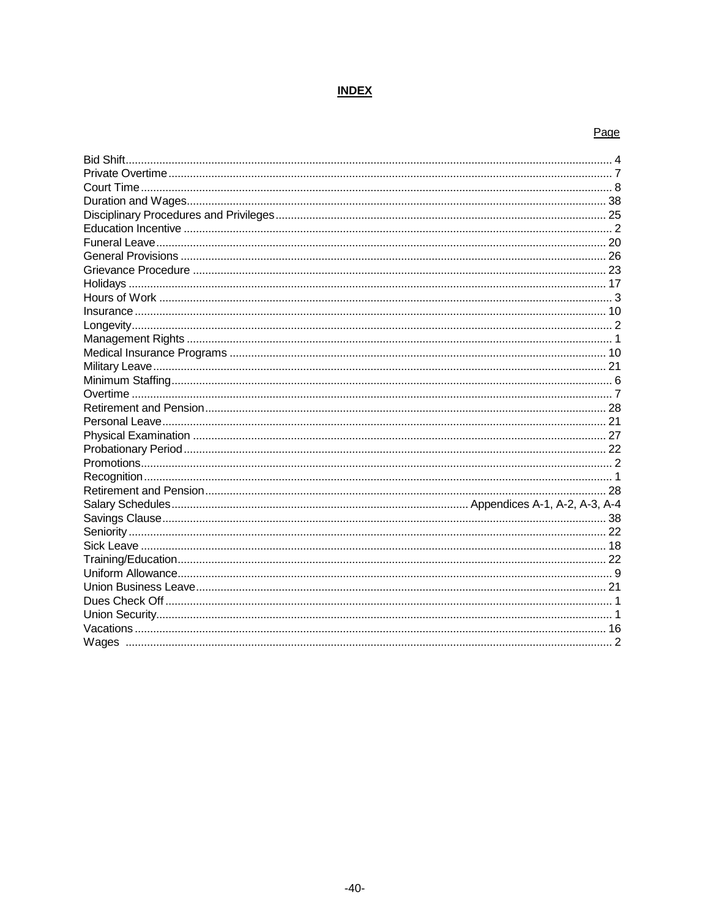# INDEX

| | Page |
|---|---|
| Bid Shift | 4 |
| Private Overtime | 7 |
| Court Time | 8 |
| Duration and Wages | 38 |
| Disciplinary Procedures and Privileges | 25 |
| Education Incentive | 2 |
| Funeral Leave | 20 |
| General Provisions | 26 |
| Grievance Procedure | 23 |
| Holidays | 17 |
| Hours of Work | 3 |
| Insurance | 10 |
| Longevity | 2 |
| Management Rights | 1 |
| Medical Insurance Programs | 10 |
| Military Leave | 21 |
| Minimum Staffing | 6 |
| Overtime | 7 |
| Retirement and Pension | 28 |
| Personal Leave | 21 |
| Physical Examination | 27 |
| Probationary Period | 22 |
| Promotions | 2 |
| Recognition | 1 |
| Retirement and Pension | 28 |
| Salary Schedules | Appendices A-1, A-2, A-3, A-4 |
| Savings Clause | 38 |
| Seniority | 22 |
| Sick Leave | 18 |
| Training/Education | 22 |
| Uniform Allowance | 9 |
| Union Business Leave | 21 |
| Dues Check Off | 1 |
| Union Security | 1 |
| Vacations | 16 |
| Wages | 2 |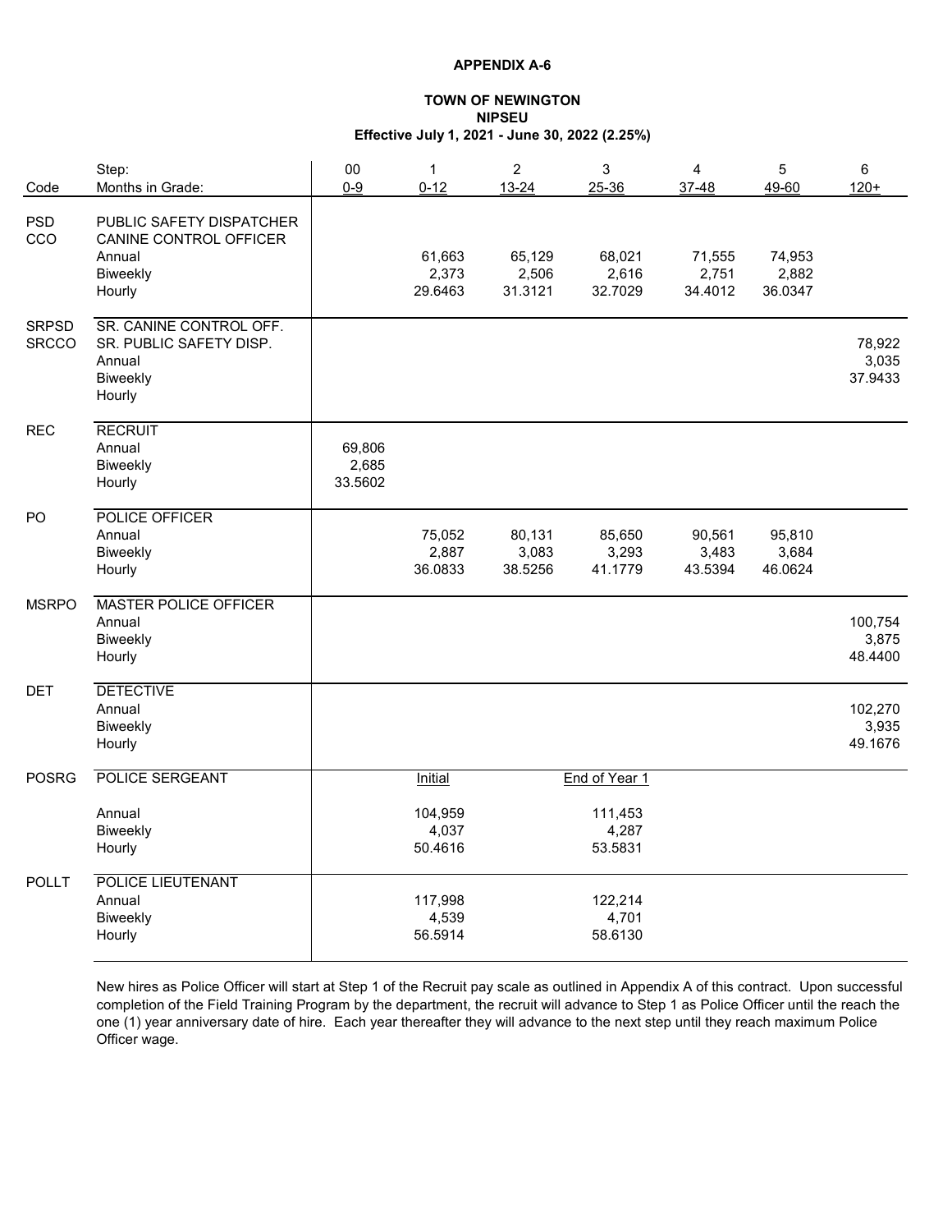**APPENDIX A-6**

**TOWN OF NEWINGTON**
**NIPSEU**
**Effective July 1, 2021 - June 30, 2022 (2.25%)**

| Code | Step: / Months in Grade: | 00 / 0-9 | 1 / 0-12 | 2 / 13-24 | 3 / 25-36 | 4 / 37-48 | 5 / 49-60 | 6 / 120+ |
|---|---|---|---|---|---|---|---|---|
| PSD | PUBLIC SAFETY DISPATCHER | | | | | | | |
| CCO | CANINE CONTROL OFFICER | | | | | | | |
| | Annual | | 61,663 | 65,129 | 68,021 | 71,555 | 74,953 | |
| | Biweekly | | 2,373 | 2,506 | 2,616 | 2,751 | 2,882 | |
| | Hourly | | 29.6463 | 31.3121 | 32.7029 | 34.4012 | 36.0347 | |
| SRPSD | SR. CANINE CONTROL OFF. | | | | | | | |
| SRCCO | SR. PUBLIC SAFETY DISP. | | | | | | | 78,922 |
| | Annual | | | | | | | 3,035 |
| | Biweekly | | | | | | | 37.9433 |
| | Hourly | | | | | | | |
| REC | RECRUIT | | | | | | | |
| | Annual | 69,806 | | | | | | |
| | Biweekly | 2,685 | | | | | | |
| | Hourly | 33.5602 | | | | | | |
| PO | POLICE OFFICER | | | | | | | |
| | Annual | | 75,052 | 80,131 | 85,650 | 90,561 | 95,810 | |
| | Biweekly | | 2,887 | 3,083 | 3,293 | 3,483 | 3,684 | |
| | Hourly | | 36.0833 | 38.5256 | 41.1779 | 43.5394 | 46.0624 | |
| MSRPO | MASTER POLICE OFFICER | | | | | | | |
| | Annual | | | | | | | 100,754 |
| | Biweekly | | | | | | | 3,875 |
| | Hourly | | | | | | | 48.4400 |
| DET | DETECTIVE | | | | | | | |
| | Annual | | | | | | | 102,270 |
| | Biweekly | | | | | | | 3,935 |
| | Hourly | | | | | | | 49.1676 |
| POSRG | POLICE SERGEANT | | Initial | | End of Year 1 | | | |
| | Annual | | 104,959 | | 111,453 | | | |
| | Biweekly | | 4,037 | | 4,287 | | | |
| | Hourly | | 50.4616 | | 53.5831 | | | |
| POLLT | POLICE LIEUTENANT | | | | | | | |
| | Annual | | 117,998 | | 122,214 | | | |
| | Biweekly | | 4,539 | | 4,701 | | | |
| | Hourly | | 56.5914 | | 58.6130 | | | |

New hires as Police Officer will start at Step 1 of the Recruit pay scale as outlined in Appendix A of this contract. Upon successful completion of the Field Training Program by the department, the recruit will advance to Step 1 as Police Officer until the reach the one (1) year anniversary date of hire. Each year thereafter they will advance to the next step until they reach maximum Police Officer wage.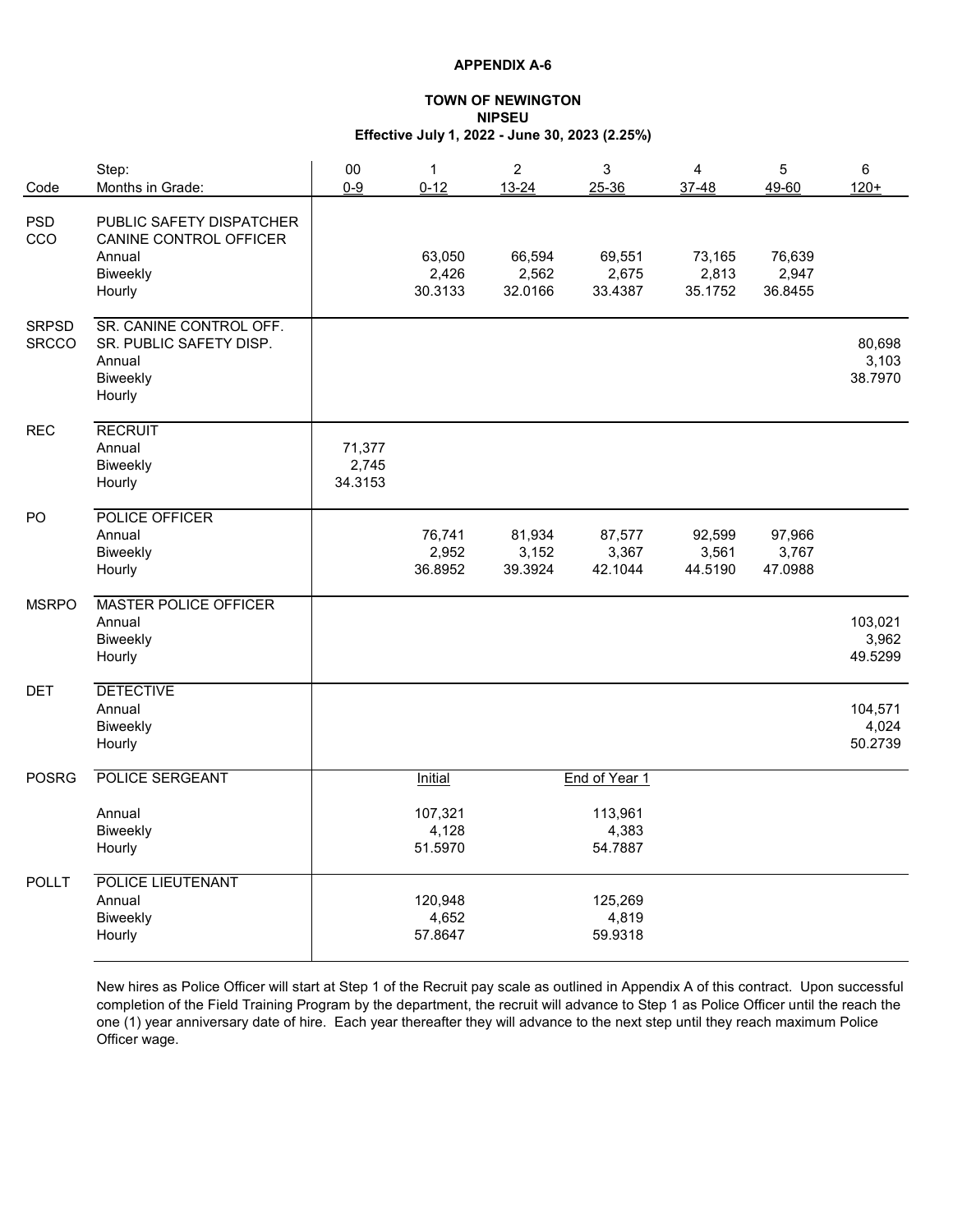**APPENDIX A-6**

**TOWN OF NEWINGTON**
**NIPSEU**
**Effective July 1, 2022 - June 30, 2023 (2.25%)**

| Code | Step: | 00 | 1 | 2 | 3 | 4 | 5 | 6 |
|---|---|---|---|---|---|---|---|---|
| | Months in Grade: | 0-9 | 0-12 | 13-24 | 25-36 | 37-48 | 49-60 | 120+ |
| PSD | PUBLIC SAFETY DISPATCHER | | | | | | | |
| CCO | CANINE CONTROL OFFICER | | | | | | | |
| | Annual | | 63,050 | 66,594 | 69,551 | 73,165 | 76,639 | |
| | Biweekly | | 2,426 | 2,562 | 2,675 | 2,813 | 2,947 | |
| | Hourly | | 30.3133 | 32.0166 | 33.4387 | 35.1752 | 36.8455 | |
| SRPSD | SR. CANINE CONTROL OFF. | | | | | | | |
| SRCCO | SR. PUBLIC SAFETY DISP. | | | | | | | |
| | Annual | | | | | | | 80,698 |
| | Biweekly | | | | | | | 3,103 |
| | Hourly | | | | | | | 38.7970 |
| REC | RECRUIT | | | | | | | |
| | Annual | 71,377 | | | | | | |
| | Biweekly | 2,745 | | | | | | |
| | Hourly | 34.3153 | | | | | | |
| PO | POLICE OFFICER | | | | | | | |
| | Annual | | 76,741 | 81,934 | 87,577 | 92,599 | 97,966 | |
| | Biweekly | | 2,952 | 3,152 | 3,367 | 3,561 | 3,767 | |
| | Hourly | | 36.8952 | 39.3924 | 42.1044 | 44.5190 | 47.0988 | |
| MSRPO | MASTER POLICE OFFICER | | | | | | | |
| | Annual | | | | | | | 103,021 |
| | Biweekly | | | | | | | 3,962 |
| | Hourly | | | | | | | 49.5299 |
| DET | DETECTIVE | | | | | | | |
| | Annual | | | | | | | 104,571 |
| | Biweekly | | | | | | | 4,024 |
| | Hourly | | | | | | | 50.2739 |
| POSRG | POLICE SERGEANT | | Initial | | End of Year 1 | | | |
| | Annual | | 107,321 | | 113,961 | | | |
| | Biweekly | | 4,128 | | 4,383 | | | |
| | Hourly | | 51.5970 | | 54.7887 | | | |
| POLLT | POLICE LIEUTENANT | | | | | | | |
| | Annual | | 120,948 | | 125,269 | | | |
| | Biweekly | | 4,652 | | 4,819 | | | |
| | Hourly | | 57.8647 | | 59.9318 | | | |

New hires as Police Officer will start at Step 1 of the Recruit pay scale as outlined in Appendix A of this contract. Upon successful completion of the Field Training Program by the department, the recruit will advance to Step 1 as Police Officer until the reach the one (1) year anniversary date of hire. Each year thereafter they will advance to the next step until they reach maximum Police Officer wage.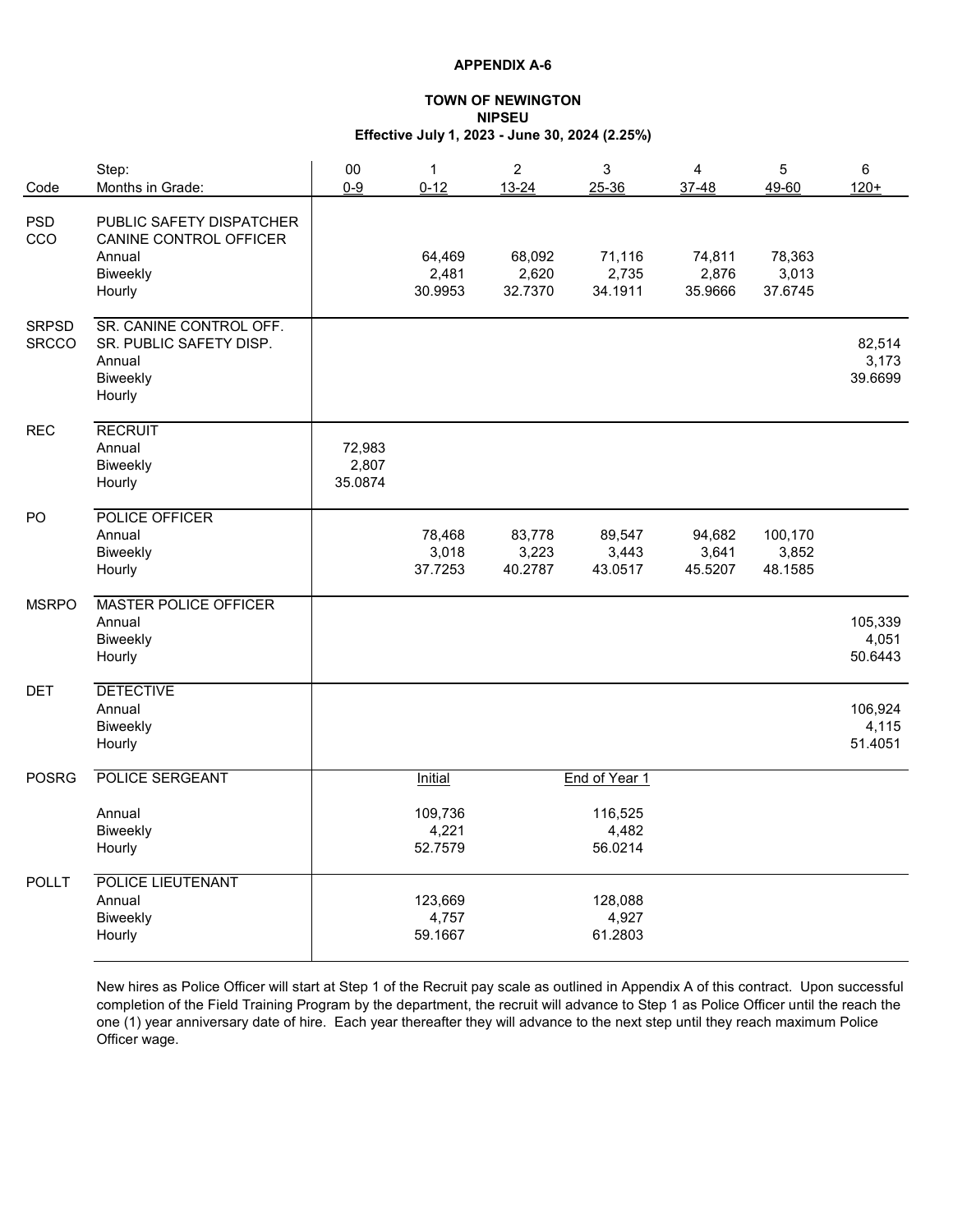**APPENDIX A-6**

**TOWN OF NEWINGTON**
**NIPSEU**
**Effective July 1, 2023 - June 30, 2024 (2.25%)**

| Code | Step: / Months in Grade: | 00 / 0-9 | 1 / 0-12 | 2 / 13-24 | 3 / 25-36 | 4 / 37-48 | 5 / 49-60 | 6 / 120+ |
|---|---|---|---|---|---|---|---|---|
| PSD / CCO | PUBLIC SAFETY DISPATCHER / CANINE CONTROL OFFICER | | | | | | | |
| | Annual | | 64,469 | 68,092 | 71,116 | 74,811 | 78,363 | |
| | Biweekly | | 2,481 | 2,620 | 2,735 | 2,876 | 3,013 | |
| | Hourly | | 30.9953 | 32.7370 | 34.1911 | 35.9666 | 37.6745 | |
| SRPSD / SRCCO | SR. CANINE CONTROL OFF. / SR. PUBLIC SAFETY DISP. | | | | | | | |
| | Annual | | | | | | | 82,514 |
| | Biweekly | | | | | | | 3,173 |
| | Hourly | | | | | | | 39.6699 |
| REC | RECRUIT | | | | | | | |
| | Annual | 72,983 | | | | | | |
| | Biweekly | 2,807 | | | | | | |
| | Hourly | 35.0874 | | | | | | |
| PO | POLICE OFFICER | | | | | | | |
| | Annual | | 78,468 | 83,778 | 89,547 | 94,682 | 100,170 | |
| | Biweekly | | 3,018 | 3,223 | 3,443 | 3,641 | 3,852 | |
| | Hourly | | 37.7253 | 40.2787 | 43.0517 | 45.5207 | 48.1585 | |
| MSRPO | MASTER POLICE OFFICER | | | | | | | |
| | Annual | | | | | | | 105,339 |
| | Biweekly | | | | | | | 4,051 |
| | Hourly | | | | | | | 50.6443 |
| DET | DETECTIVE | | | | | | | |
| | Annual | | | | | | | 106,924 |
| | Biweekly | | | | | | | 4,115 |
| | Hourly | | | | | | | 51.4051 |
| POSRG | POLICE SERGEANT | | Initial | | End of Year 1 | | | |
| | Annual | | 109,736 | | 116,525 | | | |
| | Biweekly | | 4,221 | | 4,482 | | | |
| | Hourly | | 52.7579 | | 56.0214 | | | |
| POLLT | POLICE LIEUTENANT | | | | | | | |
| | Annual | | 123,669 | | 128,088 | | | |
| | Biweekly | | 4,757 | | 4,927 | | | |
| | Hourly | | 59.1667 | | 61.2803 | | | |

New hires as Police Officer will start at Step 1 of the Recruit pay scale as outlined in Appendix A of this contract. Upon successful completion of the Field Training Program by the department, the recruit will advance to Step 1 as Police Officer until the reach the one (1) year anniversary date of hire. Each year thereafter they will advance to the next step until they reach maximum Police Officer wage.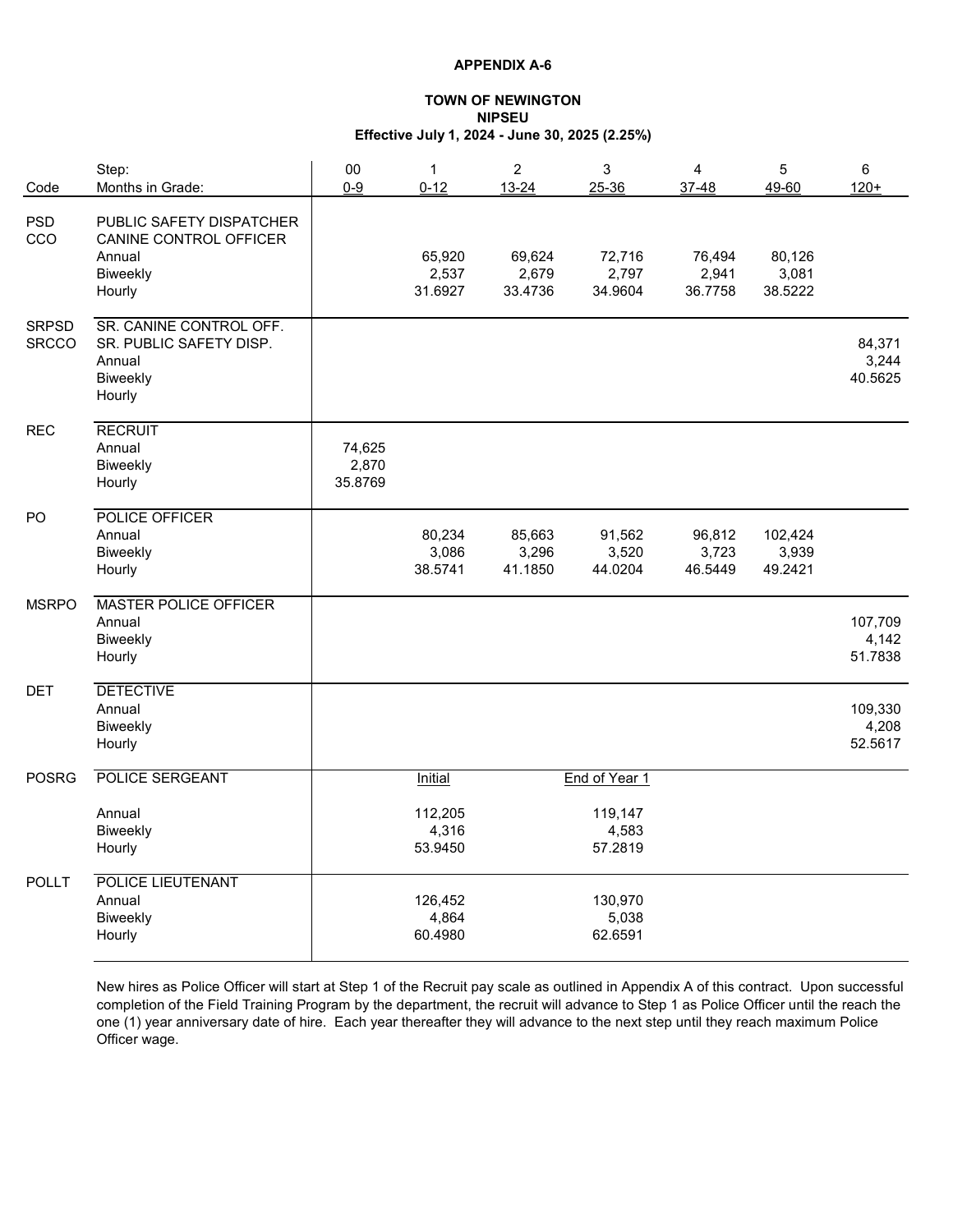**APPENDIX A-6**

**TOWN OF NEWINGTON**
**NIPSEU**
**Effective July 1, 2024 - June 30, 2025 (2.25%)**

| Code | Step: Months in Grade: | 00 0-9 | 1 0-12 | 2 13-24 | 3 25-36 | 4 37-48 | 5 49-60 | 6 120+ |
|---|---|---|---|---|---|---|---|---|
| PSD CCO | PUBLIC SAFETY DISPATCHER CANINE CONTROL OFFICER | | | | | | | |
| | Annual | | 65,920 | 69,624 | 72,716 | 76,494 | 80,126 | |
| | Biweekly | | 2,537 | 2,679 | 2,797 | 2,941 | 3,081 | |
| | Hourly | | 31.6927 | 33.4736 | 34.9604 | 36.7758 | 38.5222 | |
| SRPSD SRCCO | SR. CANINE CONTROL OFF. SR. PUBLIC SAFETY DISP. | | | | | | | |
| | Annual | | | | | | | 84,371 |
| | Biweekly | | | | | | | 3,244 |
| | Hourly | | | | | | | 40.5625 |
| REC | RECRUIT | | | | | | | |
| | Annual | 74,625 | | | | | | |
| | Biweekly | 2,870 | | | | | | |
| | Hourly | 35.8769 | | | | | | |
| PO | POLICE OFFICER | | | | | | | |
| | Annual | | 80,234 | 85,663 | 91,562 | 96,812 | 102,424 | |
| | Biweekly | | 3,086 | 3,296 | 3,520 | 3,723 | 3,939 | |
| | Hourly | | 38.5741 | 41.1850 | 44.0204 | 46.5449 | 49.2421 | |
| MSRPO | MASTER POLICE OFFICER | | | | | | | |
| | Annual | | | | | | | 107,709 |
| | Biweekly | | | | | | | 4,142 |
| | Hourly | | | | | | | 51.7838 |
| DET | DETECTIVE | | | | | | | |
| | Annual | | | | | | | 109,330 |
| | Biweekly | | | | | | | 4,208 |
| | Hourly | | | | | | | 52.5617 |
| POSRG | POLICE SERGEANT | | Initial | | End of Year 1 | | | |
| | Annual | | 112,205 | | 119,147 | | | |
| | Biweekly | | 4,316 | | 4,583 | | | |
| | Hourly | | 53.9450 | | 57.2819 | | | |
| POLLT | POLICE LIEUTENANT | | | | | | | |
| | Annual | | 126,452 | | 130,970 | | | |
| | Biweekly | | 4,864 | | 5,038 | | | |
| | Hourly | | 60.4980 | | 62.6591 | | | |

New hires as Police Officer will start at Step 1 of the Recruit pay scale as outlined in Appendix A of this contract. Upon successful completion of the Field Training Program by the department, the recruit will advance to Step 1 as Police Officer until the reach the one (1) year anniversary date of hire. Each year thereafter they will advance to the next step until they reach maximum Police Officer wage.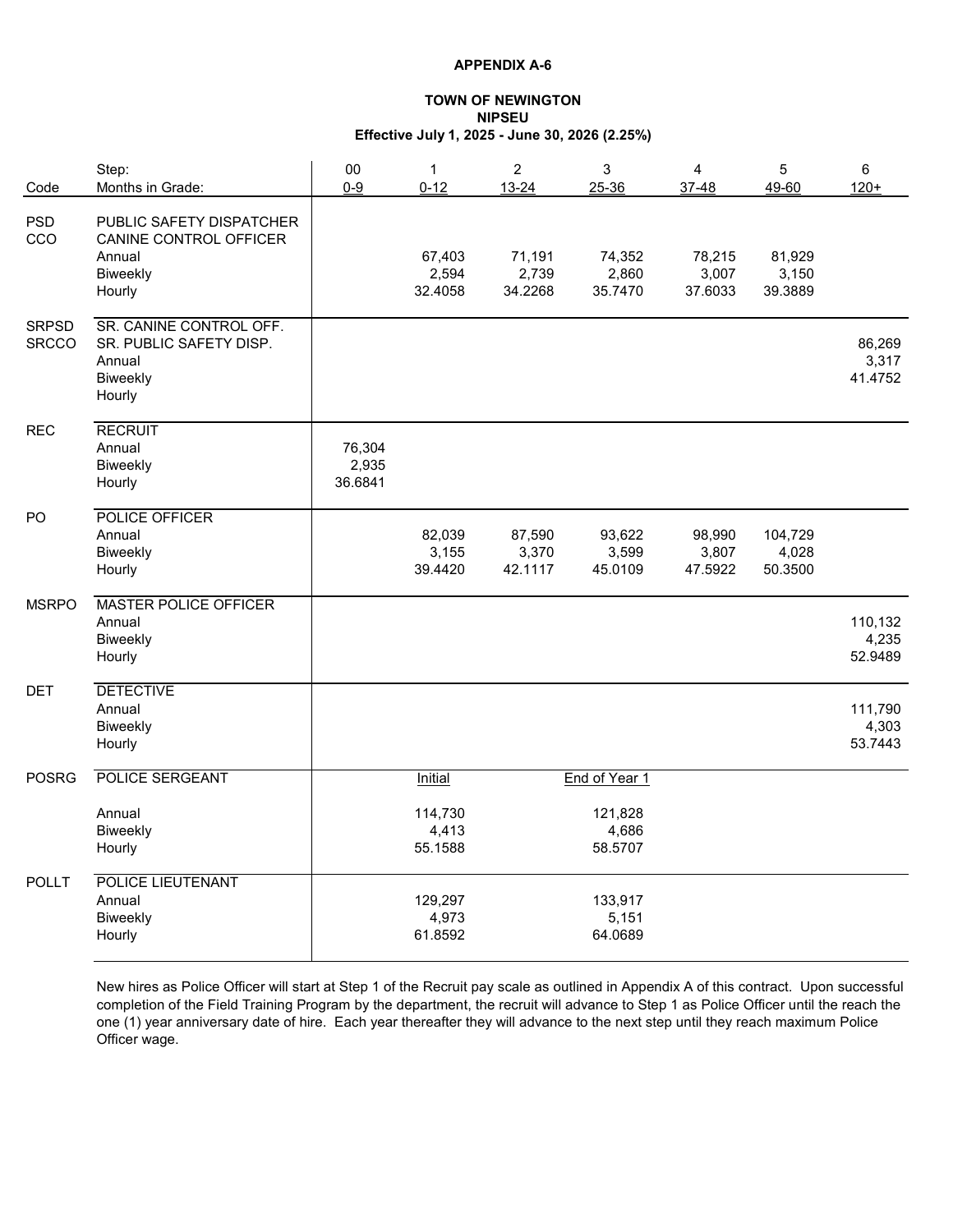**APPENDIX A-6**

**TOWN OF NEWINGTON**
**NIPSEU**
**Effective July 1, 2025 - June 30, 2026 (2.25%)**

| Code | Step: | 00 | 1 | 2 | 3 | 4 | 5 | 6 |
|---|---|---|---|---|---|---|---|---|
| | Months in Grade: | 0-9 | 0-12 | 13-24 | 25-36 | 37-48 | 49-60 | 120+ |
| PSD | PUBLIC SAFETY DISPATCHER | | | | | | | |
| CCO | CANINE CONTROL OFFICER | | | | | | | |
| | Annual | | 67,403 | 71,191 | 74,352 | 78,215 | 81,929 | |
| | Biweekly | | 2,594 | 2,739 | 2,860 | 3,007 | 3,150 | |
| | Hourly | | 32.4058 | 34.2268 | 35.7470 | 37.6033 | 39.3889 | |
| SRPSD | SR. CANINE CONTROL OFF. | | | | | | | |
| SRCCO | SR. PUBLIC SAFETY DISP. | | | | | | | 86,269 |
| | Annual | | | | | | | 3,317 |
| | Biweekly | | | | | | | 41.4752 |
| | Hourly | | | | | | | |
| REC | RECRUIT | | | | | | | |
| | Annual | 76,304 | | | | | | |
| | Biweekly | 2,935 | | | | | | |
| | Hourly | 36.6841 | | | | | | |
| PO | POLICE OFFICER | | | | | | | |
| | Annual | | 82,039 | 87,590 | 93,622 | 98,990 | 104,729 | |
| | Biweekly | | 3,155 | 3,370 | 3,599 | 3,807 | 4,028 | |
| | Hourly | | 39.4420 | 42.1117 | 45.0109 | 47.5922 | 50.3500 | |
| MSRPO | MASTER POLICE OFFICER | | | | | | | |
| | Annual | | | | | | | 110,132 |
| | Biweekly | | | | | | | 4,235 |
| | Hourly | | | | | | | 52.9489 |
| DET | DETECTIVE | | | | | | | |
| | Annual | | | | | | | 111,790 |
| | Biweekly | | | | | | | 4,303 |
| | Hourly | | | | | | | 53.7443 |
| POSRG | POLICE SERGEANT | | Initial | | End of Year 1 | | | |
| | Annual | | 114,730 | | 121,828 | | | |
| | Biweekly | | 4,413 | | 4,686 | | | |
| | Hourly | | 55.1588 | | 58.5707 | | | |
| POLLT | POLICE LIEUTENANT | | | | | | | |
| | Annual | | 129,297 | | 133,917 | | | |
| | Biweekly | | 4,973 | | 5,151 | | | |
| | Hourly | | 61.8592 | | 64.0689 | | | |

New hires as Police Officer will start at Step 1 of the Recruit pay scale as outlined in Appendix A of this contract. Upon successful completion of the Field Training Program by the department, the recruit will advance to Step 1 as Police Officer until the reach the one (1) year anniversary date of hire. Each year thereafter they will advance to the next step until they reach maximum Police Officer wage.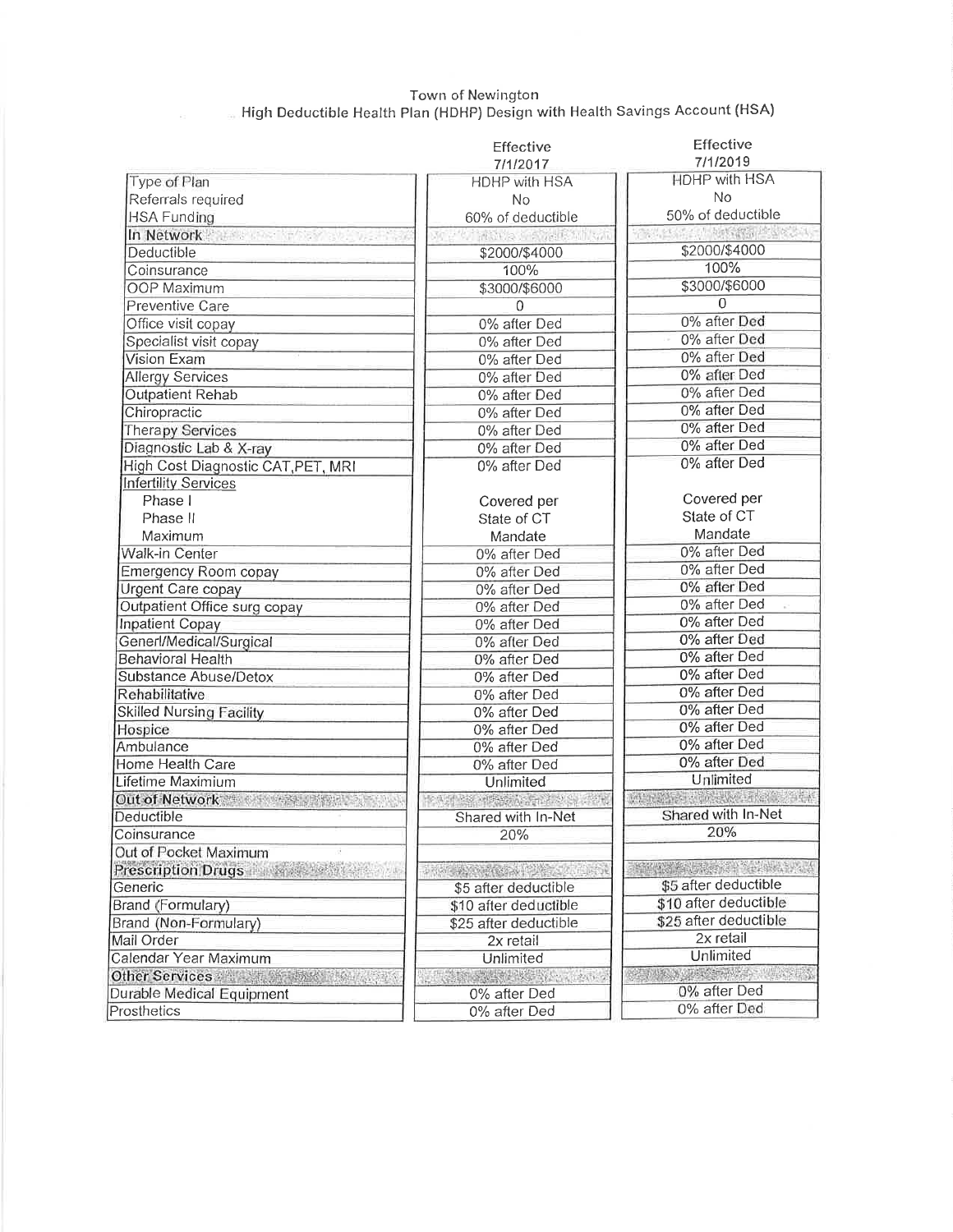# Town of Newington
## High Deductible Health Plan (HDHP) Design with Health Savings Account (HSA)

| | Effective 7/1/2017 | Effective 7/1/2019 |
|---|---|---|
| Type of Plan | HDHP with HSA | HDHP with HSA |
| Referrals required | No | No |
| HSA Funding | 60% of deductible | 50% of deductible |
| **In Network** | | |
| Deductible | $2000/$4000 | $2000/$4000 |
| Coinsurance | 100% | 100% |
| OOP Maximum | $3000/$6000 | $3000/$6000 |
| Preventive Care | 0 | 0 |
| Office visit copay | 0% after Ded | 0% after Ded |
| Specialist visit copay | 0% after Ded | 0% after Ded |
| Vision Exam | 0% after Ded | 0% after Ded |
| Allergy Services | 0% after Ded | 0% after Ded |
| Outpatient Rehab | 0% after Ded | 0% after Ded |
| Chiropractic | 0% after Ded | 0% after Ded |
| Therapy Services | 0% after Ded | 0% after Ded |
| Diagnostic Lab & X-ray | 0% after Ded | 0% after Ded |
| High Cost Diagnostic CAT,PET, MRI | 0% after Ded | 0% after Ded |
| Infertility Services | | |
| Phase I | Covered per | Covered per |
| Phase II | State of CT | State of CT |
| Maximum | Mandate | Mandate |
| Walk-in Center | 0% after Ded | 0% after Ded |
| Emergency Room copay | 0% after Ded | 0% after Ded |
| Urgent Care copay | 0% after Ded | 0% after Ded |
| Outpatient Office surg copay | 0% after Ded | 0% after Ded |
| Inpatient Copay | 0% after Ded | 0% after Ded |
| Generl/Medical/Surgical | 0% after Ded | 0% after Ded |
| Behavioral Health | 0% after Ded | 0% after Ded |
| Substance Abuse/Detox | 0% after Ded | 0% after Ded |
| Rehabilitative | 0% after Ded | 0% after Ded |
| Skilled Nursing Facility | 0% after Ded | 0% after Ded |
| Hospice | 0% after Ded | 0% after Ded |
| Ambulance | 0% after Ded | 0% after Ded |
| Home Health Care | 0% after Ded | 0% after Ded |
| Lifetime Maximium | Unlimited | Unlimited |
| **Out of Network** | | |
| Deductible | Shared with In-Net | Shared with In-Net |
| Coinsurance | 20% | 20% |
| Out of Pocket Maximum | | |
| **Prescription Drugs** | | |
| Generic | $5 after deductible | $5 after deductible |
| Brand (Formulary) | $10 after deductible | $10 after deductible |
| Brand (Non-Formulary) | $25 after deductible | $25 after deductible |
| Mail Order | 2x retail | 2x retail |
| Calendar Year Maximum | Unlimited | Unlimited |
| **Other Services** | | |
| Durable Medical Equipment | 0% after Ded | 0% after Ded |
| Prosthetics | 0% after Ded | 0% after Ded |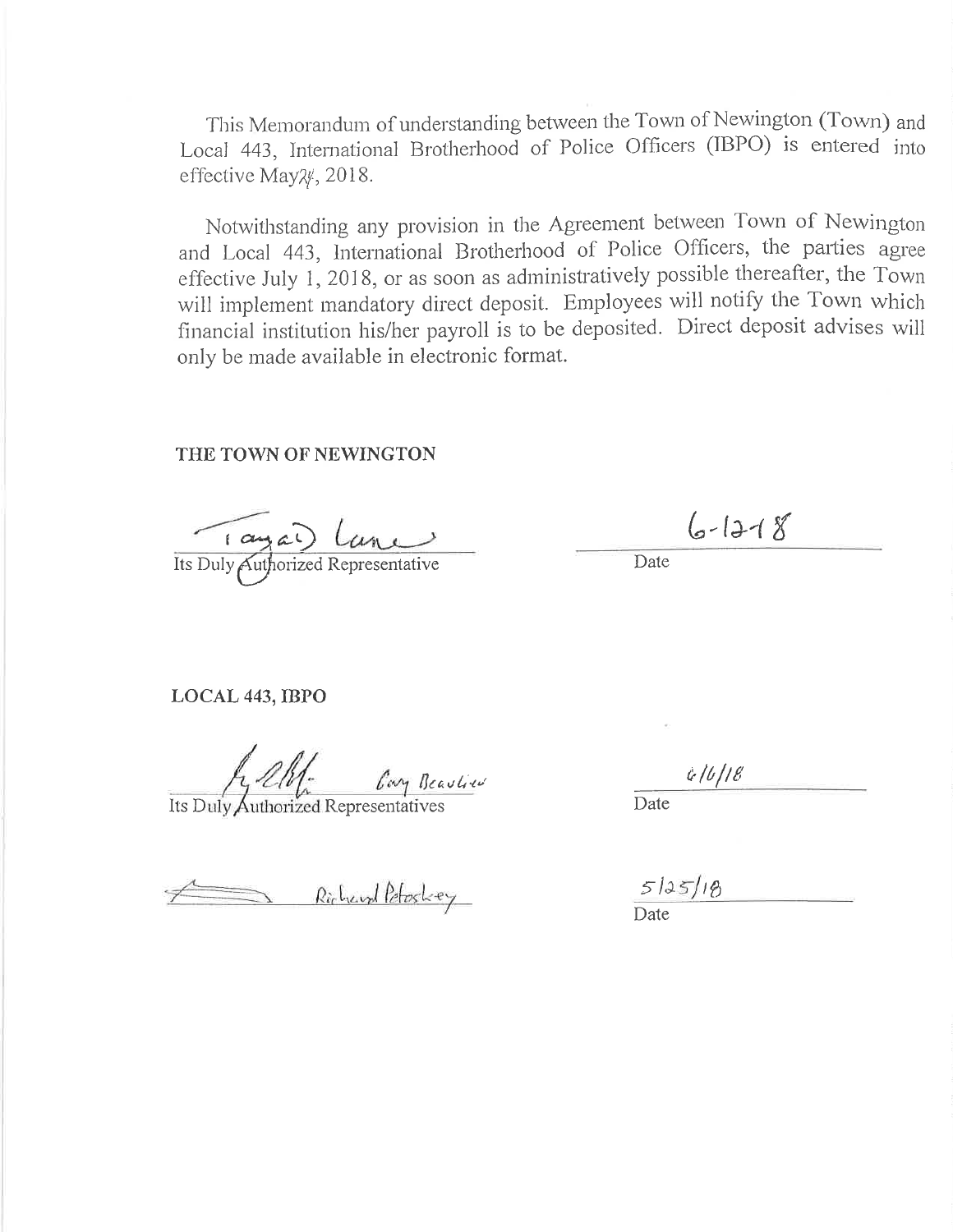This Memorandum of understanding between the Town of Newington (Town) and Local 443, International Brotherhood of Police Officers (IBPO) is entered into effective May 24, 2018.

Notwithstanding any provision in the Agreement between Town of Newington and Local 443, International Brotherhood of Police Officers, the parties agree effective July 1, 2018, or as soon as administratively possible thereafter, the Town will implement mandatory direct deposit. Employees will notify the Town which financial institution his/her payroll is to be deposited. Direct deposit advises will only be made available in electronic format.

**THE TOWN OF NEWINGTON**

Tanya Lane
Its Duly Authorized Representative

6-12-18
Date

**LOCAL 443, IBPO**

Cory Beaulieu
Its Duly Authorized Representatives

6/6/18
Date

Richard Potoskey

5/25/18
Date